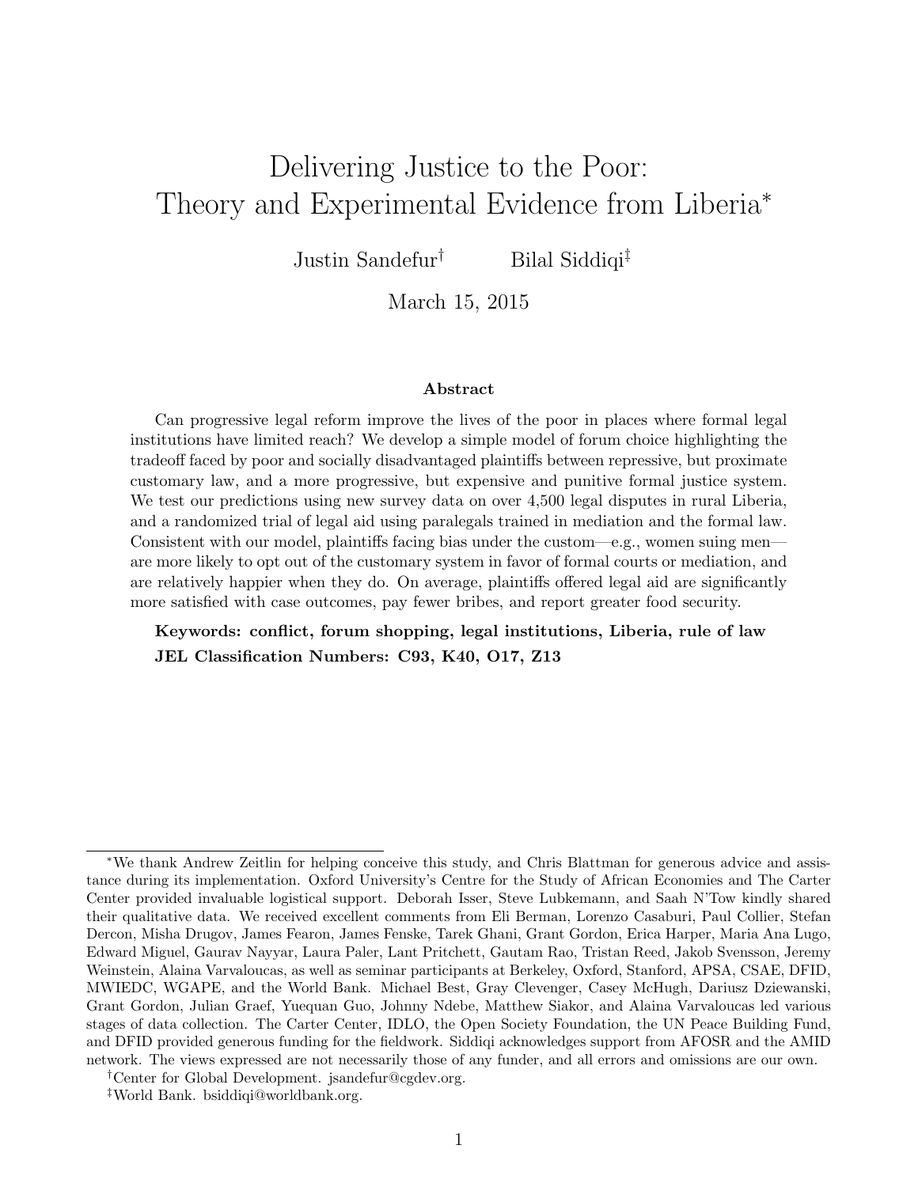# Delivering Justice to the Poor: Theory and Experimental Evidence from Liberia[*]

Justin Sandefur[†] Bilal Siddiqi[‡]

March 15, 2015

## Abstract

Can progressive legal reform improve the lives of the poor in places where formal legal institutions have limited reach? We develop a simple model of forum choice highlighting the tradeoff faced by poor and socially disadvantaged plaintiffs between repressive, but proximate customary law, and a more progressive, but expensive and punitive formal justice system. We test our predictions using new survey data on over 4,500 legal disputes in rural Liberia, and a randomized trial of legal aid using paralegals trained in mediation and the formal law. Consistent with our model, plaintiffs facing bias under the custom—e.g., women suing men—are more likely to opt out of the customary system in favor of formal courts or mediation, and are relatively happier when they do. On average, plaintiffs offered legal aid are significantly more satisfied with case outcomes, pay fewer bribes, and report greater food security.

**Keywords: conflict, forum shopping, legal institutions, Liberia, rule of law**

**JEL Classification Numbers: C93, K40, O17, Z13**

---

[*] We thank Andrew Zeitlin for helping conceive this study, and Chris Blattman for generous advice and assistance during its implementation. Oxford University's Centre for the Study of African Economies and The Carter Center provided invaluable logistical support. Deborah Isser, Steve Lubkemann, and Saah N'Tow kindly shared their qualitative data. We received excellent comments from Eli Berman, Lorenzo Casaburi, Paul Collier, Stefan Dercon, Misha Drugov, James Fearon, James Fenske, Tarek Ghani, Grant Gordon, Erica Harper, Maria Ana Lugo, Edward Miguel, Gaurav Nayyar, Laura Paler, Lant Pritchett, Gautam Rao, Tristan Reed, Jakob Svensson, Jeremy Weinstein, Alaina Varvaloucas, as well as seminar participants at Berkeley, Oxford, Stanford, APSA, CSAE, DFID, MWIEDC, WGAPE, and the World Bank. Michael Best, Gray Clevenger, Casey McHugh, Dariusz Dziewanski, Grant Gordon, Julian Graef, Yuequan Guo, Johnny Ndebe, Matthew Siakor, and Alaina Varvaloucas led various stages of data collection. The Carter Center, IDLO, the Open Society Foundation, the UN Peace Building Fund, and DFID provided generous funding for the fieldwork. Siddiqi acknowledges support from AFOSR and the AMID network. The views expressed are not necessarily those of any funder, and all errors and omissions are our own.

[†] Center for Global Development. jsandefur@cgdev.org.

[‡] World Bank. bsiddiqi@worldbank.org.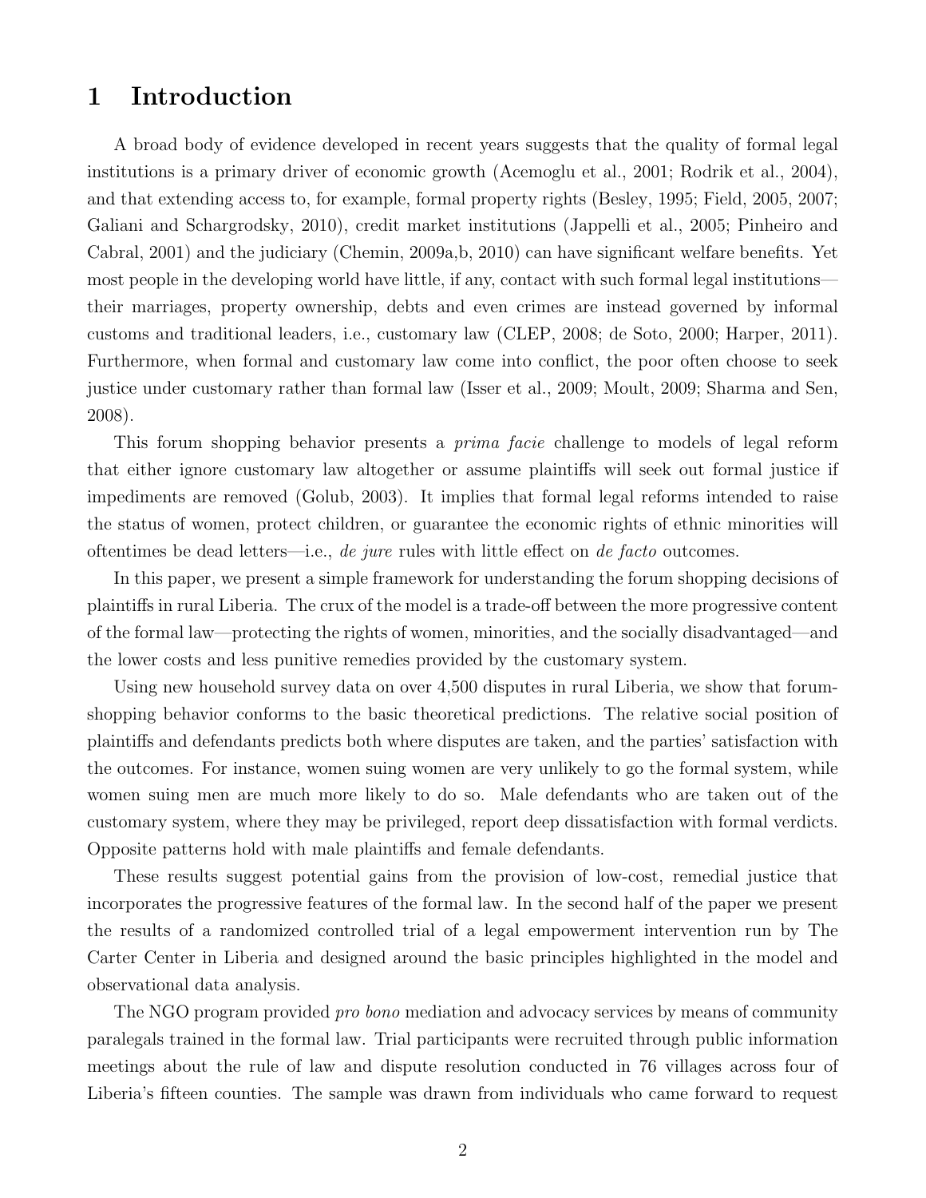# 1 Introduction

A broad body of evidence developed in recent years suggests that the quality of formal legal institutions is a primary driver of economic growth (Acemoglu et al., 2001; Rodrik et al., 2004), and that extending access to, for example, formal property rights (Besley, 1995; Field, 2005, 2007; Galiani and Schargrodsky, 2010), credit market institutions (Jappelli et al., 2005; Pinheiro and Cabral, 2001) and the judiciary (Chemin, 2009a,b, 2010) can have significant welfare benefits. Yet most people in the developing world have little, if any, contact with such formal legal institutions—their marriages, property ownership, debts and even crimes are instead governed by informal customs and traditional leaders, i.e., customary law (CLEP, 2008; de Soto, 2000; Harper, 2011). Furthermore, when formal and customary law come into conflict, the poor often choose to seek justice under customary rather than formal law (Isser et al., 2009; Moult, 2009; Sharma and Sen, 2008).

This forum shopping behavior presents a *prima facie* challenge to models of legal reform that either ignore customary law altogether or assume plaintiffs will seek out formal justice if impediments are removed (Golub, 2003). It implies that formal legal reforms intended to raise the status of women, protect children, or guarantee the economic rights of ethnic minorities will oftentimes be dead letters—i.e., *de jure* rules with little effect on *de facto* outcomes.

In this paper, we present a simple framework for understanding the forum shopping decisions of plaintiffs in rural Liberia. The crux of the model is a trade-off between the more progressive content of the formal law—protecting the rights of women, minorities, and the socially disadvantaged—and the lower costs and less punitive remedies provided by the customary system.

Using new household survey data on over 4,500 disputes in rural Liberia, we show that forum-shopping behavior conforms to the basic theoretical predictions. The relative social position of plaintiffs and defendants predicts both where disputes are taken, and the parties' satisfaction with the outcomes. For instance, women suing women are very unlikely to go the formal system, while women suing men are much more likely to do so. Male defendants who are taken out of the customary system, where they may be privileged, report deep dissatisfaction with formal verdicts. Opposite patterns hold with male plaintiffs and female defendants.

These results suggest potential gains from the provision of low-cost, remedial justice that incorporates the progressive features of the formal law. In the second half of the paper we present the results of a randomized controlled trial of a legal empowerment intervention run by The Carter Center in Liberia and designed around the basic principles highlighted in the model and observational data analysis.

The NGO program provided *pro bono* mediation and advocacy services by means of community paralegals trained in the formal law. Trial participants were recruited through public information meetings about the rule of law and dispute resolution conducted in 76 villages across four of Liberia's fifteen counties. The sample was drawn from individuals who came forward to request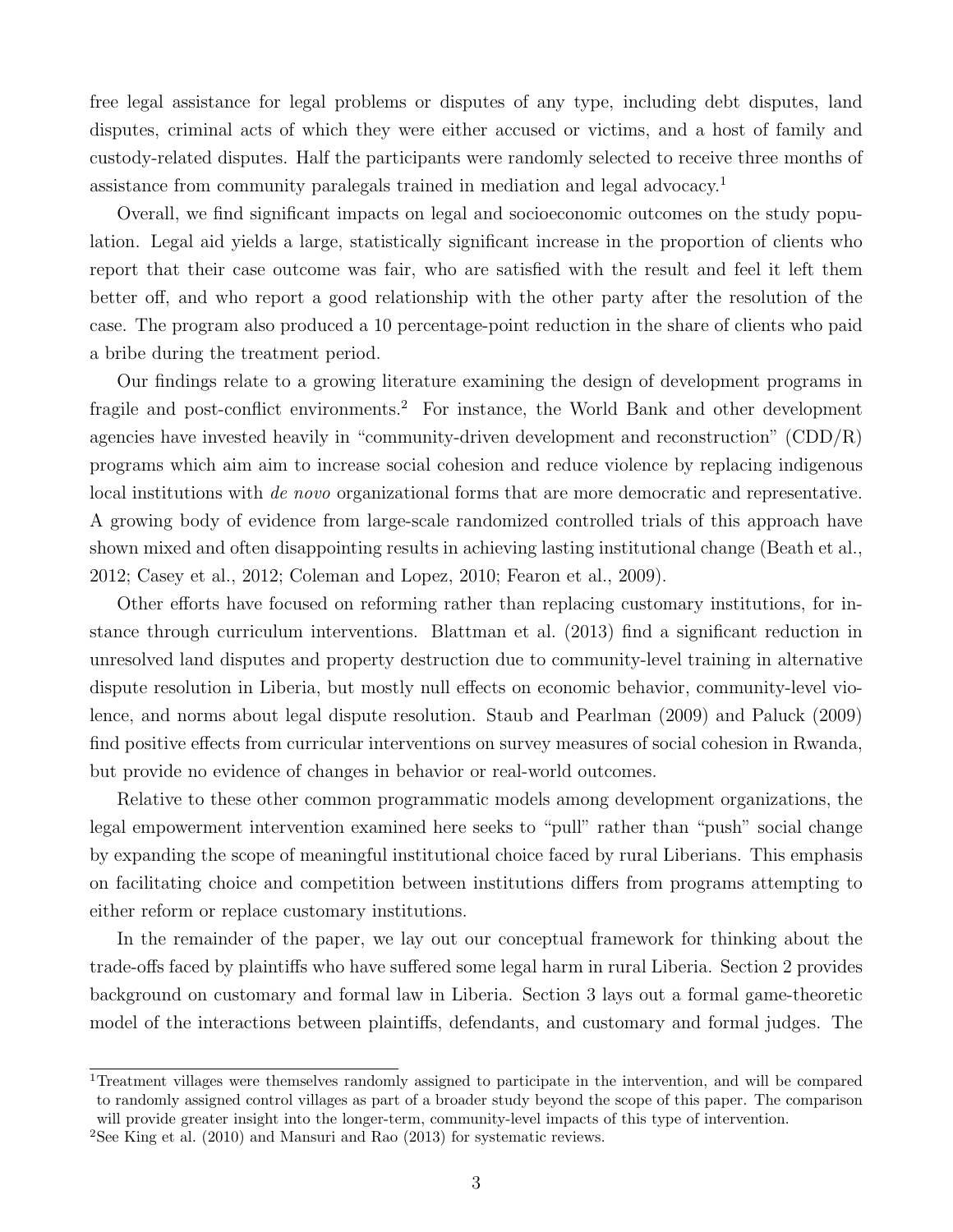free legal assistance for legal problems or disputes of any type, including debt disputes, land disputes, criminal acts of which they were either accused or victims, and a host of family and custody-related disputes. Half the participants were randomly selected to receive three months of assistance from community paralegals trained in mediation and legal advocacy.[1]

Overall, we find significant impacts on legal and socioeconomic outcomes on the study population. Legal aid yields a large, statistically significant increase in the proportion of clients who report that their case outcome was fair, who are satisfied with the result and feel it left them better off, and who report a good relationship with the other party after the resolution of the case. The program also produced a 10 percentage-point reduction in the share of clients who paid a bribe during the treatment period.

Our findings relate to a growing literature examining the design of development programs in fragile and post-conflict environments.[2] For instance, the World Bank and other development agencies have invested heavily in "community-driven development and reconstruction" (CDD/R) programs which aim aim to increase social cohesion and reduce violence by replacing indigenous local institutions with *de novo* organizational forms that are more democratic and representative. A growing body of evidence from large-scale randomized controlled trials of this approach have shown mixed and often disappointing results in achieving lasting institutional change (Beath et al., 2012; Casey et al., 2012; Coleman and Lopez, 2010; Fearon et al., 2009).

Other efforts have focused on reforming rather than replacing customary institutions, for instance through curriculum interventions. Blattman et al. (2013) find a significant reduction in unresolved land disputes and property destruction due to community-level training in alternative dispute resolution in Liberia, but mostly null effects on economic behavior, community-level violence, and norms about legal dispute resolution. Staub and Pearlman (2009) and Paluck (2009) find positive effects from curricular interventions on survey measures of social cohesion in Rwanda, but provide no evidence of changes in behavior or real-world outcomes.

Relative to these other common programmatic models among development organizations, the legal empowerment intervention examined here seeks to "pull" rather than "push" social change by expanding the scope of meaningful institutional choice faced by rural Liberians. This emphasis on facilitating choice and competition between institutions differs from programs attempting to either reform or replace customary institutions.

In the remainder of the paper, we lay out our conceptual framework for thinking about the trade-offs faced by plaintiffs who have suffered some legal harm in rural Liberia. Section 2 provides background on customary and formal law in Liberia. Section 3 lays out a formal game-theoretic model of the interactions between plaintiffs, defendants, and customary and formal judges. The

[1]Treatment villages were themselves randomly assigned to participate in the intervention, and will be compared to randomly assigned control villages as part of a broader study beyond the scope of this paper. The comparison will provide greater insight into the longer-term, community-level impacts of this type of intervention.

[2]See King et al. (2010) and Mansuri and Rao (2013) for systematic reviews.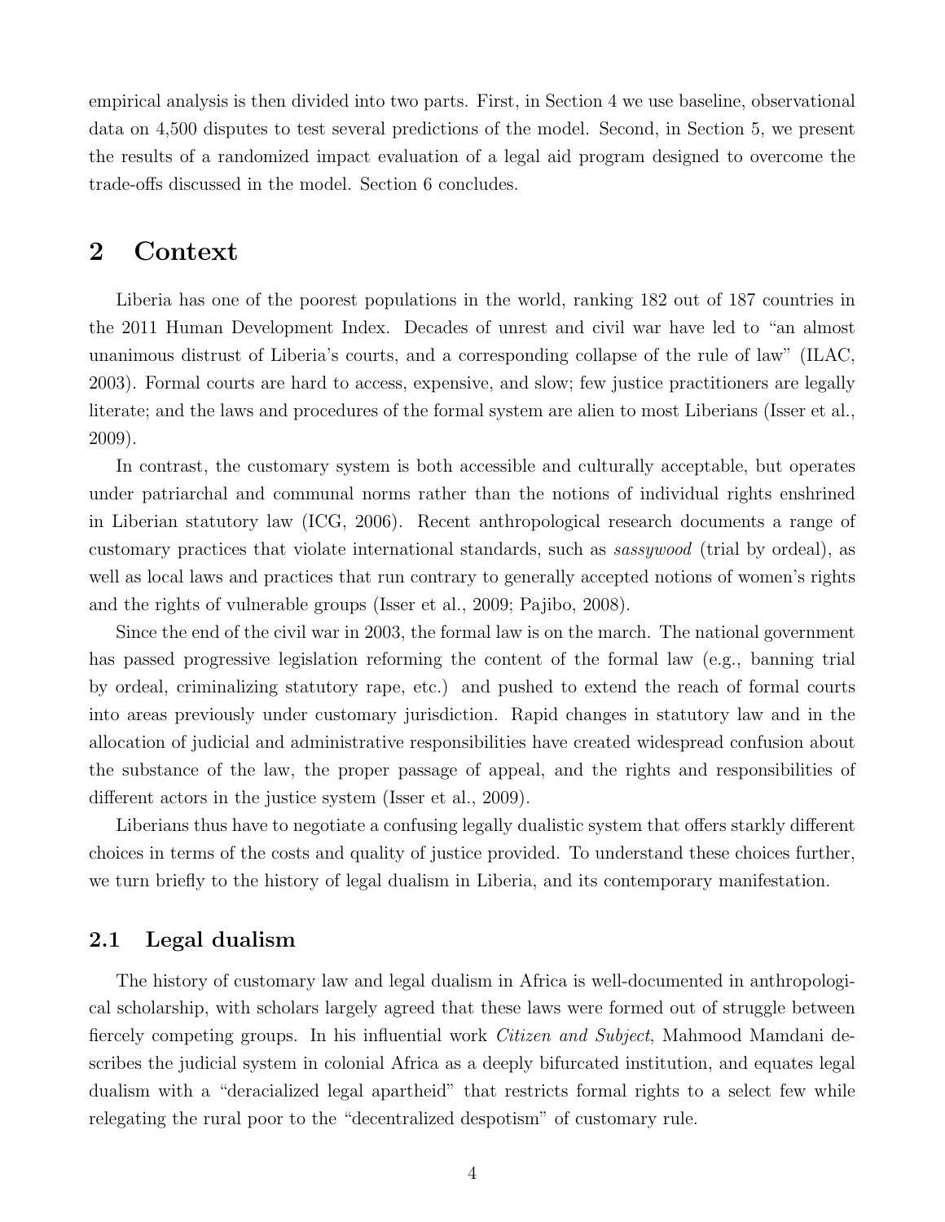empirical analysis is then divided into two parts. First, in Section 4 we use baseline, observational data on 4,500 disputes to test several predictions of the model. Second, in Section 5, we present the results of a randomized impact evaluation of a legal aid program designed to overcome the trade-offs discussed in the model. Section 6 concludes.

# 2 Context

Liberia has one of the poorest populations in the world, ranking 182 out of 187 countries in the 2011 Human Development Index. Decades of unrest and civil war have led to "an almost unanimous distrust of Liberia's courts, and a corresponding collapse of the rule of law" (ILAC, 2003). Formal courts are hard to access, expensive, and slow; few justice practitioners are legally literate; and the laws and procedures of the formal system are alien to most Liberians (Isser et al., 2009).

In contrast, the customary system is both accessible and culturally acceptable, but operates under patriarchal and communal norms rather than the notions of individual rights enshrined in Liberian statutory law (ICG, 2006). Recent anthropological research documents a range of customary practices that violate international standards, such as *sassywood* (trial by ordeal), as well as local laws and practices that run contrary to generally accepted notions of women's rights and the rights of vulnerable groups (Isser et al., 2009; Pajibo, 2008).

Since the end of the civil war in 2003, the formal law is on the march. The national government has passed progressive legislation reforming the content of the formal law (e.g., banning trial by ordeal, criminalizing statutory rape, etc.) and pushed to extend the reach of formal courts into areas previously under customary jurisdiction. Rapid changes in statutory law and in the allocation of judicial and administrative responsibilities have created widespread confusion about the substance of the law, the proper passage of appeal, and the rights and responsibilities of different actors in the justice system (Isser et al., 2009).

Liberians thus have to negotiate a confusing legally dualistic system that offers starkly different choices in terms of the costs and quality of justice provided. To understand these choices further, we turn briefly to the history of legal dualism in Liberia, and its contemporary manifestation.

## 2.1 Legal dualism

The history of customary law and legal dualism in Africa is well-documented in anthropological scholarship, with scholars largely agreed that these laws were formed out of struggle between fiercely competing groups. In his influential work *Citizen and Subject*, Mahmood Mamdani describes the judicial system in colonial Africa as a deeply bifurcated institution, and equates legal dualism with a "deracialized legal apartheid" that restricts formal rights to a select few while relegating the rural poor to the "decentralized despotism" of customary rule.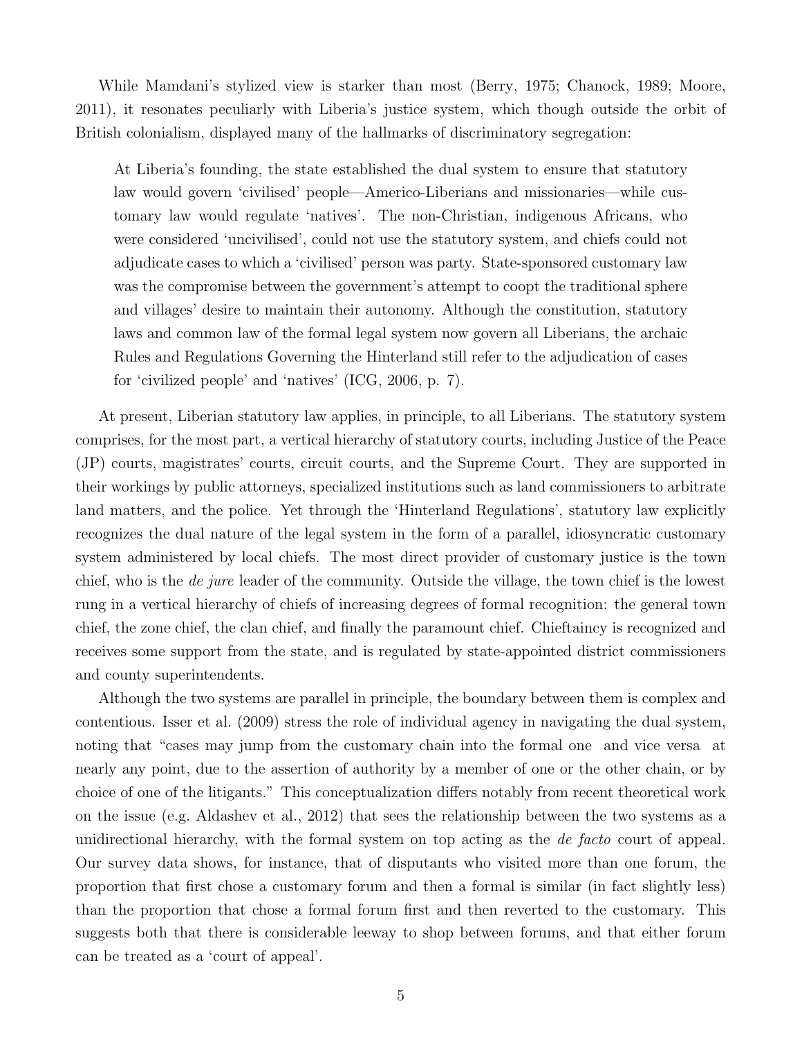While Mamdani's stylized view is starker than most (Berry, 1975; Chanock, 1989; Moore, 2011), it resonates peculiarly with Liberia's justice system, which though outside the orbit of British colonialism, displayed many of the hallmarks of discriminatory segregation:

> At Liberia's founding, the state established the dual system to ensure that statutory law would govern 'civilised' people—Americo-Liberians and missionaries—while customary law would regulate 'natives'. The non-Christian, indigenous Africans, who were considered 'uncivilised', could not use the statutory system, and chiefs could not adjudicate cases to which a 'civilised' person was party. State-sponsored customary law was the compromise between the government's attempt to coopt the traditional sphere and villages' desire to maintain their autonomy. Although the constitution, statutory laws and common law of the formal legal system now govern all Liberians, the archaic Rules and Regulations Governing the Hinterland still refer to the adjudication of cases for 'civilized people' and 'natives' (ICG, 2006, p. 7).

At present, Liberian statutory law applies, in principle, to all Liberians. The statutory system comprises, for the most part, a vertical hierarchy of statutory courts, including Justice of the Peace (JP) courts, magistrates' courts, circuit courts, and the Supreme Court. They are supported in their workings by public attorneys, specialized institutions such as land commissioners to arbitrate land matters, and the police. Yet through the 'Hinterland Regulations', statutory law explicitly recognizes the dual nature of the legal system in the form of a parallel, idiosyncratic customary system administered by local chiefs. The most direct provider of customary justice is the town chief, who is the *de jure* leader of the community. Outside the village, the town chief is the lowest rung in a vertical hierarchy of chiefs of increasing degrees of formal recognition: the general town chief, the zone chief, the clan chief, and finally the paramount chief. Chieftaincy is recognized and receives some support from the state, and is regulated by state-appointed district commissioners and county superintendents.

Although the two systems are parallel in principle, the boundary between them is complex and contentious. Isser et al. (2009) stress the role of individual agency in navigating the dual system, noting that "cases may jump from the customary chain into the formal one and vice versa at nearly any point, due to the assertion of authority by a member of one or the other chain, or by choice of one of the litigants." This conceptualization differs notably from recent theoretical work on the issue (e.g. Aldashev et al., 2012) that sees the relationship between the two systems as a unidirectional hierarchy, with the formal system on top acting as the *de facto* court of appeal. Our survey data shows, for instance, that of disputants who visited more than one forum, the proportion that first chose a customary forum and then a formal is similar (in fact slightly less) than the proportion that chose a formal forum first and then reverted to the customary. This suggests both that there is considerable leeway to shop between forums, and that either forum can be treated as a 'court of appeal'.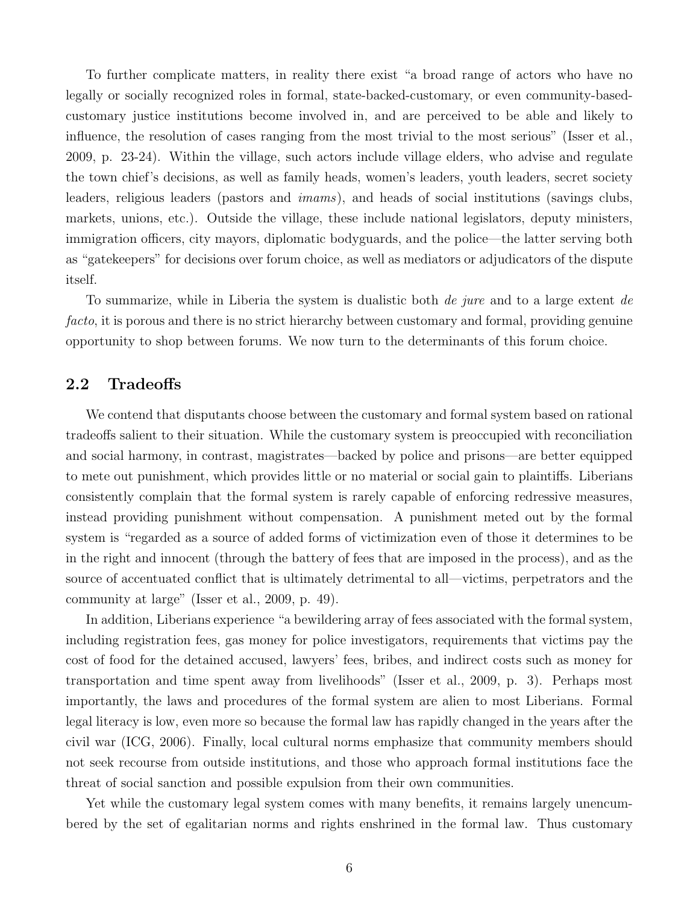To further complicate matters, in reality there exist "a broad range of actors who have no legally or socially recognized roles in formal, state-backed-customary, or even community-based-customary justice institutions become involved in, and are perceived to be able and likely to influence, the resolution of cases ranging from the most trivial to the most serious" (Isser et al., 2009, p. 23-24). Within the village, such actors include village elders, who advise and regulate the town chief's decisions, as well as family heads, women's leaders, youth leaders, secret society leaders, religious leaders (pastors and *imams*), and heads of social institutions (savings clubs, markets, unions, etc.). Outside the village, these include national legislators, deputy ministers, immigration officers, city mayors, diplomatic bodyguards, and the police—the latter serving both as "gatekeepers" for decisions over forum choice, as well as mediators or adjudicators of the dispute itself.

To summarize, while in Liberia the system is dualistic both *de jure* and to a large extent *de facto*, it is porous and there is no strict hierarchy between customary and formal, providing genuine opportunity to shop between forums. We now turn to the determinants of this forum choice.

## 2.2 Tradeoffs

We contend that disputants choose between the customary and formal system based on rational tradeoffs salient to their situation. While the customary system is preoccupied with reconciliation and social harmony, in contrast, magistrates—backed by police and prisons—are better equipped to mete out punishment, which provides little or no material or social gain to plaintiffs. Liberians consistently complain that the formal system is rarely capable of enforcing redressive measures, instead providing punishment without compensation. A punishment meted out by the formal system is "regarded as a source of added forms of victimization even of those it determines to be in the right and innocent (through the battery of fees that are imposed in the process), and as the source of accentuated conflict that is ultimately detrimental to all—victims, perpetrators and the community at large" (Isser et al., 2009, p. 49).

In addition, Liberians experience "a bewildering array of fees associated with the formal system, including registration fees, gas money for police investigators, requirements that victims pay the cost of food for the detained accused, lawyers' fees, bribes, and indirect costs such as money for transportation and time spent away from livelihoods" (Isser et al., 2009, p. 3). Perhaps most importantly, the laws and procedures of the formal system are alien to most Liberians. Formal legal literacy is low, even more so because the formal law has rapidly changed in the years after the civil war (ICG, 2006). Finally, local cultural norms emphasize that community members should not seek recourse from outside institutions, and those who approach formal institutions face the threat of social sanction and possible expulsion from their own communities.

Yet while the customary legal system comes with many benefits, it remains largely unencumbered by the set of egalitarian norms and rights enshrined in the formal law. Thus customary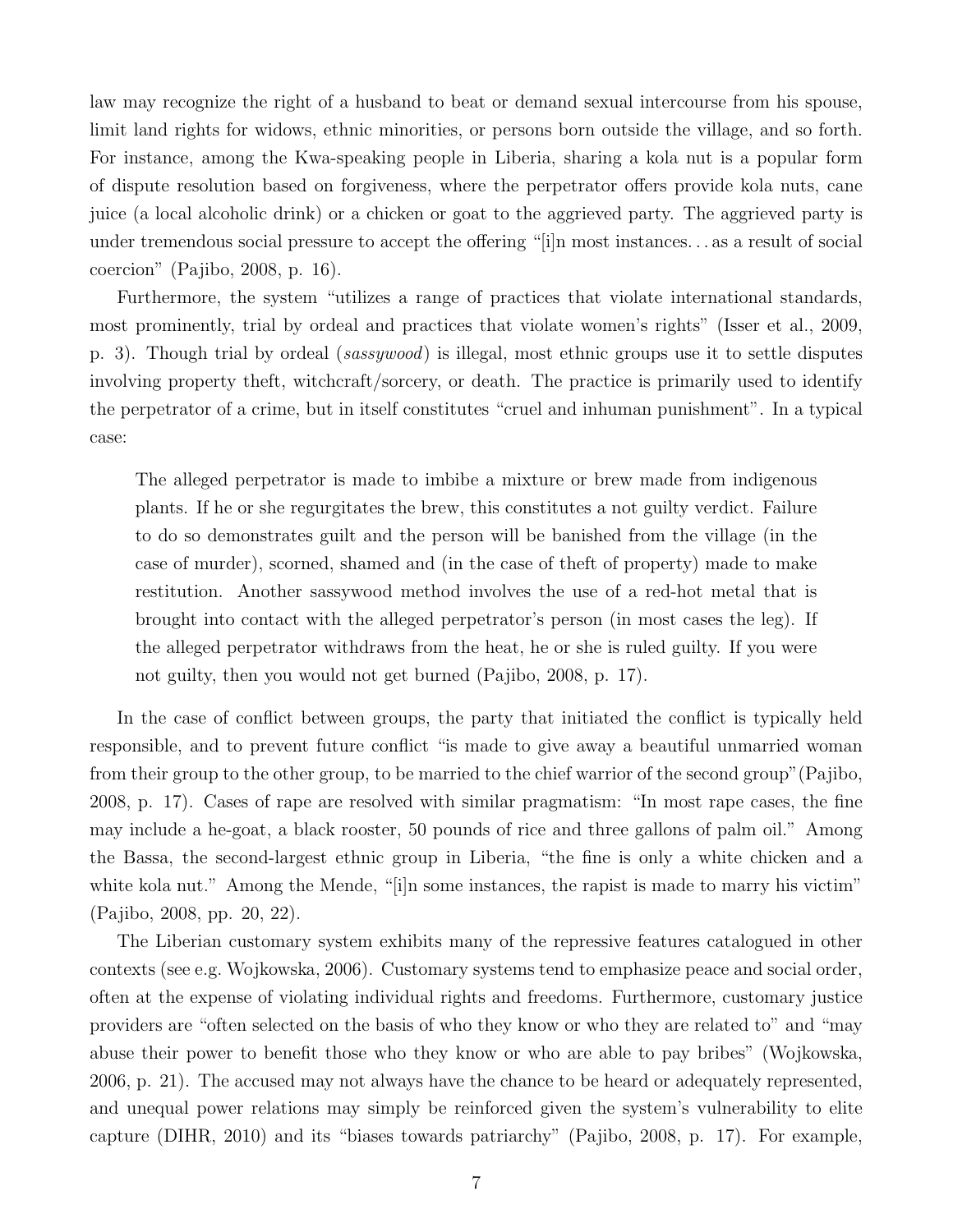law may recognize the right of a husband to beat or demand sexual intercourse from his spouse, limit land rights for widows, ethnic minorities, or persons born outside the village, and so forth. For instance, among the Kwa-speaking people in Liberia, sharing a kola nut is a popular form of dispute resolution based on forgiveness, where the perpetrator offers provide kola nuts, cane juice (a local alcoholic drink) or a chicken or goat to the aggrieved party. The aggrieved party is under tremendous social pressure to accept the offering "[i]n most instances. . . as a result of social coercion" (Pajibo, 2008, p. 16).

Furthermore, the system "utilizes a range of practices that violate international standards, most prominently, trial by ordeal and practices that violate women's rights" (Isser et al., 2009, p. 3). Though trial by ordeal (*sassywood*) is illegal, most ethnic groups use it to settle disputes involving property theft, witchcraft/sorcery, or death. The practice is primarily used to identify the perpetrator of a crime, but in itself constitutes "cruel and inhuman punishment". In a typical case:

> The alleged perpetrator is made to imbibe a mixture or brew made from indigenous plants. If he or she regurgitates the brew, this constitutes a not guilty verdict. Failure to do so demonstrates guilt and the person will be banished from the village (in the case of murder), scorned, shamed and (in the case of theft of property) made to make restitution. Another sassywood method involves the use of a red-hot metal that is brought into contact with the alleged perpetrator's person (in most cases the leg). If the alleged perpetrator withdraws from the heat, he or she is ruled guilty. If you were not guilty, then you would not get burned (Pajibo, 2008, p. 17).

In the case of conflict between groups, the party that initiated the conflict is typically held responsible, and to prevent future conflict "is made to give away a beautiful unmarried woman from their group to the other group, to be married to the chief warrior of the second group" (Pajibo, 2008, p. 17). Cases of rape are resolved with similar pragmatism: "In most rape cases, the fine may include a he-goat, a black rooster, 50 pounds of rice and three gallons of palm oil." Among the Bassa, the second-largest ethnic group in Liberia, "the fine is only a white chicken and a white kola nut." Among the Mende, "[i]n some instances, the rapist is made to marry his victim" (Pajibo, 2008, pp. 20, 22).

The Liberian customary system exhibits many of the repressive features catalogued in other contexts (see e.g. Wojkowska, 2006). Customary systems tend to emphasize peace and social order, often at the expense of violating individual rights and freedoms. Furthermore, customary justice providers are "often selected on the basis of who they know or who they are related to" and "may abuse their power to benefit those who they know or who are able to pay bribes" (Wojkowska, 2006, p. 21). The accused may not always have the chance to be heard or adequately represented, and unequal power relations may simply be reinforced given the system's vulnerability to elite capture (DIHR, 2010) and its "biases towards patriarchy" (Pajibo, 2008, p. 17). For example,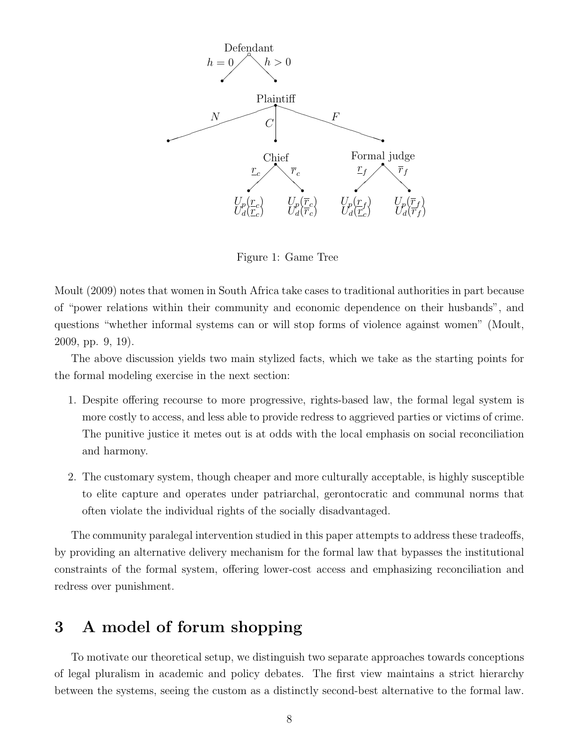Figure 1: Game Tree

Moult (2009) notes that women in South Africa take cases to traditional authorities in part because of "power relations within their community and economic dependence on their husbands", and questions "whether informal systems can or will stop forms of violence against women" (Moult, 2009, pp. 9, 19).

The above discussion yields two main stylized facts, which we take as the starting points for the formal modeling exercise in the next section:

1. Despite offering recourse to more progressive, rights-based law, the formal legal system is more costly to access, and less able to provide redress to aggrieved parties or victims of crime. The punitive justice it metes out is at odds with the local emphasis on social reconciliation and harmony.

2. The customary system, though cheaper and more culturally acceptable, is highly susceptible to elite capture and operates under patriarchal, gerontocratic and communal norms that often violate the individual rights of the socially disadvantaged.

The community paralegal intervention studied in this paper attempts to address these tradeoffs, by providing an alternative delivery mechanism for the formal law that bypasses the institutional constraints of the formal system, offering lower-cost access and emphasizing reconciliation and redress over punishment.

# 3 A model of forum shopping

To motivate our theoretical setup, we distinguish two separate approaches towards conceptions of legal pluralism in academic and policy debates. The first view maintains a strict hierarchy between the systems, seeing the custom as a distinctly second-best alternative to the formal law.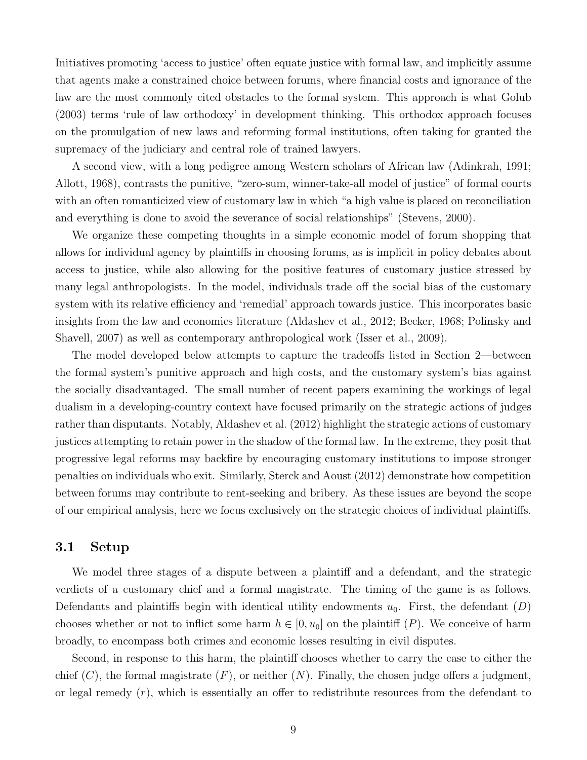Initiatives promoting 'access to justice' often equate justice with formal law, and implicitly assume that agents make a constrained choice between forums, where financial costs and ignorance of the law are the most commonly cited obstacles to the formal system. This approach is what Golub (2003) terms 'rule of law orthodoxy' in development thinking. This orthodox approach focuses on the promulgation of new laws and reforming formal institutions, often taking for granted the supremacy of the judiciary and central role of trained lawyers.

A second view, with a long pedigree among Western scholars of African law (Adinkrah, 1991; Allott, 1968), contrasts the punitive, "zero-sum, winner-take-all model of justice" of formal courts with an often romanticized view of customary law in which "a high value is placed on reconciliation and everything is done to avoid the severance of social relationships" (Stevens, 2000).

We organize these competing thoughts in a simple economic model of forum shopping that allows for individual agency by plaintiffs in choosing forums, as is implicit in policy debates about access to justice, while also allowing for the positive features of customary justice stressed by many legal anthropologists. In the model, individuals trade off the social bias of the customary system with its relative efficiency and 'remedial' approach towards justice. This incorporates basic insights from the law and economics literature (Aldashev et al., 2012; Becker, 1968; Polinsky and Shavell, 2007) as well as contemporary anthropological work (Isser et al., 2009).

The model developed below attempts to capture the tradeoffs listed in Section 2—between the formal system's punitive approach and high costs, and the customary system's bias against the socially disadvantaged. The small number of recent papers examining the workings of legal dualism in a developing-country context have focused primarily on the strategic actions of judges rather than disputants. Notably, Aldashev et al. (2012) highlight the strategic actions of customary justices attempting to retain power in the shadow of the formal law. In the extreme, they posit that progressive legal reforms may backfire by encouraging customary institutions to impose stronger penalties on individuals who exit. Similarly, Sterck and Aoust (2012) demonstrate how competition between forums may contribute to rent-seeking and bribery. As these issues are beyond the scope of our empirical analysis, here we focus exclusively on the strategic choices of individual plaintiffs.

### 3.1 Setup

We model three stages of a dispute between a plaintiff and a defendant, and the strategic verdicts of a customary chief and a formal magistrate. The timing of the game is as follows. Defendants and plaintiffs begin with identical utility endowments $u_0$. First, the defendant ($D$) chooses whether or not to inflict some harm $h \in [0, u_0]$ on the plaintiff ($P$). We conceive of harm broadly, to encompass both crimes and economic losses resulting in civil disputes.

Second, in response to this harm, the plaintiff chooses whether to carry the case to either the chief ($C$), the formal magistrate ($F$), or neither ($N$). Finally, the chosen judge offers a judgment, or legal remedy ($r$), which is essentially an offer to redistribute resources from the defendant to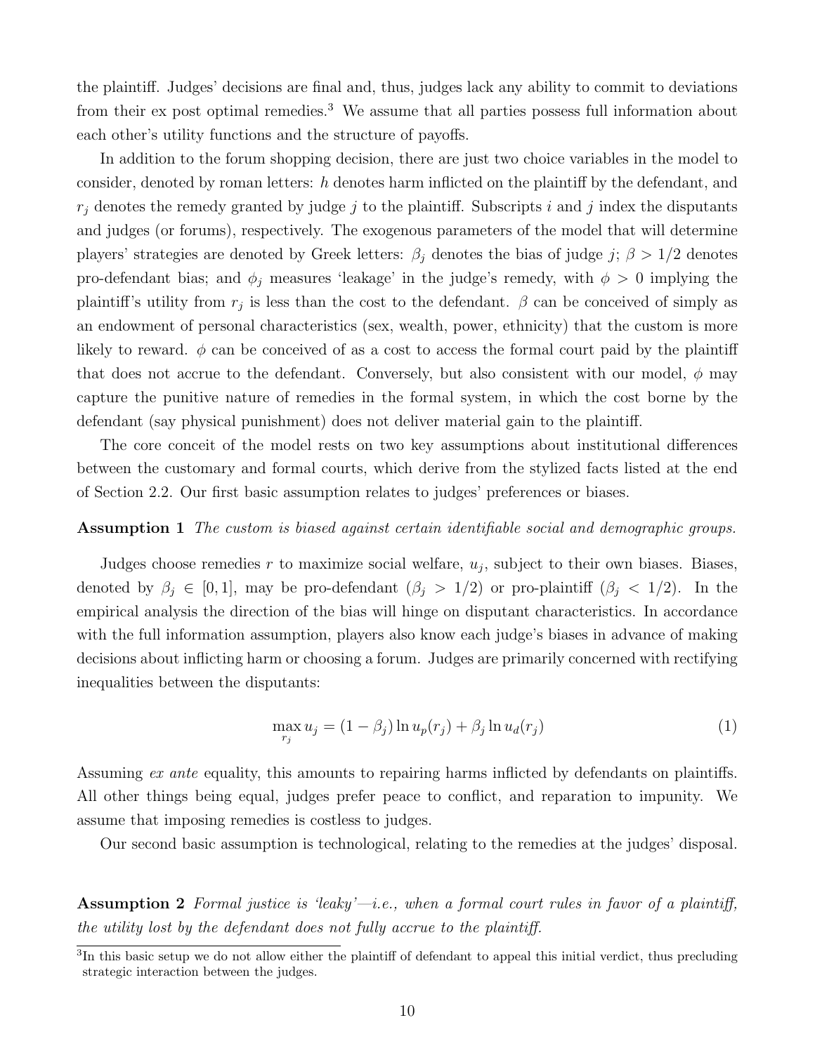the plaintiff. Judges' decisions are final and, thus, judges lack any ability to commit to deviations from their ex post optimal remedies.[3] We assume that all parties possess full information about each other's utility functions and the structure of payoffs.

In addition to the forum shopping decision, there are just two choice variables in the model to consider, denoted by roman letters: $h$ denotes harm inflicted on the plaintiff by the defendant, and $r_j$ denotes the remedy granted by judge $j$ to the plaintiff. Subscripts $i$ and $j$ index the disputants and judges (or forums), respectively. The exogenous parameters of the model that will determine players' strategies are denoted by Greek letters: $\beta_j$ denotes the bias of judge $j$; $\beta > 1/2$ denotes pro-defendant bias; and $\phi_j$ measures 'leakage' in the judge's remedy, with $\phi > 0$ implying the plaintiff's utility from $r_j$ is less than the cost to the defendant. $\beta$ can be conceived of simply as an endowment of personal characteristics (sex, wealth, power, ethnicity) that the custom is more likely to reward. $\phi$ can be conceived of as a cost to access the formal court paid by the plaintiff that does not accrue to the defendant. Conversely, but also consistent with our model, $\phi$ may capture the punitive nature of remedies in the formal system, in which the cost borne by the defendant (say physical punishment) does not deliver material gain to the plaintiff.

The core conceit of the model rests on two key assumptions about institutional differences between the customary and formal courts, which derive from the stylized facts listed at the end of Section 2.2. Our first basic assumption relates to judges' preferences or biases.

**Assumption 1** *The custom is biased against certain identifiable social and demographic groups.*

Judges choose remedies $r$ to maximize social welfare, $u_j$, subject to their own biases. Biases, denoted by $\beta_j \in [0, 1]$, may be pro-defendant ($\beta_j > 1/2$) or pro-plaintiff ($\beta_j < 1/2$). In the empirical analysis the direction of the bias will hinge on disputant characteristics. In accordance with the full information assumption, players also know each judge's biases in advance of making decisions about inflicting harm or choosing a forum. Judges are primarily concerned with rectifying inequalities between the disputants:

$$\max_{r_j} u_j = (1 - \beta_j) \ln u_p(r_j) + \beta_j \ln u_d(r_j) \tag{1}$$

Assuming *ex ante* equality, this amounts to repairing harms inflicted by defendants on plaintiffs. All other things being equal, judges prefer peace to conflict, and reparation to impunity. We assume that imposing remedies is costless to judges.

Our second basic assumption is technological, relating to the remedies at the judges' disposal.

**Assumption 2** *Formal justice is 'leaky'—i.e., when a formal court rules in favor of a plaintiff, the utility lost by the defendant does not fully accrue to the plaintiff.*

[3] In this basic setup we do not allow either the plaintiff of defendant to appeal this initial verdict, thus precluding strategic interaction between the judges.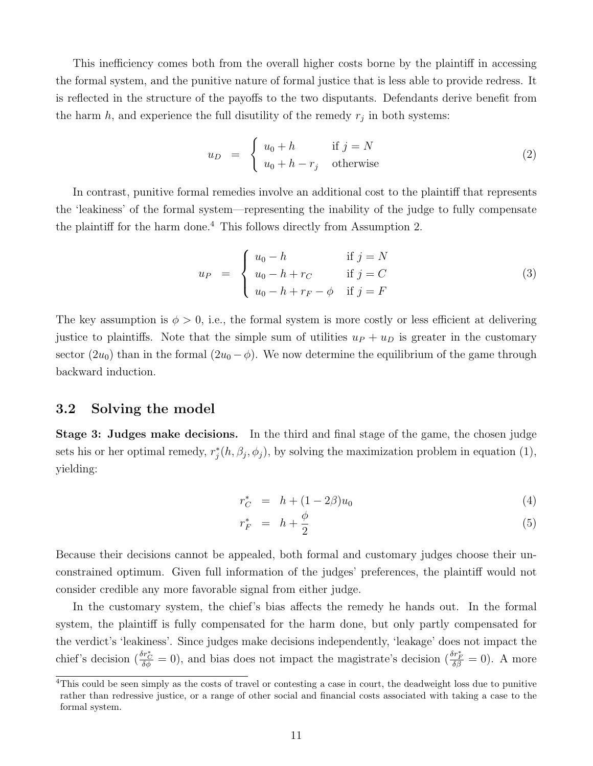This inefficiency comes both from the overall higher costs borne by the plaintiff in accessing the formal system, and the punitive nature of formal justice that is less able to provide redress. It is reflected in the structure of the payoffs to the two disputants. Defendants derive benefit from the harm $h$, and experience the full disutility of the remedy $r_j$ in both systems:

$$u_D = \begin{cases} u_0 + h & \text{if } j = N \\ u_0 + h - r_j & \text{otherwise} \end{cases} \tag{2}$$

In contrast, punitive formal remedies involve an additional cost to the plaintiff that represents the 'leakiness' of the formal system—representing the inability of the judge to fully compensate the plaintiff for the harm done.[4] This follows directly from Assumption 2.

$$u_P = \begin{cases} u_0 - h & \text{if } j = N \\ u_0 - h + r_C & \text{if } j = C \\ u_0 - h + r_F - \phi & \text{if } j = F \end{cases} \tag{3}$$

The key assumption is $\phi > 0$, i.e., the formal system is more costly or less efficient at delivering justice to plaintiffs. Note that the simple sum of utilities $u_P + u_D$ is greater in the customary sector ($2u_0$) than in the formal ($2u_0 - \phi$). We now determine the equilibrium of the game through backward induction.

### 3.2 Solving the model

**Stage 3: Judges make decisions.** In the third and final stage of the game, the chosen judge sets his or her optimal remedy, $r_j^*(h, \beta_j, \phi_j)$, by solving the maximization problem in equation (1), yielding:

$$r_C^* = h + (1 - 2\beta)u_0 \tag{4}$$

$$r_F^* = h + \frac{\phi}{2} \tag{5}$$

Because their decisions cannot be appealed, both formal and customary judges choose their unconstrained optimum. Given full information of the judges' preferences, the plaintiff would not consider credible any more favorable signal from either judge.

In the customary system, the chief's bias affects the remedy he hands out. In the formal system, the plaintiff is fully compensated for the harm done, but only partly compensated for the verdict's 'leakiness'. Since judges make decisions independently, 'leakage' does not impact the chief's decision ($\frac{\delta r_C^*}{\delta \phi} = 0$), and bias does not impact the magistrate's decision ($\frac{\delta r_F^*}{\delta \beta} = 0$). A more

[4] This could be seen simply as the costs of travel or contesting a case in court, the deadweight loss due to punitive rather than redressive justice, or a range of other social and financial costs associated with taking a case to the formal system.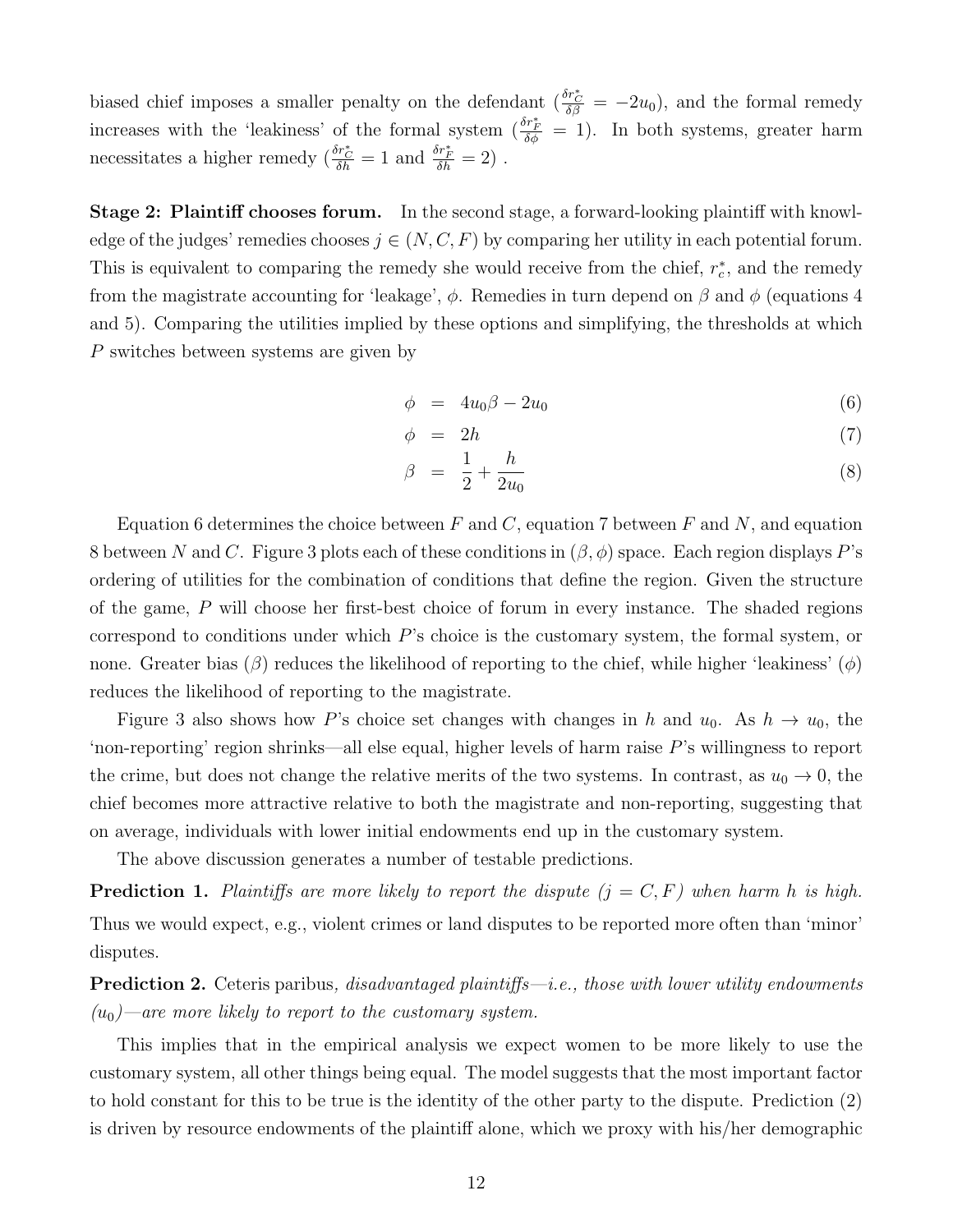biased chief imposes a smaller penalty on the defendant ($\frac{\delta r_C^*}{\delta \beta} = -2u_0$), and the formal remedy increases with the 'leakiness' of the formal system ($\frac{\delta r_F^*}{\delta \phi} = 1$). In both systems, greater harm necessitates a higher remedy ($\frac{\delta r_C^*}{\delta h} = 1$ and $\frac{\delta r_F^*}{\delta h} = 2$) .

**Stage 2: Plaintiff chooses forum.** In the second stage, a forward-looking plaintiff with knowledge of the judges' remedies chooses $j \in (N, C, F)$ by comparing her utility in each potential forum. This is equivalent to comparing the remedy she would receive from the chief, $r_c^*$, and the remedy from the magistrate accounting for 'leakage', $\phi$. Remedies in turn depend on $\beta$ and $\phi$ (equations 4 and 5). Comparing the utilities implied by these options and simplifying, the thresholds at which $P$ switches between systems are given by

$$\phi = 4u_0\beta - 2u_0 \tag{6}$$

$$\phi = 2h \tag{7}$$

$$\beta = \frac{1}{2} + \frac{h}{2u_0} \tag{8}$$

Equation 6 determines the choice between $F$ and $C$, equation 7 between $F$ and $N$, and equation 8 between $N$ and $C$. Figure 3 plots each of these conditions in $(\beta, \phi)$ space. Each region displays $P$'s ordering of utilities for the combination of conditions that define the region. Given the structure of the game, $P$ will choose her first-best choice of forum in every instance. The shaded regions correspond to conditions under which $P$'s choice is the customary system, the formal system, or none. Greater bias ($\beta$) reduces the likelihood of reporting to the chief, while higher 'leakiness' ($\phi$) reduces the likelihood of reporting to the magistrate.

Figure 3 also shows how $P$'s choice set changes with changes in $h$ and $u_0$. As $h \to u_0$, the 'non-reporting' region shrinks—all else equal, higher levels of harm raise $P$'s willingness to report the crime, but does not change the relative merits of the two systems. In contrast, as $u_0 \to 0$, the chief becomes more attractive relative to both the magistrate and non-reporting, suggesting that on average, individuals with lower initial endowments end up in the customary system.

The above discussion generates a number of testable predictions.

**Prediction 1.** *Plaintiffs are more likely to report the dispute ($j = C, F$) when harm $h$ is high.* Thus we would expect, e.g., violent crimes or land disputes to be reported more often than 'minor' disputes.

**Prediction 2.** Ceteris paribus, *disadvantaged plaintiffs—i.e., those with lower utility endowments ($u_0$)—are more likely to report to the customary system.*

This implies that in the empirical analysis we expect women to be more likely to use the customary system, all other things being equal. The model suggests that the most important factor to hold constant for this to be true is the identity of the other party to the dispute. Prediction (2) is driven by resource endowments of the plaintiff alone, which we proxy with his/her demographic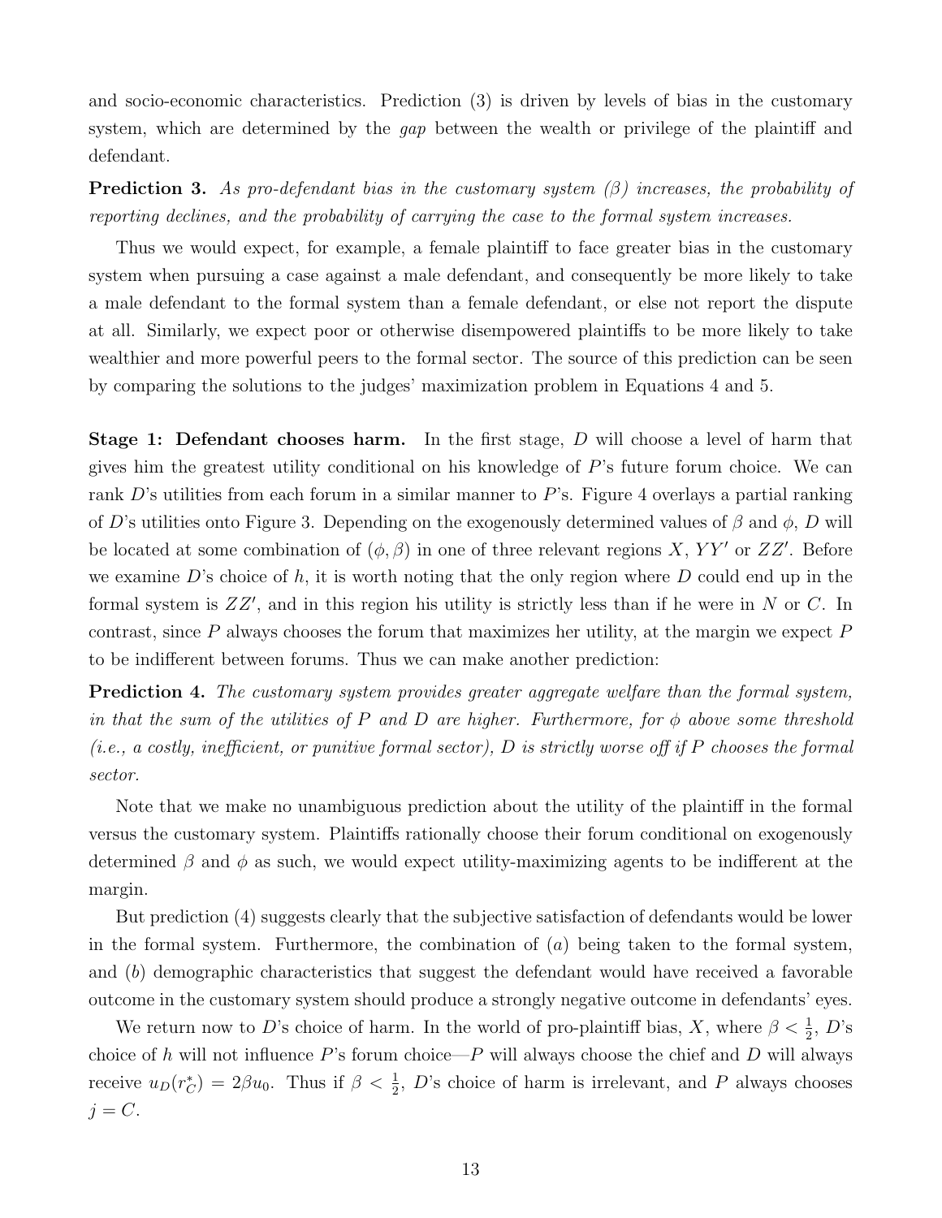and socio-economic characteristics. Prediction (3) is driven by levels of bias in the customary system, which are determined by the *gap* between the wealth or privilege of the plaintiff and defendant.

**Prediction 3.** *As pro-defendant bias in the customary system ($\beta$) increases, the probability of reporting declines, and the probability of carrying the case to the formal system increases.*

Thus we would expect, for example, a female plaintiff to face greater bias in the customary system when pursuing a case against a male defendant, and consequently be more likely to take a male defendant to the formal system than a female defendant, or else not report the dispute at all. Similarly, we expect poor or otherwise disempowered plaintiffs to be more likely to take wealthier and more powerful peers to the formal sector. The source of this prediction can be seen by comparing the solutions to the judges' maximization problem in Equations 4 and 5.

**Stage 1: Defendant chooses harm.** In the first stage, $D$ will choose a level of harm that gives him the greatest utility conditional on his knowledge of $P$'s future forum choice. We can rank $D$'s utilities from each forum in a similar manner to $P$'s. Figure 4 overlays a partial ranking of $D$'s utilities onto Figure 3. Depending on the exogenously determined values of $\beta$ and $\phi$, $D$ will be located at some combination of $(\phi, \beta)$ in one of three relevant regions $X$, $YY'$ or $ZZ'$. Before we examine $D$'s choice of $h$, it is worth noting that the only region where $D$ could end up in the formal system is $ZZ'$, and in this region his utility is strictly less than if he were in $N$ or $C$. In contrast, since $P$ always chooses the forum that maximizes her utility, at the margin we expect $P$ to be indifferent between forums. Thus we can make another prediction:

**Prediction 4.** *The customary system provides greater aggregate welfare than the formal system, in that the sum of the utilities of $P$ and $D$ are higher. Furthermore, for $\phi$ above some threshold (i.e., a costly, inefficient, or punitive formal sector), $D$ is strictly worse off if $P$ chooses the formal sector.*

Note that we make no unambiguous prediction about the utility of the plaintiff in the formal versus the customary system. Plaintiffs rationally choose their forum conditional on exogenously determined $\beta$ and $\phi$ as such, we would expect utility-maximizing agents to be indifferent at the margin.

But prediction (4) suggests clearly that the subjective satisfaction of defendants would be lower in the formal system. Furthermore, the combination of ($a$) being taken to the formal system, and ($b$) demographic characteristics that suggest the defendant would have received a favorable outcome in the customary system should produce a strongly negative outcome in defendants' eyes.

We return now to $D$'s choice of harm. In the world of pro-plaintiff bias, $X$, where $\beta < \frac{1}{2}$, $D$'s choice of $h$ will not influence $P$'s forum choice—$P$ will always choose the chief and $D$ will always receive $u_D(r_C^*) = 2\beta u_0$. Thus if $\beta < \frac{1}{2}$, $D$'s choice of harm is irrelevant, and $P$ always chooses $j = C$.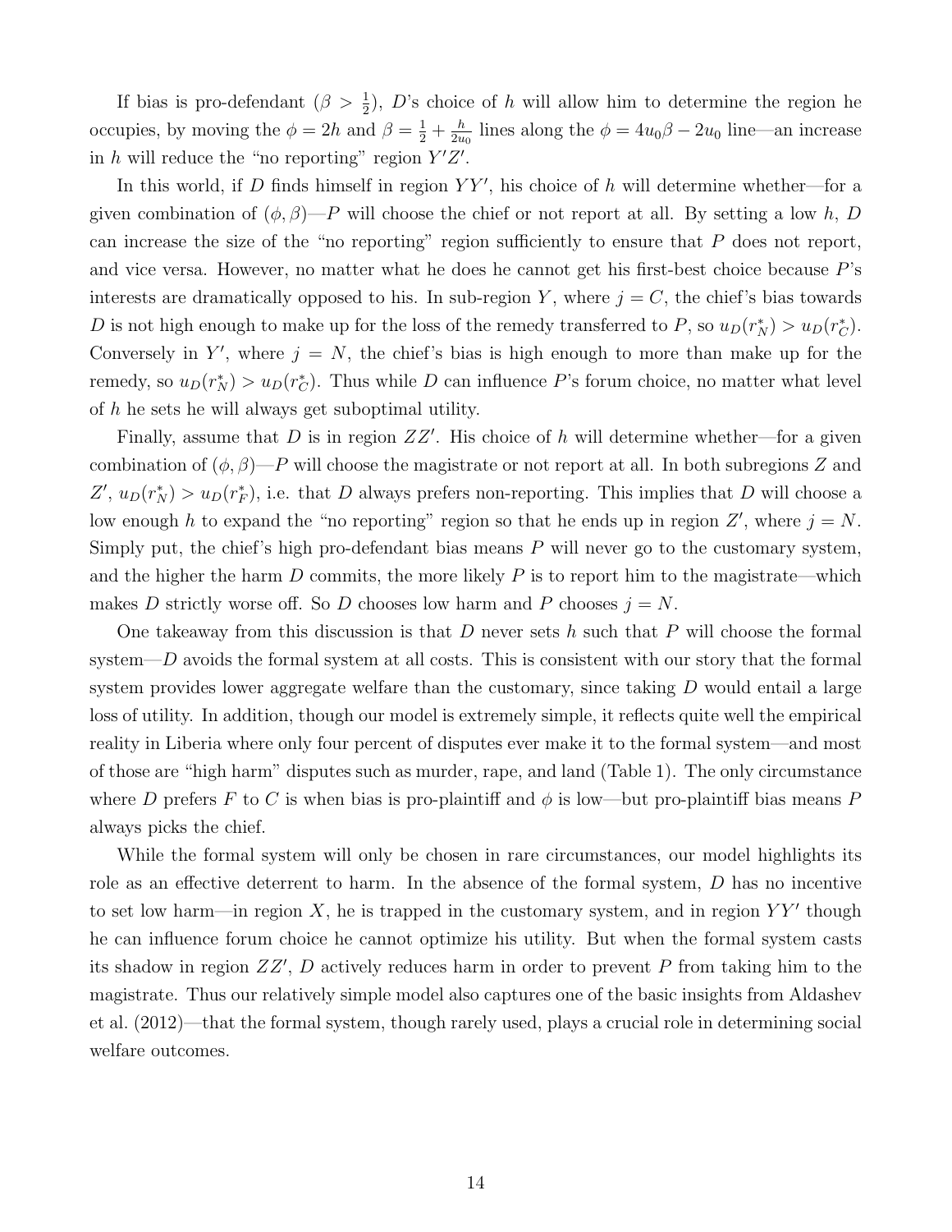If bias is pro-defendant ($\beta > \frac{1}{2}$), $D$'s choice of $h$ will allow him to determine the region he occupies, by moving the $\phi = 2h$ and $\beta = \frac{1}{2} + \frac{h}{2u_0}$ lines along the $\phi = 4u_0\beta - 2u_0$ line—an increase in $h$ will reduce the "no reporting" region $Y'Z'$.

In this world, if $D$ finds himself in region $YY'$, his choice of $h$ will determine whether—for a given combination of $(\phi, \beta)$—$P$ will choose the chief or not report at all. By setting a low $h$, $D$ can increase the size of the "no reporting" region sufficiently to ensure that $P$ does not report, and vice versa. However, no matter what he does he cannot get his first-best choice because $P$'s interests are dramatically opposed to his. In sub-region $Y$, where $j = C$, the chief's bias towards $D$ is not high enough to make up for the loss of the remedy transferred to $P$, so $u_D(r_N^*) > u_D(r_C^*)$. Conversely in $Y'$, where $j = N$, the chief's bias is high enough to more than make up for the remedy, so $u_D(r_N^*) > u_D(r_C^*)$. Thus while $D$ can influence $P$'s forum choice, no matter what level of $h$ he sets he will always get suboptimal utility.

Finally, assume that $D$ is in region $ZZ'$. His choice of $h$ will determine whether—for a given combination of $(\phi, \beta)$—$P$ will choose the magistrate or not report at all. In both subregions $Z$ and $Z'$, $u_D(r_N^*) > u_D(r_F^*)$, i.e. that $D$ always prefers non-reporting. This implies that $D$ will choose a low enough $h$ to expand the "no reporting" region so that he ends up in region $Z'$, where $j = N$. Simply put, the chief's high pro-defendant bias means $P$ will never go to the customary system, and the higher the harm $D$ commits, the more likely $P$ is to report him to the magistrate—which makes $D$ strictly worse off. So $D$ chooses low harm and $P$ chooses $j = N$.

One takeaway from this discussion is that $D$ never sets $h$ such that $P$ will choose the formal system—$D$ avoids the formal system at all costs. This is consistent with our story that the formal system provides lower aggregate welfare than the customary, since taking $D$ would entail a large loss of utility. In addition, though our model is extremely simple, it reflects quite well the empirical reality in Liberia where only four percent of disputes ever make it to the formal system—and most of those are "high harm" disputes such as murder, rape, and land (Table 1). The only circumstance where $D$ prefers $F$ to $C$ is when bias is pro-plaintiff and $\phi$ is low—but pro-plaintiff bias means $P$ always picks the chief.

While the formal system will only be chosen in rare circumstances, our model highlights its role as an effective deterrent to harm. In the absence of the formal system, $D$ has no incentive to set low harm—in region $X$, he is trapped in the customary system, and in region $YY'$ though he can influence forum choice he cannot optimize his utility. But when the formal system casts its shadow in region $ZZ'$, $D$ actively reduces harm in order to prevent $P$ from taking him to the magistrate. Thus our relatively simple model also captures one of the basic insights from Aldashev et al. (2012)—that the formal system, though rarely used, plays a crucial role in determining social welfare outcomes.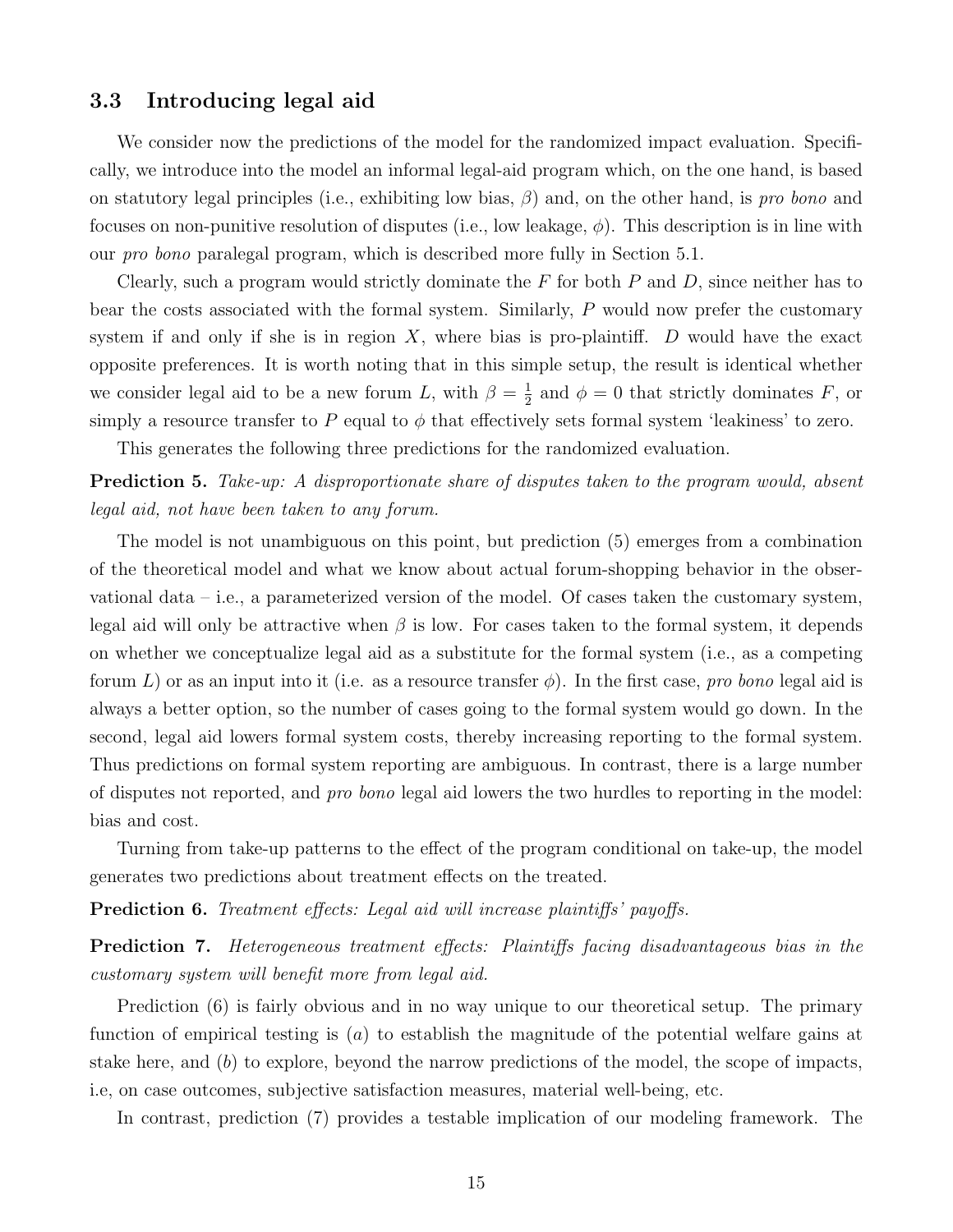### 3.3 Introducing legal aid

We consider now the predictions of the model for the randomized impact evaluation. Specifically, we introduce into the model an informal legal-aid program which, on the one hand, is based on statutory legal principles (i.e., exhibiting low bias, $\beta$) and, on the other hand, is *pro bono* and focuses on non-punitive resolution of disputes (i.e., low leakage, $\phi$). This description is in line with our *pro bono* paralegal program, which is described more fully in Section 5.1.

Clearly, such a program would strictly dominate the $F$ for both $P$ and $D$, since neither has to bear the costs associated with the formal system. Similarly, $P$ would now prefer the customary system if and only if she is in region $X$, where bias is pro-plaintiff. $D$ would have the exact opposite preferences. It is worth noting that in this simple setup, the result is identical whether we consider legal aid to be a new forum $L$, with $\beta = \frac{1}{2}$ and $\phi = 0$ that strictly dominates $F$, or simply a resource transfer to $P$ equal to $\phi$ that effectively sets formal system 'leakiness' to zero.

This generates the following three predictions for the randomized evaluation.

**Prediction 5.** *Take-up: A disproportionate share of disputes taken to the program would, absent legal aid, not have been taken to any forum.*

The model is not unambiguous on this point, but prediction (5) emerges from a combination of the theoretical model and what we know about actual forum-shopping behavior in the observational data – i.e., a parameterized version of the model. Of cases taken the customary system, legal aid will only be attractive when $\beta$ is low. For cases taken to the formal system, it depends on whether we conceptualize legal aid as a substitute for the formal system (i.e., as a competing forum $L$) or as an input into it (i.e. as a resource transfer $\phi$). In the first case, *pro bono* legal aid is always a better option, so the number of cases going to the formal system would go down. In the second, legal aid lowers formal system costs, thereby increasing reporting to the formal system. Thus predictions on formal system reporting are ambiguous. In contrast, there is a large number of disputes not reported, and *pro bono* legal aid lowers the two hurdles to reporting in the model: bias and cost.

Turning from take-up patterns to the effect of the program conditional on take-up, the model generates two predictions about treatment effects on the treated.

**Prediction 6.** *Treatment effects: Legal aid will increase plaintiffs' payoffs.*

**Prediction 7.** *Heterogeneous treatment effects: Plaintiffs facing disadvantageous bias in the customary system will benefit more from legal aid.*

Prediction (6) is fairly obvious and in no way unique to our theoretical setup. The primary function of empirical testing is ($a$) to establish the magnitude of the potential welfare gains at stake here, and ($b$) to explore, beyond the narrow predictions of the model, the scope of impacts, i.e, on case outcomes, subjective satisfaction measures, material well-being, etc.

In contrast, prediction (7) provides a testable implication of our modeling framework. The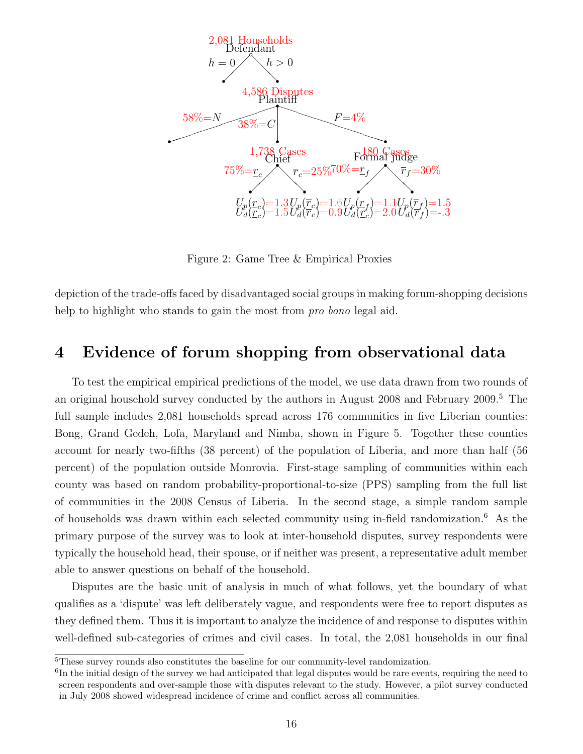2,081 Households

Defendant

$h = 0$  $h > 0$

4,586 Disputes

Plaintiff

58%=$N$  38%=$C$  $F$=4%

1,738 Cases  180 Cases

Chief  Formal judge

75%=$\underline{r}_c$  $\overline{r}_c$=25%  70%=$\underline{r}_f$  $\overline{r}_f$=30%

$U_p(\underline{r}_c)$=1.3 $U_p(\overline{r}_c)$=1.6 $U_p(\underline{r}_f)$=1.1 $U_p(\overline{r}_f)$=1.5

$U_d(\underline{r}_c)$=1.5 $U_d(\overline{r}_c)$=0.9 $U_d(\underline{r}_c)$=2.0 $U_d(\overline{r}_f)$=-.3

Figure 2: Game Tree & Empirical Proxies

depiction of the trade-offs faced by disadvantaged social groups in making forum-shopping decisions help to highlight who stands to gain the most from *pro bono* legal aid.

# 4 Evidence of forum shopping from observational data

To test the empirical empirical predictions of the model, we use data drawn from two rounds of an original household survey conducted by the authors in August 2008 and February 2009.[5] The full sample includes 2,081 households spread across 176 communities in five Liberian counties: Bong, Grand Gedeh, Lofa, Maryland and Nimba, shown in Figure 5. Together these counties account for nearly two-fifths (38 percent) of the population of Liberia, and more than half (56 percent) of the population outside Monrovia. First-stage sampling of communities within each county was based on random probability-proportional-to-size (PPS) sampling from the full list of communities in the 2008 Census of Liberia. In the second stage, a simple random sample of households was drawn within each selected community using in-field randomization.[6] As the primary purpose of the survey was to look at inter-household disputes, survey respondents were typically the household head, their spouse, or if neither was present, a representative adult member able to answer questions on behalf of the household.

Disputes are the basic unit of analysis in much of what follows, yet the boundary of what qualifies as a 'dispute' was left deliberately vague, and respondents were free to report disputes as they defined them. Thus it is important to analyze the incidence of and response to disputes within well-defined sub-categories of crimes and civil cases. In total, the 2,081 households in our final

[5] These survey rounds also constitutes the baseline for our community-level randomization.

[6] In the initial design of the survey we had anticipated that legal disputes would be rare events, requiring the need to screen respondents and over-sample those with disputes relevant to the study. However, a pilot survey conducted in July 2008 showed widespread incidence of crime and conflict across all communities.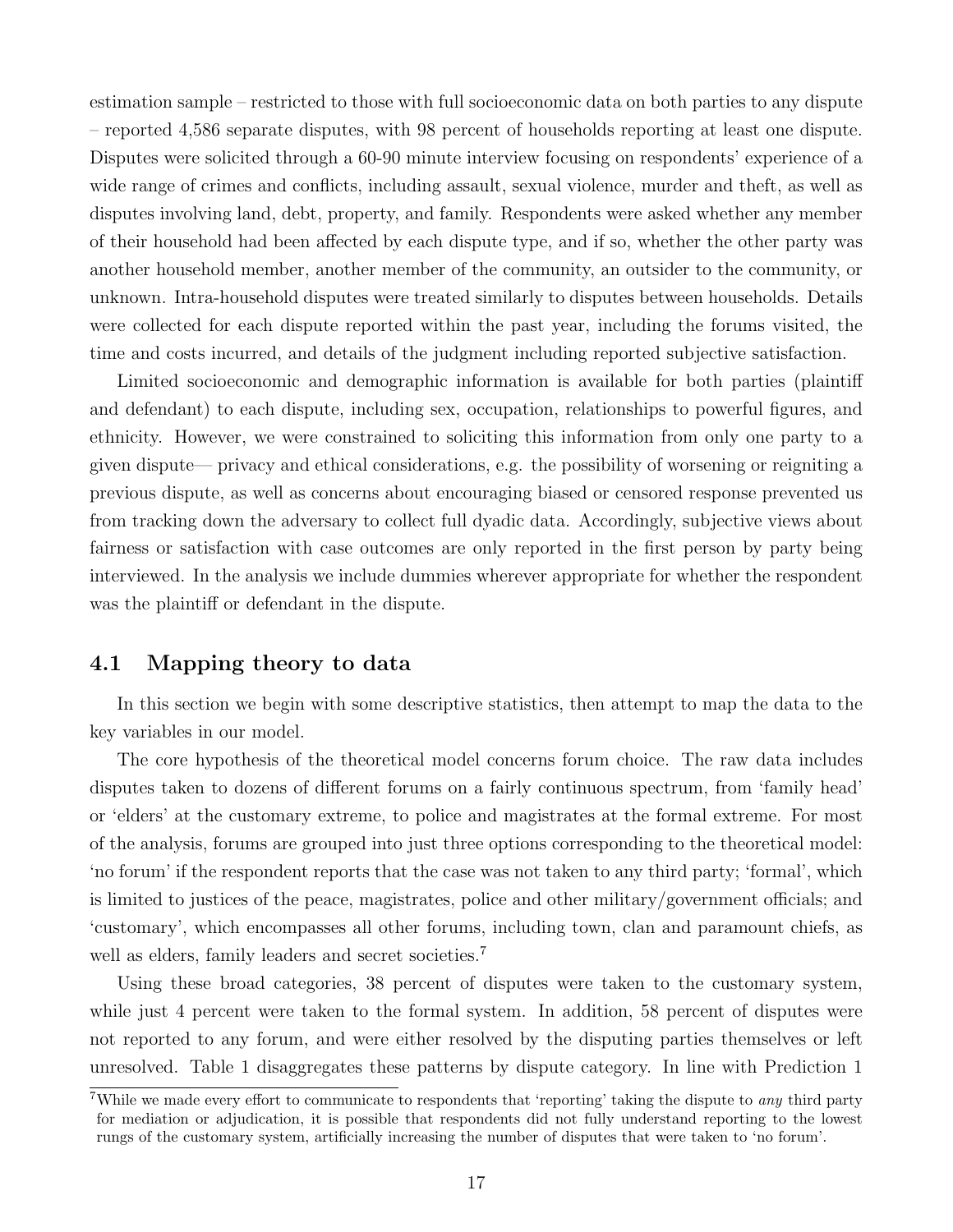estimation sample – restricted to those with full socioeconomic data on both parties to any dispute – reported 4,586 separate disputes, with 98 percent of households reporting at least one dispute. Disputes were solicited through a 60-90 minute interview focusing on respondents' experience of a wide range of crimes and conflicts, including assault, sexual violence, murder and theft, as well as disputes involving land, debt, property, and family. Respondents were asked whether any member of their household had been affected by each dispute type, and if so, whether the other party was another household member, another member of the community, an outsider to the community, or unknown. Intra-household disputes were treated similarly to disputes between households. Details were collected for each dispute reported within the past year, including the forums visited, the time and costs incurred, and details of the judgment including reported subjective satisfaction.

Limited socioeconomic and demographic information is available for both parties (plaintiff and defendant) to each dispute, including sex, occupation, relationships to powerful figures, and ethnicity. However, we were constrained to soliciting this information from only one party to a given dispute— privacy and ethical considerations, e.g. the possibility of worsening or reigniting a previous dispute, as well as concerns about encouraging biased or censored response prevented us from tracking down the adversary to collect full dyadic data. Accordingly, subjective views about fairness or satisfaction with case outcomes are only reported in the first person by party being interviewed. In the analysis we include dummies wherever appropriate for whether the respondent was the plaintiff or defendant in the dispute.

## 4.1 Mapping theory to data

In this section we begin with some descriptive statistics, then attempt to map the data to the key variables in our model.

The core hypothesis of the theoretical model concerns forum choice. The raw data includes disputes taken to dozens of different forums on a fairly continuous spectrum, from 'family head' or 'elders' at the customary extreme, to police and magistrates at the formal extreme. For most of the analysis, forums are grouped into just three options corresponding to the theoretical model: 'no forum' if the respondent reports that the case was not taken to any third party; 'formal', which is limited to justices of the peace, magistrates, police and other military/government officials; and 'customary', which encompasses all other forums, including town, clan and paramount chiefs, as well as elders, family leaders and secret societies.[7]

Using these broad categories, 38 percent of disputes were taken to the customary system, while just 4 percent were taken to the formal system. In addition, 58 percent of disputes were not reported to any forum, and were either resolved by the disputing parties themselves or left unresolved. Table 1 disaggregates these patterns by dispute category. In line with Prediction 1

[7]While we made every effort to communicate to respondents that 'reporting' taking the dispute to *any* third party for mediation or adjudication, it is possible that respondents did not fully understand reporting to the lowest rungs of the customary system, artificially increasing the number of disputes that were taken to 'no forum'.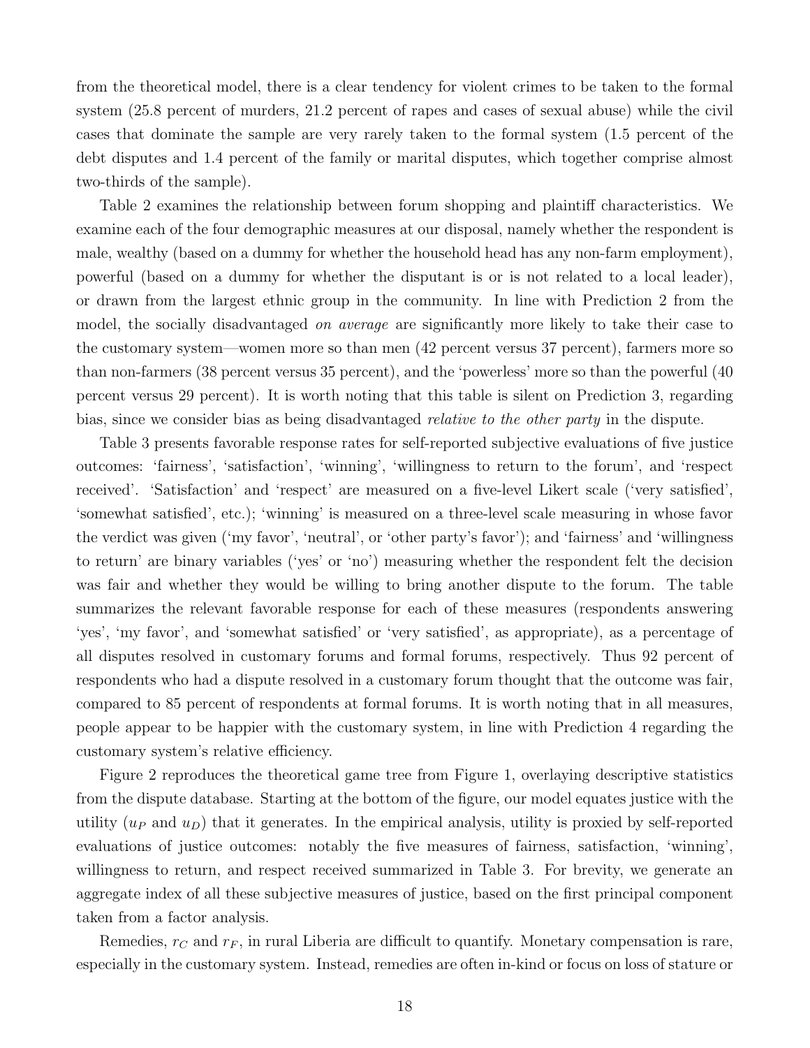from the theoretical model, there is a clear tendency for violent crimes to be taken to the formal system (25.8 percent of murders, 21.2 percent of rapes and cases of sexual abuse) while the civil cases that dominate the sample are very rarely taken to the formal system (1.5 percent of the debt disputes and 1.4 percent of the family or marital disputes, which together comprise almost two-thirds of the sample).

Table 2 examines the relationship between forum shopping and plaintiff characteristics. We examine each of the four demographic measures at our disposal, namely whether the respondent is male, wealthy (based on a dummy for whether the household head has any non-farm employment), powerful (based on a dummy for whether the disputant is or is not related to a local leader), or drawn from the largest ethnic group in the community. In line with Prediction 2 from the model, the socially disadvantaged *on average* are significantly more likely to take their case to the customary system—women more so than men (42 percent versus 37 percent), farmers more so than non-farmers (38 percent versus 35 percent), and the 'powerless' more so than the powerful (40 percent versus 29 percent). It is worth noting that this table is silent on Prediction 3, regarding bias, since we consider bias as being disadvantaged *relative to the other party* in the dispute.

Table 3 presents favorable response rates for self-reported subjective evaluations of five justice outcomes: 'fairness', 'satisfaction', 'winning', 'willingness to return to the forum', and 'respect received'. 'Satisfaction' and 'respect' are measured on a five-level Likert scale ('very satisfied', 'somewhat satisfied', etc.); 'winning' is measured on a three-level scale measuring in whose favor the verdict was given ('my favor', 'neutral', or 'other party's favor'); and 'fairness' and 'willingness to return' are binary variables ('yes' or 'no') measuring whether the respondent felt the decision was fair and whether they would be willing to bring another dispute to the forum. The table summarizes the relevant favorable response for each of these measures (respondents answering 'yes', 'my favor', and 'somewhat satisfied' or 'very satisfied', as appropriate), as a percentage of all disputes resolved in customary forums and formal forums, respectively. Thus 92 percent of respondents who had a dispute resolved in a customary forum thought that the outcome was fair, compared to 85 percent of respondents at formal forums. It is worth noting that in all measures, people appear to be happier with the customary system, in line with Prediction 4 regarding the customary system's relative efficiency.

Figure 2 reproduces the theoretical game tree from Figure 1, overlaying descriptive statistics from the dispute database. Starting at the bottom of the figure, our model equates justice with the utility ($u_P$ and $u_D$) that it generates. In the empirical analysis, utility is proxied by self-reported evaluations of justice outcomes: notably the five measures of fairness, satisfaction, 'winning', willingness to return, and respect received summarized in Table 3. For brevity, we generate an aggregate index of all these subjective measures of justice, based on the first principal component taken from a factor analysis.

Remedies, $r_C$ and $r_F$, in rural Liberia are difficult to quantify. Monetary compensation is rare, especially in the customary system. Instead, remedies are often in-kind or focus on loss of stature or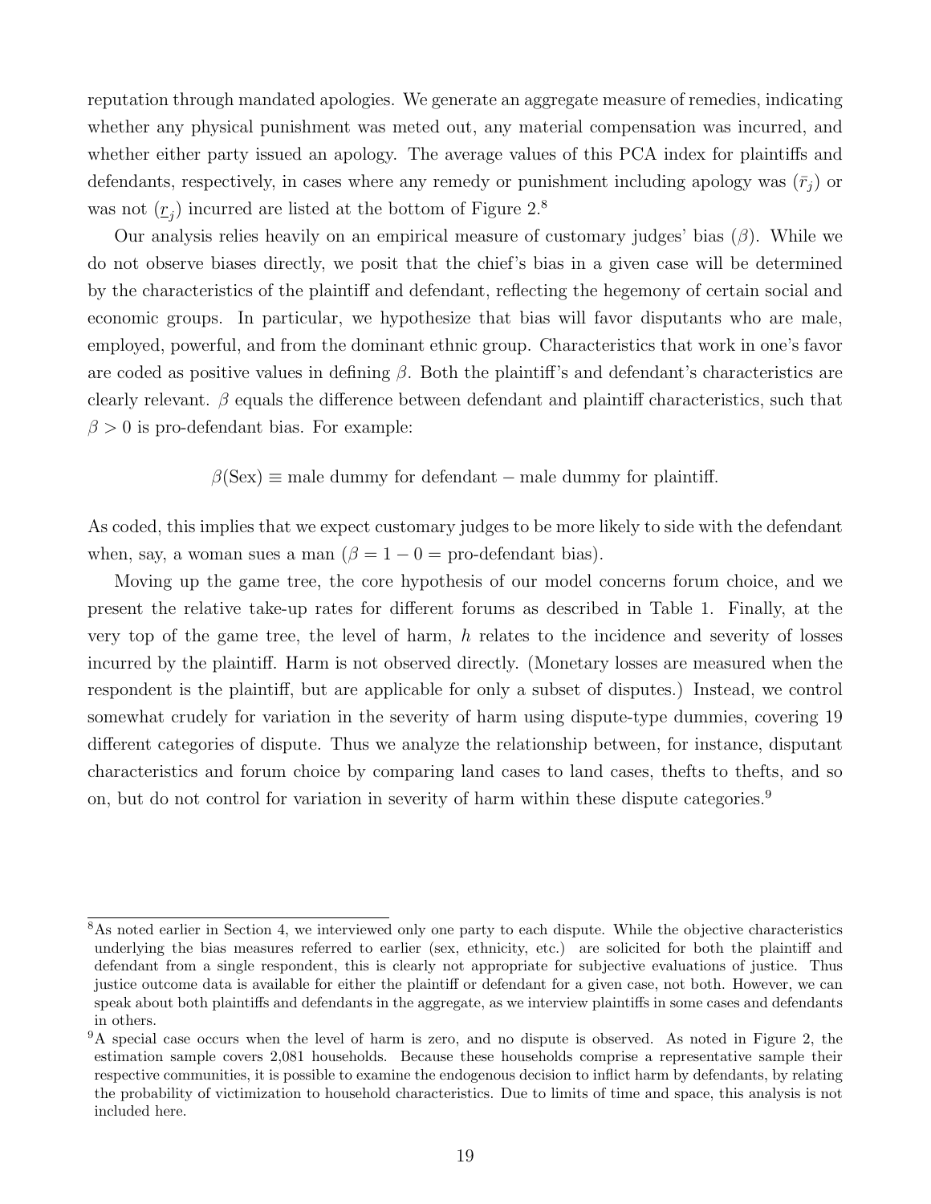reputation through mandated apologies. We generate an aggregate measure of remedies, indicating whether any physical punishment was meted out, any material compensation was incurred, and whether either party issued an apology. The average values of this PCA index for plaintiffs and defendants, respectively, in cases where any remedy or punishment including apology was ($\bar{r}_j$) or was not ($\underline{r}_j$) incurred are listed at the bottom of Figure 2.[8]

Our analysis relies heavily on an empirical measure of customary judges' bias ($\beta$). While we do not observe biases directly, we posit that the chief's bias in a given case will be determined by the characteristics of the plaintiff and defendant, reflecting the hegemony of certain social and economic groups. In particular, we hypothesize that bias will favor disputants who are male, employed, powerful, and from the dominant ethnic group. Characteristics that work in one's favor are coded as positive values in defining $\beta$. Both the plaintiff's and defendant's characteristics are clearly relevant. $\beta$ equals the difference between defendant and plaintiff characteristics, such that $\beta > 0$ is pro-defendant bias. For example:

$$\beta(\text{Sex}) \equiv \text{male dummy for defendant} - \text{male dummy for plaintiff.}$$

As coded, this implies that we expect customary judges to be more likely to side with the defendant when, say, a woman sues a man ($\beta = 1 - 0 =$ pro-defendant bias).

Moving up the game tree, the core hypothesis of our model concerns forum choice, and we present the relative take-up rates for different forums as described in Table 1. Finally, at the very top of the game tree, the level of harm, $h$ relates to the incidence and severity of losses incurred by the plaintiff. Harm is not observed directly. (Monetary losses are measured when the respondent is the plaintiff, but are applicable for only a subset of disputes.) Instead, we control somewhat crudely for variation in the severity of harm using dispute-type dummies, covering 19 different categories of dispute. Thus we analyze the relationship between, for instance, disputant characteristics and forum choice by comparing land cases to land cases, thefts to thefts, and so on, but do not control for variation in severity of harm within these dispute categories.[9]

---

[8] As noted earlier in Section 4, we interviewed only one party to each dispute. While the objective characteristics underlying the bias measures referred to earlier (sex, ethnicity, etc.) are solicited for both the plaintiff and defendant from a single respondent, this is clearly not appropriate for subjective evaluations of justice. Thus justice outcome data is available for either the plaintiff or defendant for a given case, not both. However, we can speak about both plaintiffs and defendants in the aggregate, as we interview plaintiffs in some cases and defendants in others.

[9] A special case occurs when the level of harm is zero, and no dispute is observed. As noted in Figure 2, the estimation sample covers 2,081 households. Because these households comprise a representative sample their respective communities, it is possible to examine the endogenous decision to inflict harm by defendants, by relating the probability of victimization to household characteristics. Due to limits of time and space, this analysis is not included here.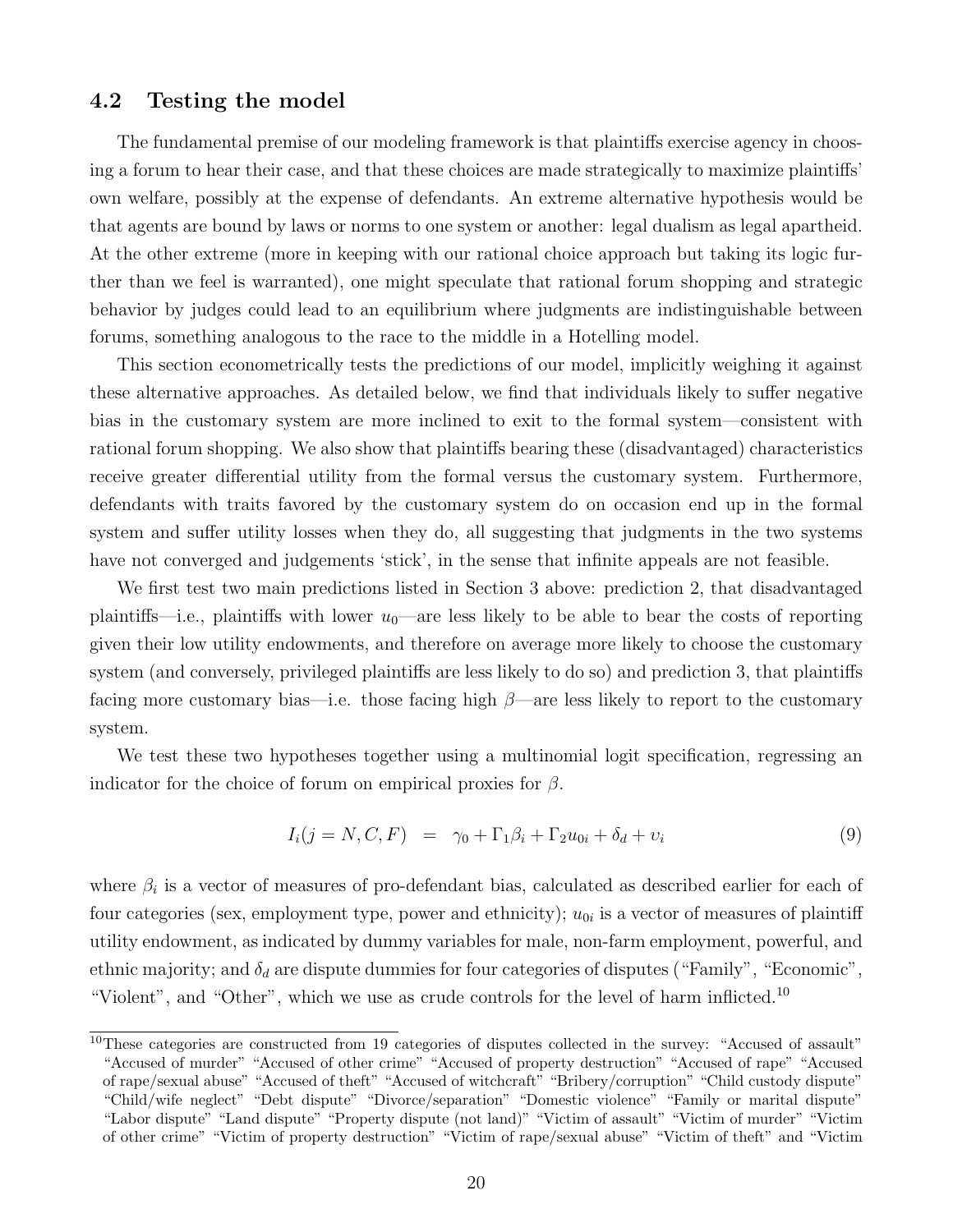### 4.2 Testing the model

The fundamental premise of our modeling framework is that plaintiffs exercise agency in choosing a forum to hear their case, and that these choices are made strategically to maximize plaintiffs' own welfare, possibly at the expense of defendants. An extreme alternative hypothesis would be that agents are bound by laws or norms to one system or another: legal dualism as legal apartheid. At the other extreme (more in keeping with our rational choice approach but taking its logic further than we feel is warranted), one might speculate that rational forum shopping and strategic behavior by judges could lead to an equilibrium where judgments are indistinguishable between forums, something analogous to the race to the middle in a Hotelling model.

This section econometrically tests the predictions of our model, implicitly weighing it against these alternative approaches. As detailed below, we find that individuals likely to suffer negative bias in the customary system are more inclined to exit to the formal system—consistent with rational forum shopping. We also show that plaintiffs bearing these (disadvantaged) characteristics receive greater differential utility from the formal versus the customary system. Furthermore, defendants with traits favored by the customary system do on occasion end up in the formal system and suffer utility losses when they do, all suggesting that judgments in the two systems have not converged and judgements 'stick', in the sense that infinite appeals are not feasible.

We first test two main predictions listed in Section 3 above: prediction 2, that disadvantaged plaintiffs—i.e., plaintiffs with lower $u_0$—are less likely to be able to bear the costs of reporting given their low utility endowments, and therefore on average more likely to choose the customary system (and conversely, privileged plaintiffs are less likely to do so) and prediction 3, that plaintiffs facing more customary bias—i.e. those facing high $\beta$—are less likely to report to the customary system.

We test these two hypotheses together using a multinomial logit specification, regressing an indicator for the choice of forum on empirical proxies for $\beta$.

$$I_i(j = N, C, F) \quad = \quad \gamma_0 + \Gamma_1 \beta_i + \Gamma_2 u_{0i} + \delta_d + \upsilon_i \tag{9}$$

where $\beta_i$ is a vector of measures of pro-defendant bias, calculated as described earlier for each of four categories (sex, employment type, power and ethnicity); $u_{0i}$ is a vector of measures of plaintiff utility endowment, as indicated by dummy variables for male, non-farm employment, powerful, and ethnic majority; and $\delta_d$ are dispute dummies for four categories of disputes ("Family", "Economic", "Violent", and "Other", which we use as crude controls for the level of harm inflicted.[10]

[10] These categories are constructed from 19 categories of disputes collected in the survey: "Accused of assault" "Accused of murder" "Accused of other crime" "Accused of property destruction" "Accused of rape" "Accused of rape/sexual abuse" "Accused of theft" "Accused of witchcraft" "Bribery/corruption" "Child custody dispute" "Child/wife neglect" "Debt dispute" "Divorce/separation" "Domestic violence" "Family or marital dispute" "Labor dispute" "Land dispute" "Property dispute (not land)" "Victim of assault" "Victim of murder" "Victim of other crime" "Victim of property destruction" "Victim of rape/sexual abuse" "Victim of theft" and "Victim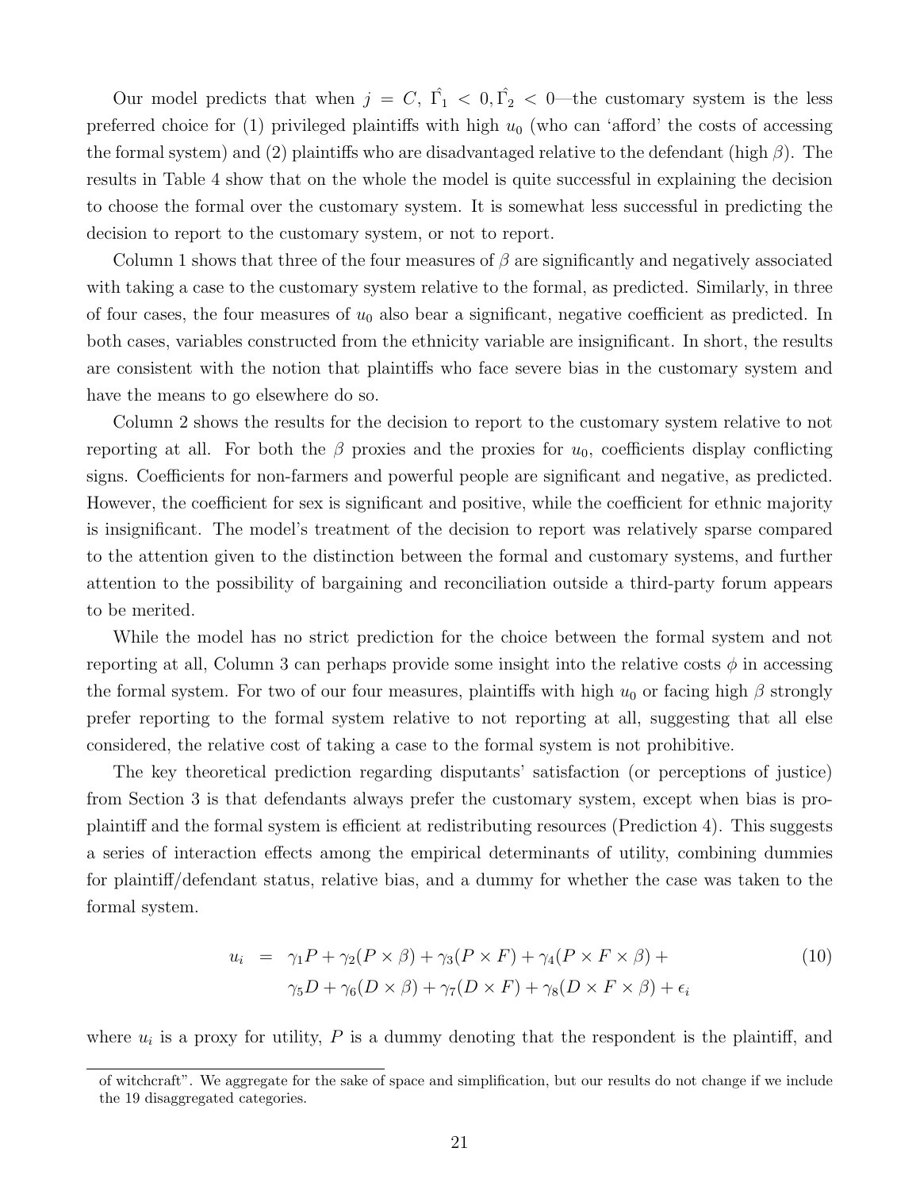Our model predicts that when $j = C$, $\hat{\Gamma}_1 < 0, \hat{\Gamma}_2 < 0$—the customary system is the less preferred choice for (1) privileged plaintiffs with high $u_0$ (who can 'afford' the costs of accessing the formal system) and (2) plaintiffs who are disadvantaged relative to the defendant (high $\beta$). The results in Table 4 show that on the whole the model is quite successful in explaining the decision to choose the formal over the customary system. It is somewhat less successful in predicting the decision to report to the customary system, or not to report.

Column 1 shows that three of the four measures of $\beta$ are significantly and negatively associated with taking a case to the customary system relative to the formal, as predicted. Similarly, in three of four cases, the four measures of $u_0$ also bear a significant, negative coefficient as predicted. In both cases, variables constructed from the ethnicity variable are insignificant. In short, the results are consistent with the notion that plaintiffs who face severe bias in the customary system and have the means to go elsewhere do so.

Column 2 shows the results for the decision to report to the customary system relative to not reporting at all. For both the $\beta$ proxies and the proxies for $u_0$, coefficients display conflicting signs. Coefficients for non-farmers and powerful people are significant and negative, as predicted. However, the coefficient for sex is significant and positive, while the coefficient for ethnic majority is insignificant. The model's treatment of the decision to report was relatively sparse compared to the attention given to the distinction between the formal and customary systems, and further attention to the possibility of bargaining and reconciliation outside a third-party forum appears to be merited.

While the model has no strict prediction for the choice between the formal system and not reporting at all, Column 3 can perhaps provide some insight into the relative costs $\phi$ in accessing the formal system. For two of our four measures, plaintiffs with high $u_0$ or facing high $\beta$ strongly prefer reporting to the formal system relative to not reporting at all, suggesting that all else considered, the relative cost of taking a case to the formal system is not prohibitive.

The key theoretical prediction regarding disputants' satisfaction (or perceptions of justice) from Section 3 is that defendants always prefer the customary system, except when bias is pro-plaintiff and the formal system is efficient at redistributing resources (Prediction 4). This suggests a series of interaction effects among the empirical determinants of utility, combining dummies for plaintiff/defendant status, relative bias, and a dummy for whether the case was taken to the formal system.

$$
\begin{aligned}
u_i \;=\; & \gamma_1 P + \gamma_2 (P \times \beta) + \gamma_3 (P \times F) + \gamma_4 (P \times F \times \beta) + \\
& \gamma_5 D + \gamma_6 (D \times \beta) + \gamma_7 (D \times F) + \gamma_8 (D \times F \times \beta) + \epsilon_i
\end{aligned}
\tag{10}
$$

where $u_i$ is a proxy for utility, $P$ is a dummy denoting that the respondent is the plaintiff, and

of witchcraft". We aggregate for the sake of space and simplification, but our results do not change if we include the 19 disaggregated categories.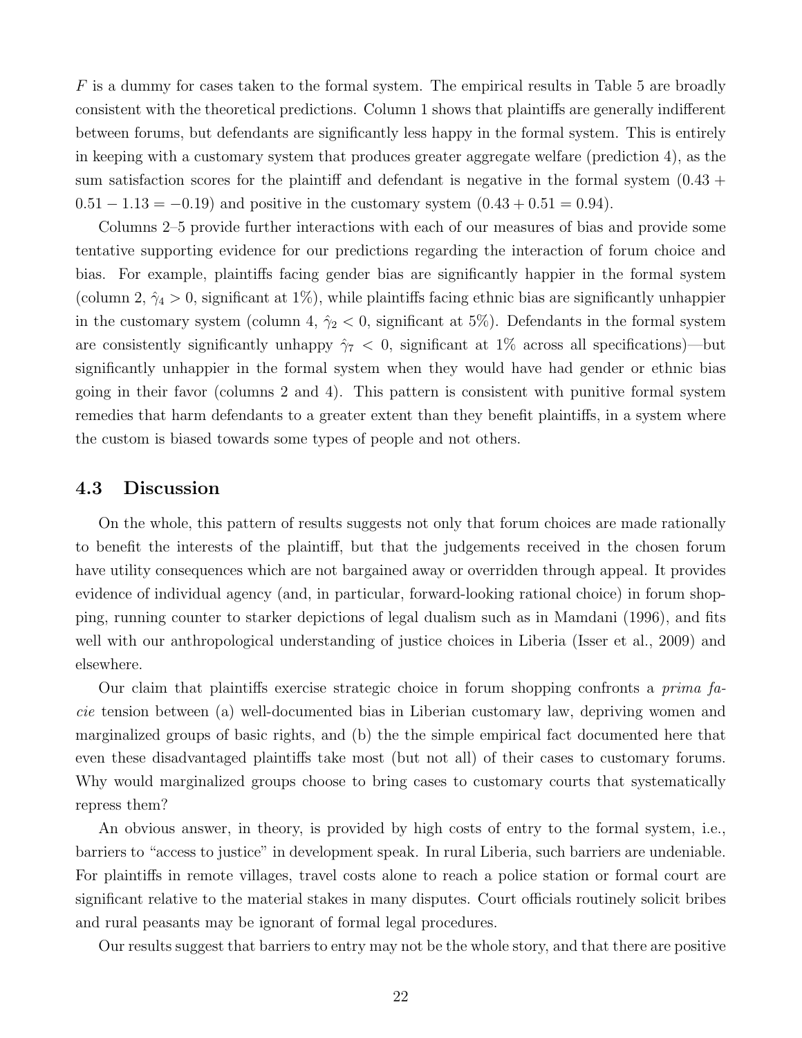$F$ is a dummy for cases taken to the formal system. The empirical results in Table 5 are broadly consistent with the theoretical predictions. Column 1 shows that plaintiffs are generally indifferent between forums, but defendants are significantly less happy in the formal system. This is entirely in keeping with a customary system that produces greater aggregate welfare (prediction 4), as the sum satisfaction scores for the plaintiff and defendant is negative in the formal system ($0.43 + 0.51 - 1.13 = -0.19$) and positive in the customary system ($0.43 + 0.51 = 0.94$).

Columns 2–5 provide further interactions with each of our measures of bias and provide some tentative supporting evidence for our predictions regarding the interaction of forum choice and bias. For example, plaintiffs facing gender bias are significantly happier in the formal system (column 2, $\hat{\gamma}_4 > 0$, significant at 1%), while plaintiffs facing ethnic bias are significantly unhappier in the customary system (column 4, $\hat{\gamma}_2 < 0$, significant at 5%). Defendants in the formal system are consistently significantly unhappy $\hat{\gamma}_7 < 0$, significant at 1% across all specifications)—but significantly unhappier in the formal system when they would have had gender or ethnic bias going in their favor (columns 2 and 4). This pattern is consistent with punitive formal system remedies that harm defendants to a greater extent than they benefit plaintiffs, in a system where the custom is biased towards some types of people and not others.

## 4.3 Discussion

On the whole, this pattern of results suggests not only that forum choices are made rationally to benefit the interests of the plaintiff, but that the judgements received in the chosen forum have utility consequences which are not bargained away or overridden through appeal. It provides evidence of individual agency (and, in particular, forward-looking rational choice) in forum shopping, running counter to starker depictions of legal dualism such as in Mamdani (1996), and fits well with our anthropological understanding of justice choices in Liberia (Isser et al., 2009) and elsewhere.

Our claim that plaintiffs exercise strategic choice in forum shopping confronts a *prima facie* tension between (a) well-documented bias in Liberian customary law, depriving women and marginalized groups of basic rights, and (b) the the simple empirical fact documented here that even these disadvantaged plaintiffs take most (but not all) of their cases to customary forums. Why would marginalized groups choose to bring cases to customary courts that systematically repress them?

An obvious answer, in theory, is provided by high costs of entry to the formal system, i.e., barriers to "access to justice" in development speak. In rural Liberia, such barriers are undeniable. For plaintiffs in remote villages, travel costs alone to reach a police station or formal court are significant relative to the material stakes in many disputes. Court officials routinely solicit bribes and rural peasants may be ignorant of formal legal procedures.

Our results suggest that barriers to entry may not be the whole story, and that there are positive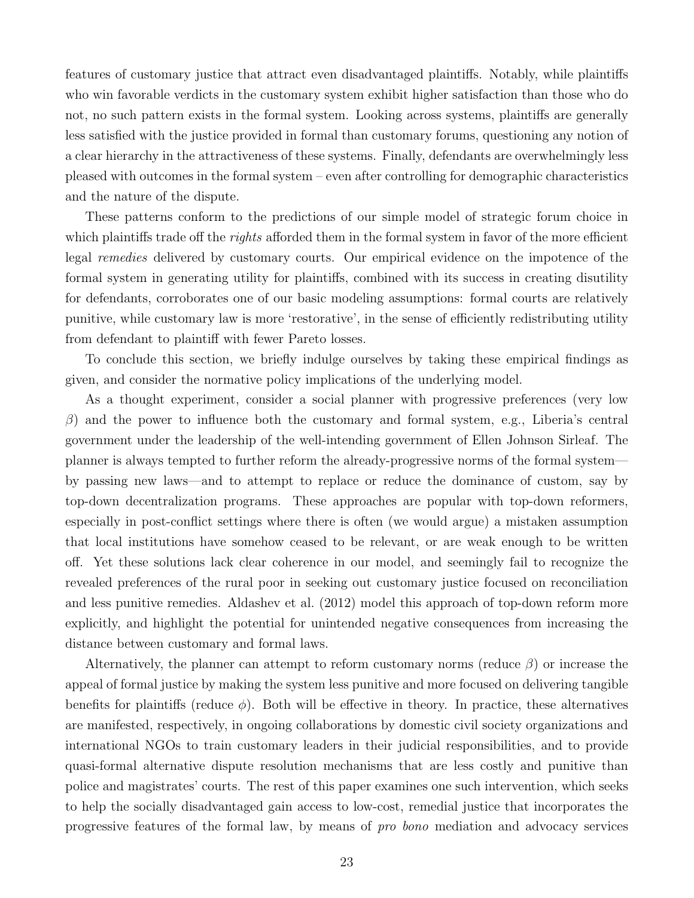features of customary justice that attract even disadvantaged plaintiffs. Notably, while plaintiffs who win favorable verdicts in the customary system exhibit higher satisfaction than those who do not, no such pattern exists in the formal system. Looking across systems, plaintiffs are generally less satisfied with the justice provided in formal than customary forums, questioning any notion of a clear hierarchy in the attractiveness of these systems. Finally, defendants are overwhelmingly less pleased with outcomes in the formal system – even after controlling for demographic characteristics and the nature of the dispute.

These patterns conform to the predictions of our simple model of strategic forum choice in which plaintiffs trade off the *rights* afforded them in the formal system in favor of the more efficient legal *remedies* delivered by customary courts. Our empirical evidence on the impotence of the formal system in generating utility for plaintiffs, combined with its success in creating disutility for defendants, corroborates one of our basic modeling assumptions: formal courts are relatively punitive, while customary law is more 'restorative', in the sense of efficiently redistributing utility from defendant to plaintiff with fewer Pareto losses.

To conclude this section, we briefly indulge ourselves by taking these empirical findings as given, and consider the normative policy implications of the underlying model.

As a thought experiment, consider a social planner with progressive preferences (very low $\beta$) and the power to influence both the customary and formal system, e.g., Liberia's central government under the leadership of the well-intending government of Ellen Johnson Sirleaf. The planner is always tempted to further reform the already-progressive norms of the formal system—by passing new laws—and to attempt to replace or reduce the dominance of custom, say by top-down decentralization programs. These approaches are popular with top-down reformers, especially in post-conflict settings where there is often (we would argue) a mistaken assumption that local institutions have somehow ceased to be relevant, or are weak enough to be written off. Yet these solutions lack clear coherence in our model, and seemingly fail to recognize the revealed preferences of the rural poor in seeking out customary justice focused on reconciliation and less punitive remedies. Aldashev et al. (2012) model this approach of top-down reform more explicitly, and highlight the potential for unintended negative consequences from increasing the distance between customary and formal laws.

Alternatively, the planner can attempt to reform customary norms (reduce $\beta$) or increase the appeal of formal justice by making the system less punitive and more focused on delivering tangible benefits for plaintiffs (reduce $\phi$). Both will be effective in theory. In practice, these alternatives are manifested, respectively, in ongoing collaborations by domestic civil society organizations and international NGOs to train customary leaders in their judicial responsibilities, and to provide quasi-formal alternative dispute resolution mechanisms that are less costly and punitive than police and magistrates' courts. The rest of this paper examines one such intervention, which seeks to help the socially disadvantaged gain access to low-cost, remedial justice that incorporates the progressive features of the formal law, by means of *pro bono* mediation and advocacy services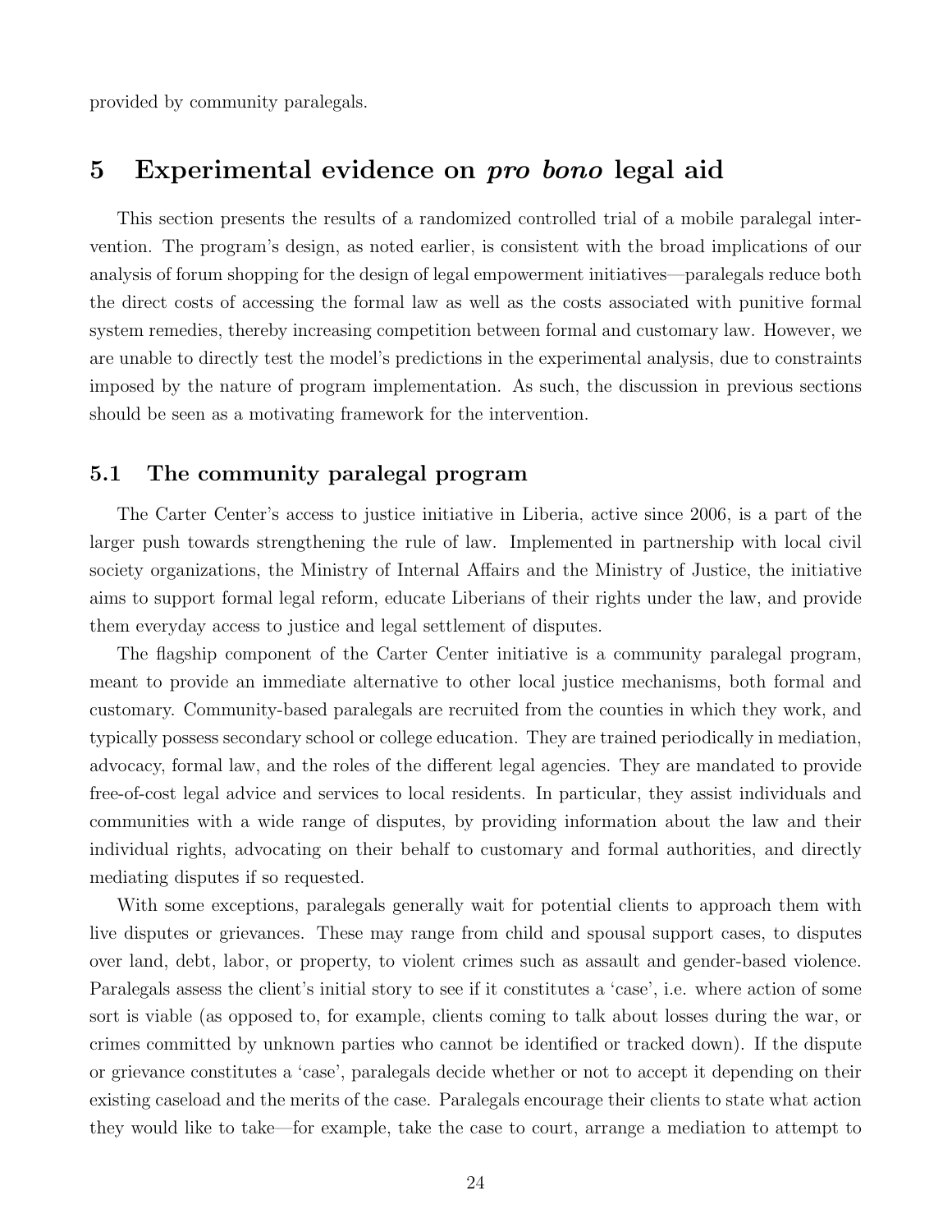provided by community paralegals.

# 5 Experimental evidence on *pro bono* legal aid

This section presents the results of a randomized controlled trial of a mobile paralegal intervention. The program's design, as noted earlier, is consistent with the broad implications of our analysis of forum shopping for the design of legal empowerment initiatives—paralegals reduce both the direct costs of accessing the formal law as well as the costs associated with punitive formal system remedies, thereby increasing competition between formal and customary law. However, we are unable to directly test the model's predictions in the experimental analysis, due to constraints imposed by the nature of program implementation. As such, the discussion in previous sections should be seen as a motivating framework for the intervention.

## 5.1 The community paralegal program

The Carter Center's access to justice initiative in Liberia, active since 2006, is a part of the larger push towards strengthening the rule of law. Implemented in partnership with local civil society organizations, the Ministry of Internal Affairs and the Ministry of Justice, the initiative aims to support formal legal reform, educate Liberians of their rights under the law, and provide them everyday access to justice and legal settlement of disputes.

The flagship component of the Carter Center initiative is a community paralegal program, meant to provide an immediate alternative to other local justice mechanisms, both formal and customary. Community-based paralegals are recruited from the counties in which they work, and typically possess secondary school or college education. They are trained periodically in mediation, advocacy, formal law, and the roles of the different legal agencies. They are mandated to provide free-of-cost legal advice and services to local residents. In particular, they assist individuals and communities with a wide range of disputes, by providing information about the law and their individual rights, advocating on their behalf to customary and formal authorities, and directly mediating disputes if so requested.

With some exceptions, paralegals generally wait for potential clients to approach them with live disputes or grievances. These may range from child and spousal support cases, to disputes over land, debt, labor, or property, to violent crimes such as assault and gender-based violence. Paralegals assess the client's initial story to see if it constitutes a 'case', i.e. where action of some sort is viable (as opposed to, for example, clients coming to talk about losses during the war, or crimes committed by unknown parties who cannot be identified or tracked down). If the dispute or grievance constitutes a 'case', paralegals decide whether or not to accept it depending on their existing caseload and the merits of the case. Paralegals encourage their clients to state what action they would like to take—for example, take the case to court, arrange a mediation to attempt to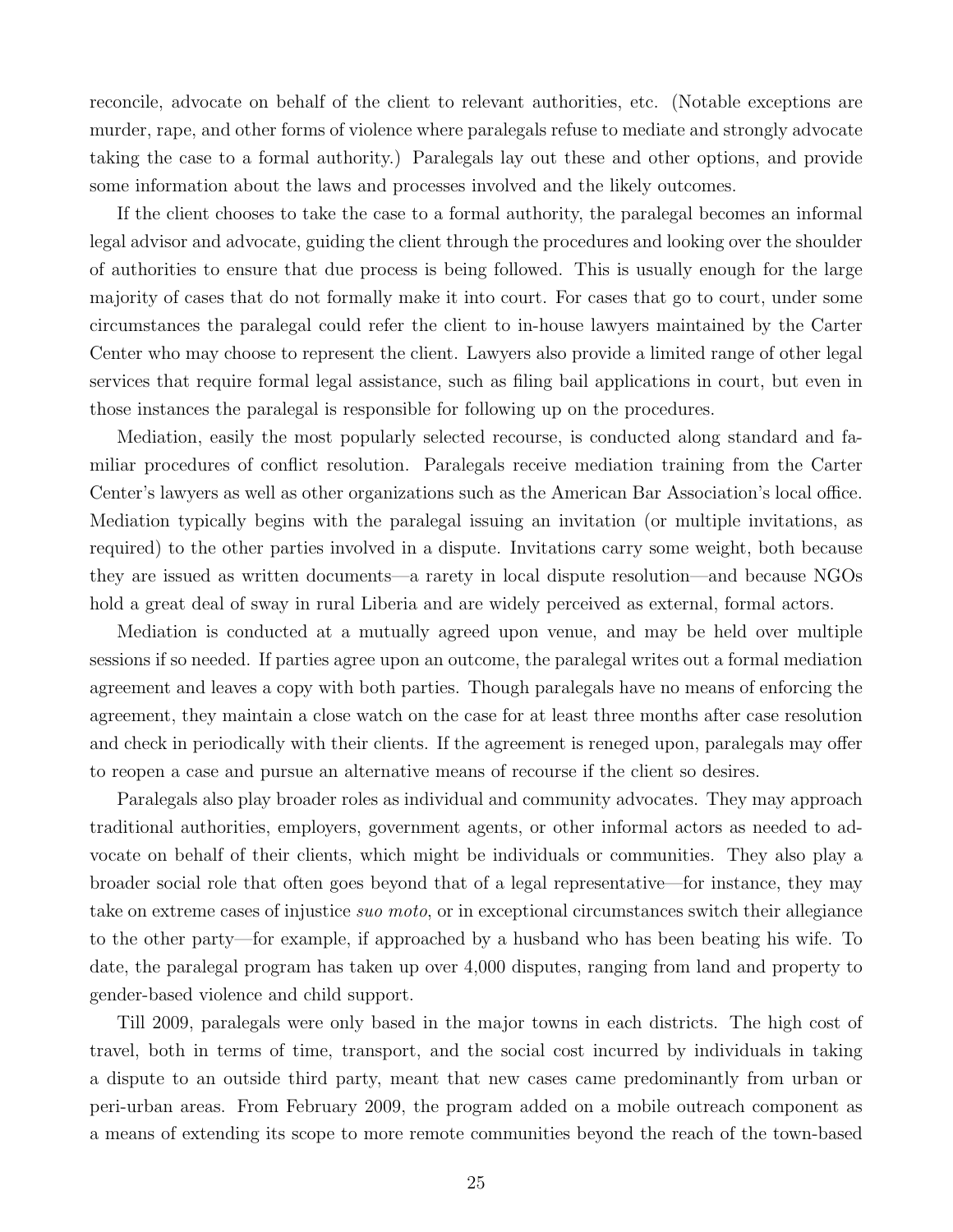reconcile, advocate on behalf of the client to relevant authorities, etc. (Notable exceptions are murder, rape, and other forms of violence where paralegals refuse to mediate and strongly advocate taking the case to a formal authority.) Paralegals lay out these and other options, and provide some information about the laws and processes involved and the likely outcomes.

If the client chooses to take the case to a formal authority, the paralegal becomes an informal legal advisor and advocate, guiding the client through the procedures and looking over the shoulder of authorities to ensure that due process is being followed. This is usually enough for the large majority of cases that do not formally make it into court. For cases that go to court, under some circumstances the paralegal could refer the client to in-house lawyers maintained by the Carter Center who may choose to represent the client. Lawyers also provide a limited range of other legal services that require formal legal assistance, such as filing bail applications in court, but even in those instances the paralegal is responsible for following up on the procedures.

Mediation, easily the most popularly selected recourse, is conducted along standard and familiar procedures of conflict resolution. Paralegals receive mediation training from the Carter Center's lawyers as well as other organizations such as the American Bar Association's local office. Mediation typically begins with the paralegal issuing an invitation (or multiple invitations, as required) to the other parties involved in a dispute. Invitations carry some weight, both because they are issued as written documents—a rarety in local dispute resolution—and because NGOs hold a great deal of sway in rural Liberia and are widely perceived as external, formal actors.

Mediation is conducted at a mutually agreed upon venue, and may be held over multiple sessions if so needed. If parties agree upon an outcome, the paralegal writes out a formal mediation agreement and leaves a copy with both parties. Though paralegals have no means of enforcing the agreement, they maintain a close watch on the case for at least three months after case resolution and check in periodically with their clients. If the agreement is reneged upon, paralegals may offer to reopen a case and pursue an alternative means of recourse if the client so desires.

Paralegals also play broader roles as individual and community advocates. They may approach traditional authorities, employers, government agents, or other informal actors as needed to advocate on behalf of their clients, which might be individuals or communities. They also play a broader social role that often goes beyond that of a legal representative—for instance, they may take on extreme cases of injustice *suo moto*, or in exceptional circumstances switch their allegiance to the other party—for example, if approached by a husband who has been beating his wife. To date, the paralegal program has taken up over 4,000 disputes, ranging from land and property to gender-based violence and child support.

Till 2009, paralegals were only based in the major towns in each districts. The high cost of travel, both in terms of time, transport, and the social cost incurred by individuals in taking a dispute to an outside third party, meant that new cases came predominantly from urban or peri-urban areas. From February 2009, the program added on a mobile outreach component as a means of extending its scope to more remote communities beyond the reach of the town-based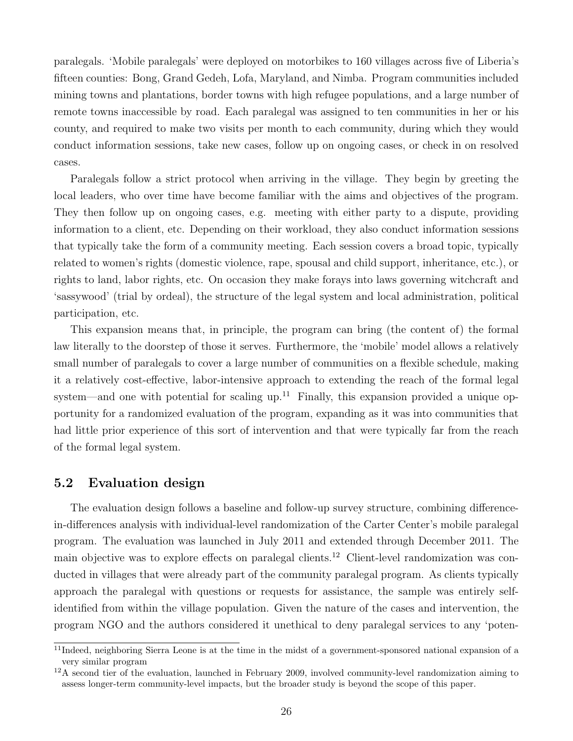paralegals. 'Mobile paralegals' were deployed on motorbikes to 160 villages across five of Liberia's fifteen counties: Bong, Grand Gedeh, Lofa, Maryland, and Nimba. Program communities included mining towns and plantations, border towns with high refugee populations, and a large number of remote towns inaccessible by road. Each paralegal was assigned to ten communities in her or his county, and required to make two visits per month to each community, during which they would conduct information sessions, take new cases, follow up on ongoing cases, or check in on resolved cases.

Paralegals follow a strict protocol when arriving in the village. They begin by greeting the local leaders, who over time have become familiar with the aims and objectives of the program. They then follow up on ongoing cases, e.g. meeting with either party to a dispute, providing information to a client, etc. Depending on their workload, they also conduct information sessions that typically take the form of a community meeting. Each session covers a broad topic, typically related to women's rights (domestic violence, rape, spousal and child support, inheritance, etc.), or rights to land, labor rights, etc. On occasion they make forays into laws governing witchcraft and 'sassywood' (trial by ordeal), the structure of the legal system and local administration, political participation, etc.

This expansion means that, in principle, the program can bring (the content of) the formal law literally to the doorstep of those it serves. Furthermore, the 'mobile' model allows a relatively small number of paralegals to cover a large number of communities on a flexible schedule, making it a relatively cost-effective, labor-intensive approach to extending the reach of the formal legal system—and one with potential for scaling up.[11] Finally, this expansion provided a unique opportunity for a randomized evaluation of the program, expanding as it was into communities that had little prior experience of this sort of intervention and that were typically far from the reach of the formal legal system.

### 5.2 Evaluation design

The evaluation design follows a baseline and follow-up survey structure, combining difference-in-differences analysis with individual-level randomization of the Carter Center's mobile paralegal program. The evaluation was launched in July 2011 and extended through December 2011. The main objective was to explore effects on paralegal clients.[12] Client-level randomization was conducted in villages that were already part of the community paralegal program. As clients typically approach the paralegal with questions or requests for assistance, the sample was entirely self-identified from within the village population. Given the nature of the cases and intervention, the program NGO and the authors considered it unethical to deny paralegal services to any 'poten-

[11] Indeed, neighboring Sierra Leone is at the time in the midst of a government-sponsored national expansion of a very similar program

[12] A second tier of the evaluation, launched in February 2009, involved community-level randomization aiming to assess longer-term community-level impacts, but the broader study is beyond the scope of this paper.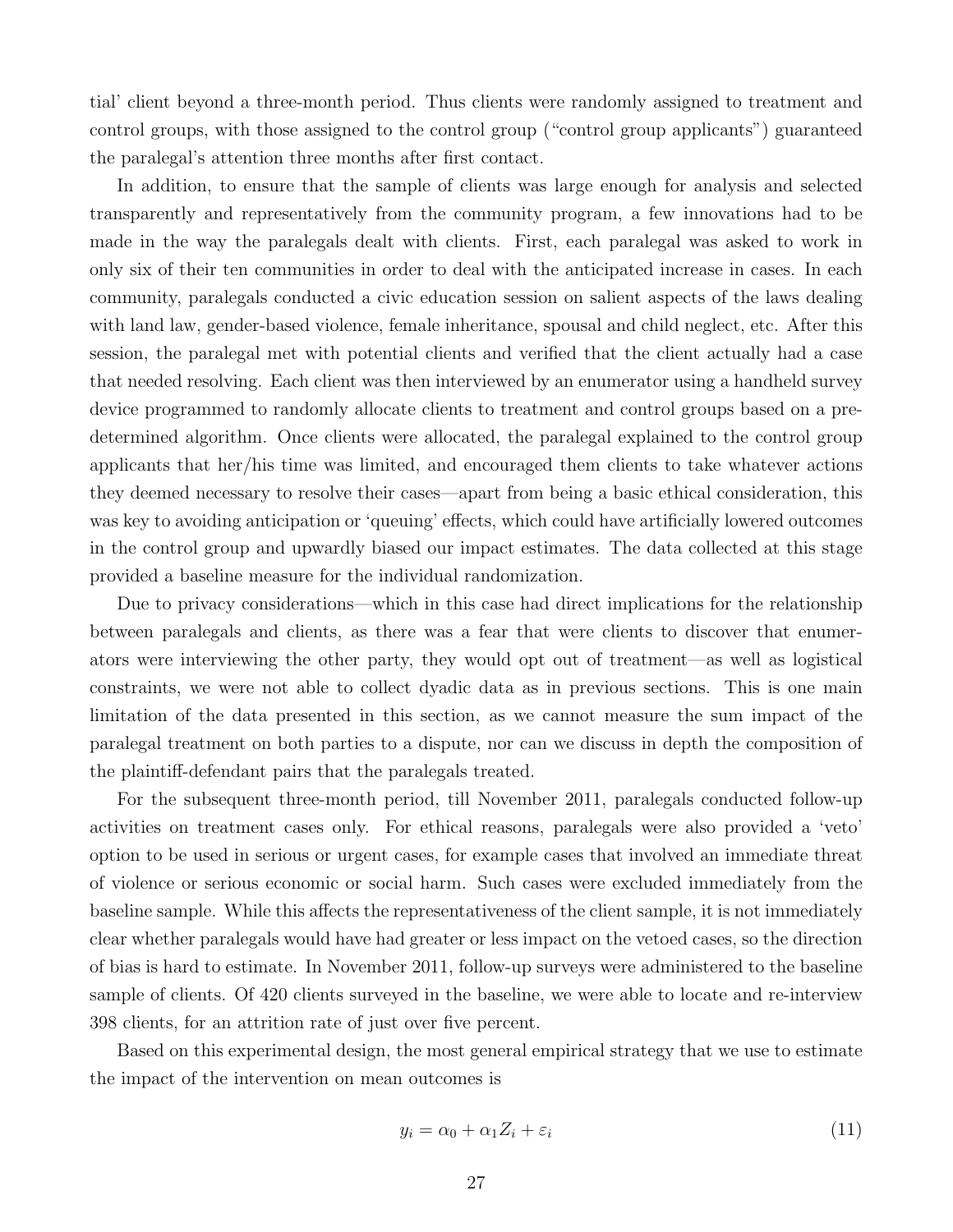tial' client beyond a three-month period. Thus clients were randomly assigned to treatment and control groups, with those assigned to the control group ("control group applicants") guaranteed the paralegal's attention three months after first contact.

In addition, to ensure that the sample of clients was large enough for analysis and selected transparently and representatively from the community program, a few innovations had to be made in the way the paralegals dealt with clients. First, each paralegal was asked to work in only six of their ten communities in order to deal with the anticipated increase in cases. In each community, paralegals conducted a civic education session on salient aspects of the laws dealing with land law, gender-based violence, female inheritance, spousal and child neglect, etc. After this session, the paralegal met with potential clients and verified that the client actually had a case that needed resolving. Each client was then interviewed by an enumerator using a handheld survey device programmed to randomly allocate clients to treatment and control groups based on a predetermined algorithm. Once clients were allocated, the paralegal explained to the control group applicants that her/his time was limited, and encouraged them clients to take whatever actions they deemed necessary to resolve their cases—apart from being a basic ethical consideration, this was key to avoiding anticipation or 'queuing' effects, which could have artificially lowered outcomes in the control group and upwardly biased our impact estimates. The data collected at this stage provided a baseline measure for the individual randomization.

Due to privacy considerations—which in this case had direct implications for the relationship between paralegals and clients, as there was a fear that were clients to discover that enumerators were interviewing the other party, they would opt out of treatment—as well as logistical constraints, we were not able to collect dyadic data as in previous sections. This is one main limitation of the data presented in this section, as we cannot measure the sum impact of the paralegal treatment on both parties to a dispute, nor can we discuss in depth the composition of the plaintiff-defendant pairs that the paralegals treated.

For the subsequent three-month period, till November 2011, paralegals conducted follow-up activities on treatment cases only. For ethical reasons, paralegals were also provided a 'veto' option to be used in serious or urgent cases, for example cases that involved an immediate threat of violence or serious economic or social harm. Such cases were excluded immediately from the baseline sample. While this affects the representativeness of the client sample, it is not immediately clear whether paralegals would have had greater or less impact on the vetoed cases, so the direction of bias is hard to estimate. In November 2011, follow-up surveys were administered to the baseline sample of clients. Of 420 clients surveyed in the baseline, we were able to locate and re-interview 398 clients, for an attrition rate of just over five percent.

Based on this experimental design, the most general empirical strategy that we use to estimate the impact of the intervention on mean outcomes is

$$y_i = \alpha_0 + \alpha_1 Z_i + \varepsilon_i \tag{11}$$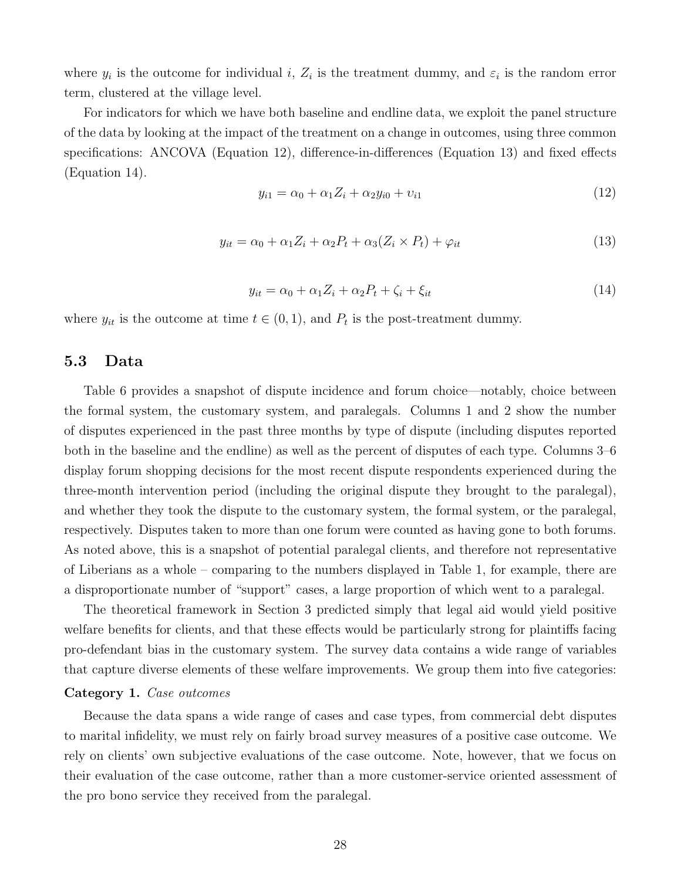where $y_i$ is the outcome for individual $i$, $Z_i$ is the treatment dummy, and $\varepsilon_i$ is the random error term, clustered at the village level.

For indicators for which we have both baseline and endline data, we exploit the panel structure of the data by looking at the impact of the treatment on a change in outcomes, using three common specifications: ANCOVA (Equation 12), difference-in-differences (Equation 13) and fixed effects (Equation 14).

$$y_{i1} = \alpha_0 + \alpha_1 Z_i + \alpha_2 y_{i0} + \upsilon_{i1} \tag{12}$$

$$y_{it} = \alpha_0 + \alpha_1 Z_i + \alpha_2 P_t + \alpha_3 (Z_i \times P_t) + \varphi_{it} \tag{13}$$

$$y_{it} = \alpha_0 + \alpha_1 Z_i + \alpha_2 P_t + \zeta_i + \xi_{it} \tag{14}$$

where $y_{it}$ is the outcome at time $t \in (0, 1)$, and $P_t$ is the post-treatment dummy.

## 5.3 Data

Table 6 provides a snapshot of dispute incidence and forum choice—notably, choice between the formal system, the customary system, and paralegals. Columns 1 and 2 show the number of disputes experienced in the past three months by type of dispute (including disputes reported both in the baseline and the endline) as well as the percent of disputes of each type. Columns 3–6 display forum shopping decisions for the most recent dispute respondents experienced during the three-month intervention period (including the original dispute they brought to the paralegal), and whether they took the dispute to the customary system, the formal system, or the paralegal, respectively. Disputes taken to more than one forum were counted as having gone to both forums. As noted above, this is a snapshot of potential paralegal clients, and therefore not representative of Liberians as a whole – comparing to the numbers displayed in Table 1, for example, there are a disproportionate number of "support" cases, a large proportion of which went to a paralegal.

The theoretical framework in Section 3 predicted simply that legal aid would yield positive welfare benefits for clients, and that these effects would be particularly strong for plaintiffs facing pro-defendant bias in the customary system. The survey data contains a wide range of variables that capture diverse elements of these welfare improvements. We group them into five categories:

**Category 1.** *Case outcomes*

Because the data spans a wide range of cases and case types, from commercial debt disputes to marital infidelity, we must rely on fairly broad survey measures of a positive case outcome. We rely on clients' own subjective evaluations of the case outcome. Note, however, that we focus on their evaluation of the case outcome, rather than a more customer-service oriented assessment of the pro bono service they received from the paralegal.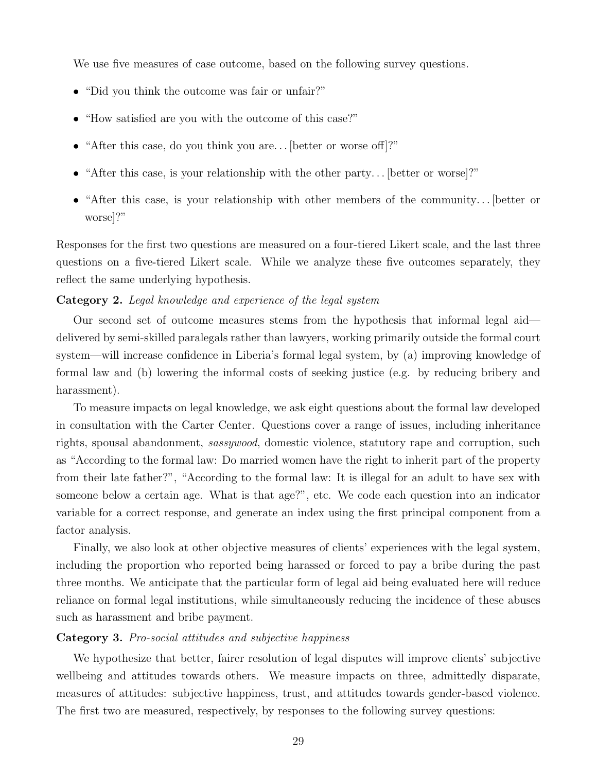We use five measures of case outcome, based on the following survey questions.

- "Did you think the outcome was fair or unfair?"
- "How satisfied are you with the outcome of this case?"
- "After this case, do you think you are... [better or worse off]?"
- "After this case, is your relationship with the other party... [better or worse]?"
- "After this case, is your relationship with other members of the community... [better or worse]?"

Responses for the first two questions are measured on a four-tiered Likert scale, and the last three questions on a five-tiered Likert scale. While we analyze these five outcomes separately, they reflect the same underlying hypothesis.

**Category 2.** *Legal knowledge and experience of the legal system*

Our second set of outcome measures stems from the hypothesis that informal legal aid—delivered by semi-skilled paralegals rather than lawyers, working primarily outside the formal court system—will increase confidence in Liberia's formal legal system, by (a) improving knowledge of formal law and (b) lowering the informal costs of seeking justice (e.g. by reducing bribery and harassment).

To measure impacts on legal knowledge, we ask eight questions about the formal law developed in consultation with the Carter Center. Questions cover a range of issues, including inheritance rights, spousal abandonment, *sassywood*, domestic violence, statutory rape and corruption, such as "According to the formal law: Do married women have the right to inherit part of the property from their late father?", "According to the formal law: It is illegal for an adult to have sex with someone below a certain age. What is that age?", etc. We code each question into an indicator variable for a correct response, and generate an index using the first principal component from a factor analysis.

Finally, we also look at other objective measures of clients' experiences with the legal system, including the proportion who reported being harassed or forced to pay a bribe during the past three months. We anticipate that the particular form of legal aid being evaluated here will reduce reliance on formal legal institutions, while simultaneously reducing the incidence of these abuses such as harassment and bribe payment.

**Category 3.** *Pro-social attitudes and subjective happiness*

We hypothesize that better, fairer resolution of legal disputes will improve clients' subjective wellbeing and attitudes towards others. We measure impacts on three, admittedly disparate, measures of attitudes: subjective happiness, trust, and attitudes towards gender-based violence. The first two are measured, respectively, by responses to the following survey questions: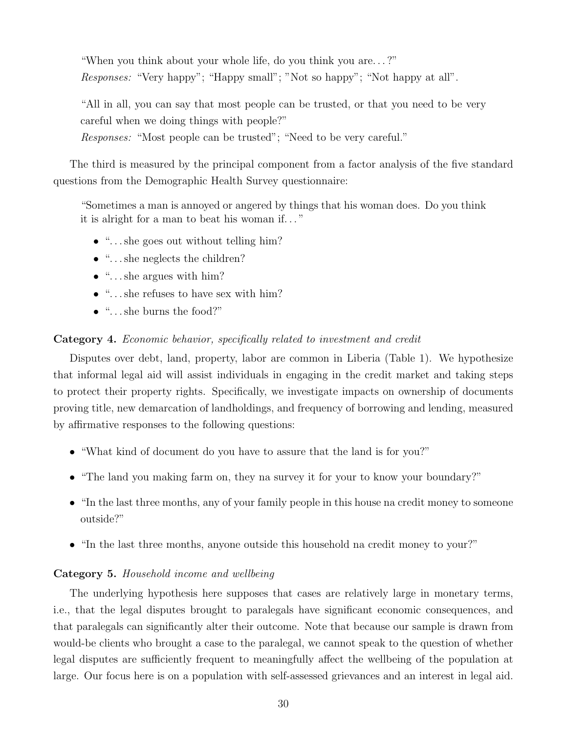> "When you think about your whole life, do you think you are. . . ?"
> *Responses:* "Very happy"; "Happy small"; "Not so happy"; "Not happy at all".

> "All in all, you can say that most people can be trusted, or that you need to be very careful when we doing things with people?"
> *Responses:* "Most people can be trusted"; "Need to be very careful."

The third is measured by the principal component from a factor analysis of the five standard questions from the Demographic Health Survey questionnaire:

> "Sometimes a man is annoyed or angered by things that his woman does. Do you think it is alright for a man to beat his woman if. . . "
>
> - ". . . she goes out without telling him?
> - ". . . she neglects the children?
> - ". . . she argues with him?
> - ". . . she refuses to have sex with him?
> - ". . . she burns the food?"

**Category 4.** *Economic behavior, specifically related to investment and credit*

Disputes over debt, land, property, labor are common in Liberia (Table 1). We hypothesize that informal legal aid will assist individuals in engaging in the credit market and taking steps to protect their property rights. Specifically, we investigate impacts on ownership of documents proving title, new demarcation of landholdings, and frequency of borrowing and lending, measured by affirmative responses to the following questions:

- "What kind of document do you have to assure that the land is for you?"
- "The land you making farm on, they na survey it for your to know your boundary?"
- "In the last three months, any of your family people in this house na credit money to someone outside?"
- "In the last three months, anyone outside this household na credit money to your?"

**Category 5.** *Household income and wellbeing*

The underlying hypothesis here supposes that cases are relatively large in monetary terms, i.e., that the legal disputes brought to paralegals have significant economic consequences, and that paralegals can significantly alter their outcome. Note that because our sample is drawn from would-be clients who brought a case to the paralegal, we cannot speak to the question of whether legal disputes are sufficiently frequent to meaningfully affect the wellbeing of the population at large. Our focus here is on a population with self-assessed grievances and an interest in legal aid.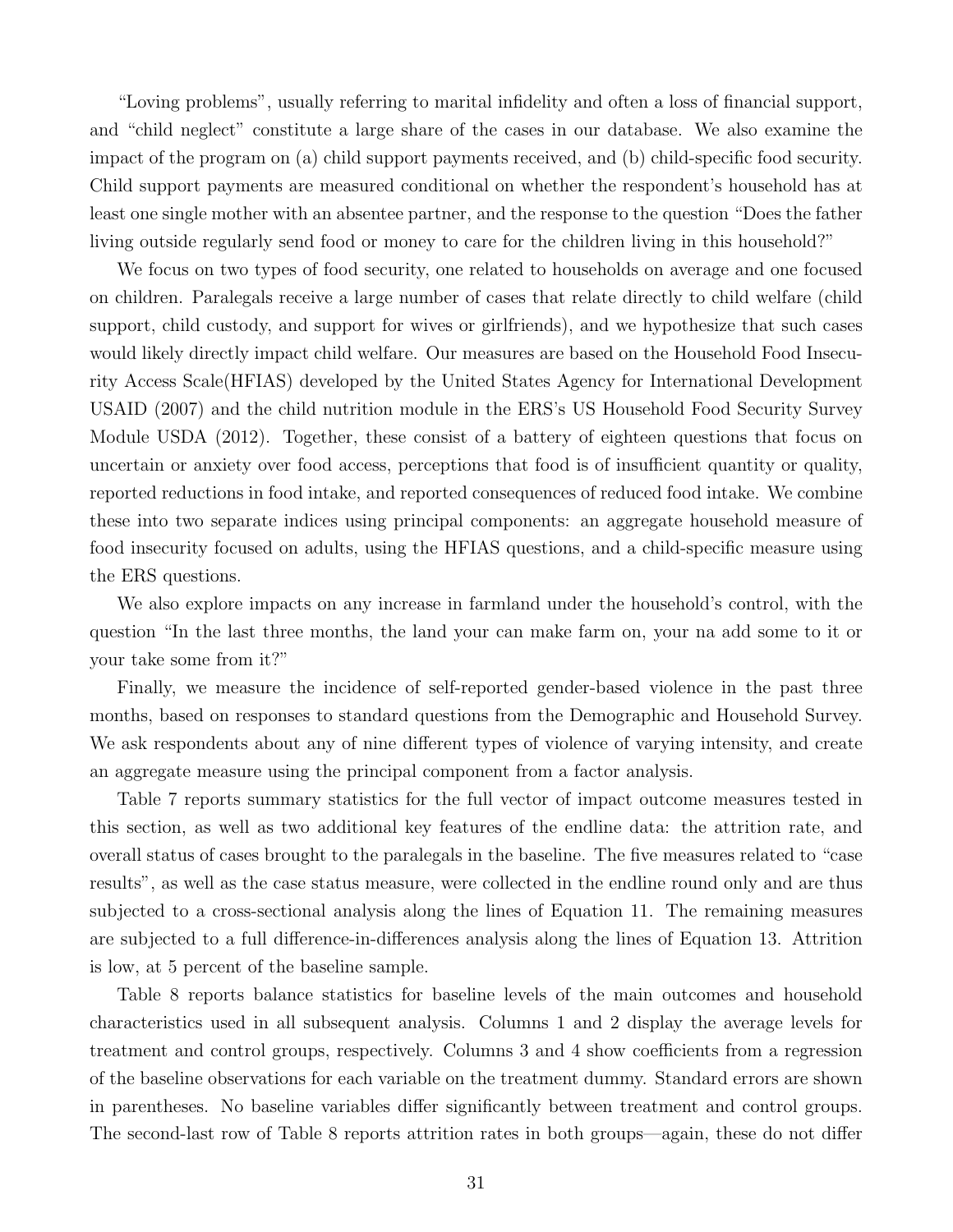"Loving problems", usually referring to marital infidelity and often a loss of financial support, and "child neglect" constitute a large share of the cases in our database. We also examine the impact of the program on (a) child support payments received, and (b) child-specific food security. Child support payments are measured conditional on whether the respondent's household has at least one single mother with an absentee partner, and the response to the question "Does the father living outside regularly send food or money to care for the children living in this household?"

We focus on two types of food security, one related to households on average and one focused on children. Paralegals receive a large number of cases that relate directly to child welfare (child support, child custody, and support for wives or girlfriends), and we hypothesize that such cases would likely directly impact child welfare. Our measures are based on the Household Food Insecurity Access Scale(HFIAS) developed by the United States Agency for International Development USAID (2007) and the child nutrition module in the ERS's US Household Food Security Survey Module USDA (2012). Together, these consist of a battery of eighteen questions that focus on uncertain or anxiety over food access, perceptions that food is of insufficient quantity or quality, reported reductions in food intake, and reported consequences of reduced food intake. We combine these into two separate indices using principal components: an aggregate household measure of food insecurity focused on adults, using the HFIAS questions, and a child-specific measure using the ERS questions.

We also explore impacts on any increase in farmland under the household's control, with the question "In the last three months, the land your can make farm on, your na add some to it or your take some from it?"

Finally, we measure the incidence of self-reported gender-based violence in the past three months, based on responses to standard questions from the Demographic and Household Survey. We ask respondents about any of nine different types of violence of varying intensity, and create an aggregate measure using the principal component from a factor analysis.

Table 7 reports summary statistics for the full vector of impact outcome measures tested in this section, as well as two additional key features of the endline data: the attrition rate, and overall status of cases brought to the paralegals in the baseline. The five measures related to "case results", as well as the case status measure, were collected in the endline round only and are thus subjected to a cross-sectional analysis along the lines of Equation 11. The remaining measures are subjected to a full difference-in-differences analysis along the lines of Equation 13. Attrition is low, at 5 percent of the baseline sample.

Table 8 reports balance statistics for baseline levels of the main outcomes and household characteristics used in all subsequent analysis. Columns 1 and 2 display the average levels for treatment and control groups, respectively. Columns 3 and 4 show coefficients from a regression of the baseline observations for each variable on the treatment dummy. Standard errors are shown in parentheses. No baseline variables differ significantly between treatment and control groups. The second-last row of Table 8 reports attrition rates in both groups—again, these do not differ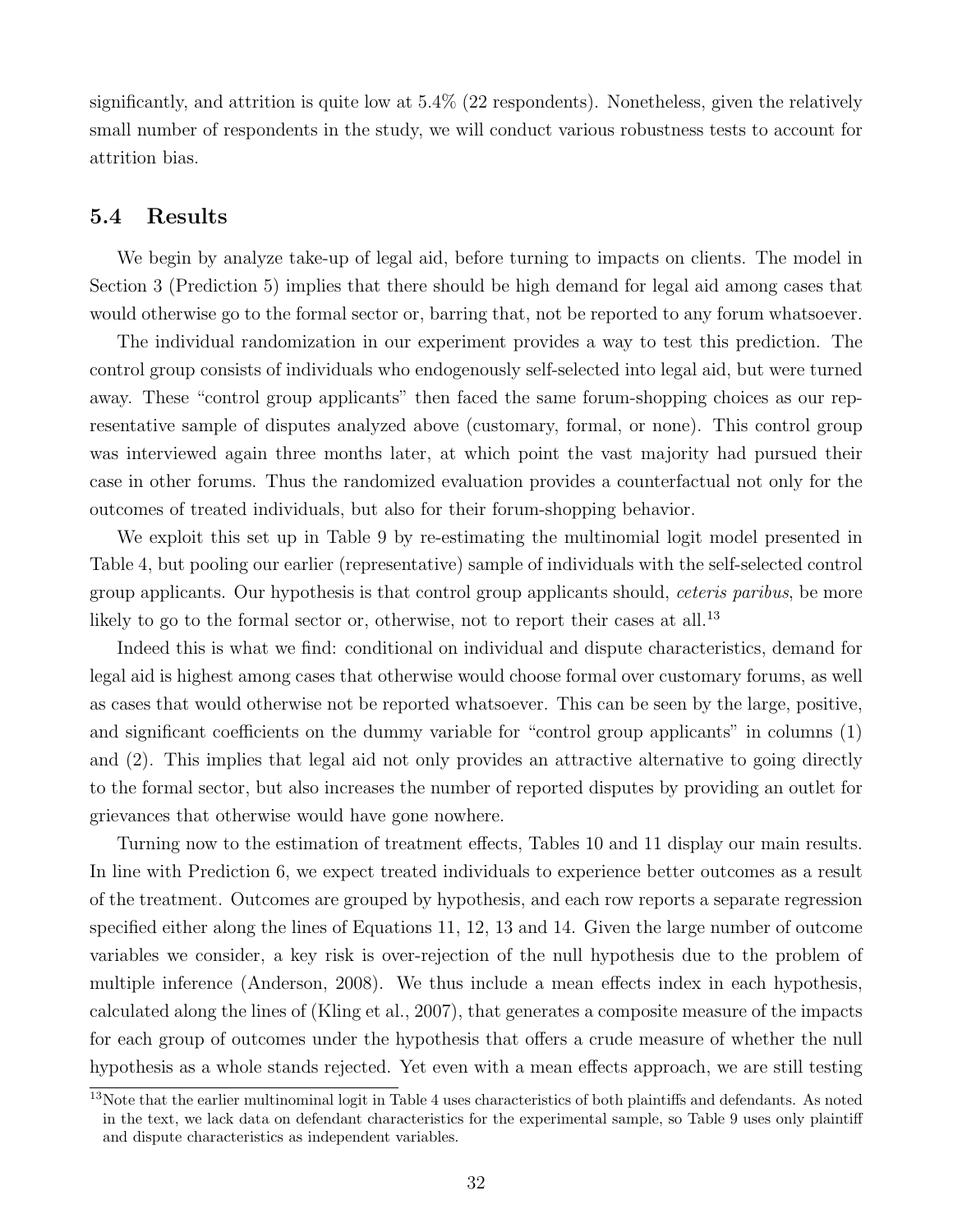significantly, and attrition is quite low at 5.4% (22 respondents). Nonetheless, given the relatively small number of respondents in the study, we will conduct various robustness tests to account for attrition bias.

### 5.4 Results

We begin by analyze take-up of legal aid, before turning to impacts on clients. The model in Section 3 (Prediction 5) implies that there should be high demand for legal aid among cases that would otherwise go to the formal sector or, barring that, not be reported to any forum whatsoever.

The individual randomization in our experiment provides a way to test this prediction. The control group consists of individuals who endogenously self-selected into legal aid, but were turned away. These "control group applicants" then faced the same forum-shopping choices as our representative sample of disputes analyzed above (customary, formal, or none). This control group was interviewed again three months later, at which point the vast majority had pursued their case in other forums. Thus the randomized evaluation provides a counterfactual not only for the outcomes of treated individuals, but also for their forum-shopping behavior.

We exploit this set up in Table 9 by re-estimating the multinomial logit model presented in Table 4, but pooling our earlier (representative) sample of individuals with the self-selected control group applicants. Our hypothesis is that control group applicants should, *ceteris paribus*, be more likely to go to the formal sector or, otherwise, not to report their cases at all.[13]

Indeed this is what we find: conditional on individual and dispute characteristics, demand for legal aid is highest among cases that otherwise would choose formal over customary forums, as well as cases that would otherwise not be reported whatsoever. This can be seen by the large, positive, and significant coefficients on the dummy variable for "control group applicants" in columns (1) and (2). This implies that legal aid not only provides an attractive alternative to going directly to the formal sector, but also increases the number of reported disputes by providing an outlet for grievances that otherwise would have gone nowhere.

Turning now to the estimation of treatment effects, Tables 10 and 11 display our main results. In line with Prediction 6, we expect treated individuals to experience better outcomes as a result of the treatment. Outcomes are grouped by hypothesis, and each row reports a separate regression specified either along the lines of Equations 11, 12, 13 and 14. Given the large number of outcome variables we consider, a key risk is over-rejection of the null hypothesis due to the problem of multiple inference (Anderson, 2008). We thus include a mean effects index in each hypothesis, calculated along the lines of (Kling et al., 2007), that generates a composite measure of the impacts for each group of outcomes under the hypothesis that offers a crude measure of whether the null hypothesis as a whole stands rejected. Yet even with a mean effects approach, we are still testing

[13] Note that the earlier multinominal logit in Table 4 uses characteristics of both plaintiffs and defendants. As noted in the text, we lack data on defendant characteristics for the experimental sample, so Table 9 uses only plaintiff and dispute characteristics as independent variables.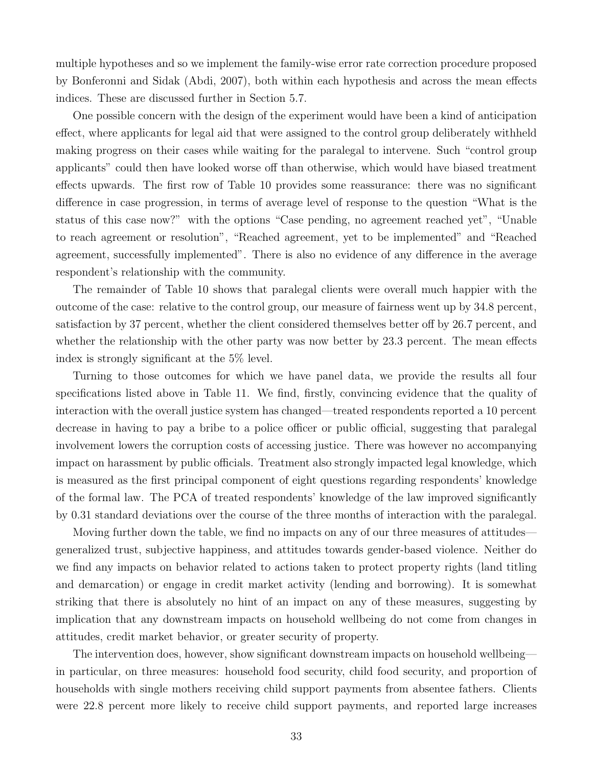multiple hypotheses and so we implement the family-wise error rate correction procedure proposed by Bonferonni and Sidak (Abdi, 2007), both within each hypothesis and across the mean effects indices. These are discussed further in Section 5.7.

One possible concern with the design of the experiment would have been a kind of anticipation effect, where applicants for legal aid that were assigned to the control group deliberately withheld making progress on their cases while waiting for the paralegal to intervene. Such "control group applicants" could then have looked worse off than otherwise, which would have biased treatment effects upwards. The first row of Table 10 provides some reassurance: there was no significant difference in case progression, in terms of average level of response to the question "What is the status of this case now?" with the options "Case pending, no agreement reached yet", "Unable to reach agreement or resolution", "Reached agreement, yet to be implemented" and "Reached agreement, successfully implemented". There is also no evidence of any difference in the average respondent's relationship with the community.

The remainder of Table 10 shows that paralegal clients were overall much happier with the outcome of the case: relative to the control group, our measure of fairness went up by 34.8 percent, satisfaction by 37 percent, whether the client considered themselves better off by 26.7 percent, and whether the relationship with the other party was now better by 23.3 percent. The mean effects index is strongly significant at the 5% level.

Turning to those outcomes for which we have panel data, we provide the results all four specifications listed above in Table 11. We find, firstly, convincing evidence that the quality of interaction with the overall justice system has changed—treated respondents reported a 10 percent decrease in having to pay a bribe to a police officer or public official, suggesting that paralegal involvement lowers the corruption costs of accessing justice. There was however no accompanying impact on harassment by public officials. Treatment also strongly impacted legal knowledge, which is measured as the first principal component of eight questions regarding respondents' knowledge of the formal law. The PCA of treated respondents' knowledge of the law improved significantly by 0.31 standard deviations over the course of the three months of interaction with the paralegal.

Moving further down the table, we find no impacts on any of our three measures of attitudes—generalized trust, subjective happiness, and attitudes towards gender-based violence. Neither do we find any impacts on behavior related to actions taken to protect property rights (land titling and demarcation) or engage in credit market activity (lending and borrowing). It is somewhat striking that there is absolutely no hint of an impact on any of these measures, suggesting by implication that any downstream impacts on household wellbeing do not come from changes in attitudes, credit market behavior, or greater security of property.

The intervention does, however, show significant downstream impacts on household wellbeing—in particular, on three measures: household food security, child food security, and proportion of households with single mothers receiving child support payments from absentee fathers. Clients were 22.8 percent more likely to receive child support payments, and reported large increases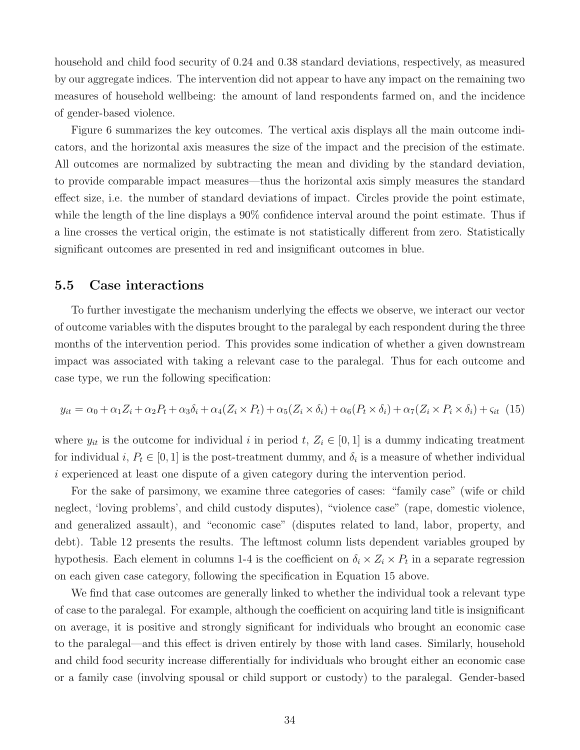household and child food security of 0.24 and 0.38 standard deviations, respectively, as measured by our aggregate indices. The intervention did not appear to have any impact on the remaining two measures of household wellbeing: the amount of land respondents farmed on, and the incidence of gender-based violence.

Figure 6 summarizes the key outcomes. The vertical axis displays all the main outcome indicators, and the horizontal axis measures the size of the impact and the precision of the estimate. All outcomes are normalized by subtracting the mean and dividing by the standard deviation, to provide comparable impact measures—thus the horizontal axis simply measures the standard effect size, i.e. the number of standard deviations of impact. Circles provide the point estimate, while the length of the line displays a 90% confidence interval around the point estimate. Thus if a line crosses the vertical origin, the estimate is not statistically different from zero. Statistically significant outcomes are presented in red and insignificant outcomes in blue.

### 5.5 Case interactions

To further investigate the mechanism underlying the effects we observe, we interact our vector of outcome variables with the disputes brought to the paralegal by each respondent during the three months of the intervention period. This provides some indication of whether a given downstream impact was associated with taking a relevant case to the paralegal. Thus for each outcome and case type, we run the following specification:

$$y_{it} = \alpha_0 + \alpha_1 Z_i + \alpha_2 P_t + \alpha_3 \delta_i + \alpha_4 (Z_i \times P_t) + \alpha_5 (Z_i \times \delta_i) + \alpha_6 (P_t \times \delta_i) + \alpha_7 (Z_i \times P_i \times \delta_i) + \varsigma_{it} \quad (15)$$

where $y_{it}$ is the outcome for individual $i$ in period $t$, $Z_i \in [0, 1]$ is a dummy indicating treatment for individual $i$, $P_t \in [0, 1]$ is the post-treatment dummy, and $\delta_i$ is a measure of whether individual $i$ experienced at least one dispute of a given category during the intervention period.

For the sake of parsimony, we examine three categories of cases: "family case" (wife or child neglect, 'loving problems', and child custody disputes), "violence case" (rape, domestic violence, and generalized assault), and "economic case" (disputes related to land, labor, property, and debt). Table 12 presents the results. The leftmost column lists dependent variables grouped by hypothesis. Each element in columns 1-4 is the coefficient on $\delta_i \times Z_i \times P_t$ in a separate regression on each given case category, following the specification in Equation 15 above.

We find that case outcomes are generally linked to whether the individual took a relevant type of case to the paralegal. For example, although the coefficient on acquiring land title is insignificant on average, it is positive and strongly significant for individuals who brought an economic case to the paralegal—and this effect is driven entirely by those with land cases. Similarly, household and child food security increase differentially for individuals who brought either an economic case or a family case (involving spousal or child support or custody) to the paralegal. Gender-based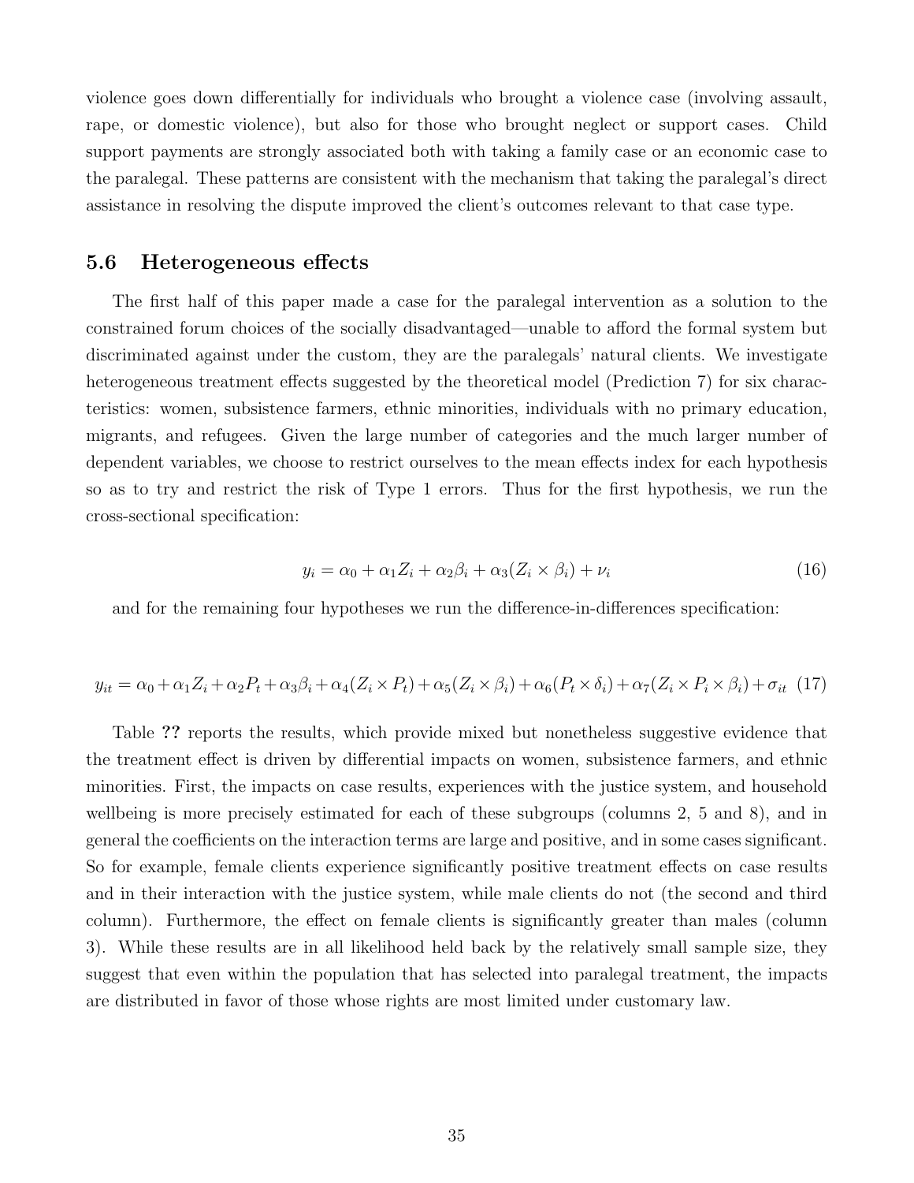violence goes down differentially for individuals who brought a violence case (involving assault, rape, or domestic violence), but also for those who brought neglect or support cases. Child support payments are strongly associated both with taking a family case or an economic case to the paralegal. These patterns are consistent with the mechanism that taking the paralegal's direct assistance in resolving the dispute improved the client's outcomes relevant to that case type.

### 5.6 Heterogeneous effects

The first half of this paper made a case for the paralegal intervention as a solution to the constrained forum choices of the socially disadvantaged—unable to afford the formal system but discriminated against under the custom, they are the paralegals' natural clients. We investigate heterogeneous treatment effects suggested by the theoretical model (Prediction 7) for six characteristics: women, subsistence farmers, ethnic minorities, individuals with no primary education, migrants, and refugees. Given the large number of categories and the much larger number of dependent variables, we choose to restrict ourselves to the mean effects index for each hypothesis so as to try and restrict the risk of Type 1 errors. Thus for the first hypothesis, we run the cross-sectional specification:

$$y_i = \alpha_0 + \alpha_1 Z_i + \alpha_2 \beta_i + \alpha_3 (Z_i \times \beta_i) + \nu_i \tag{16}$$

and for the remaining four hypotheses we run the difference-in-differences specification:

$$y_{it} = \alpha_0 + \alpha_1 Z_i + \alpha_2 P_t + \alpha_3 \beta_i + \alpha_4 (Z_i \times P_t) + \alpha_5 (Z_i \times \beta_i) + \alpha_6 (P_t \times \delta_i) + \alpha_7 (Z_i \times P_i \times \beta_i) + \sigma_{it} \tag{17}$$

Table **??** reports the results, which provide mixed but nonetheless suggestive evidence that the treatment effect is driven by differential impacts on women, subsistence farmers, and ethnic minorities. First, the impacts on case results, experiences with the justice system, and household wellbeing is more precisely estimated for each of these subgroups (columns 2, 5 and 8), and in general the coefficients on the interaction terms are large and positive, and in some cases significant. So for example, female clients experience significantly positive treatment effects on case results and in their interaction with the justice system, while male clients do not (the second and third column). Furthermore, the effect on female clients is significantly greater than males (column 3). While these results are in all likelihood held back by the relatively small sample size, they suggest that even within the population that has selected into paralegal treatment, the impacts are distributed in favor of those whose rights are most limited under customary law.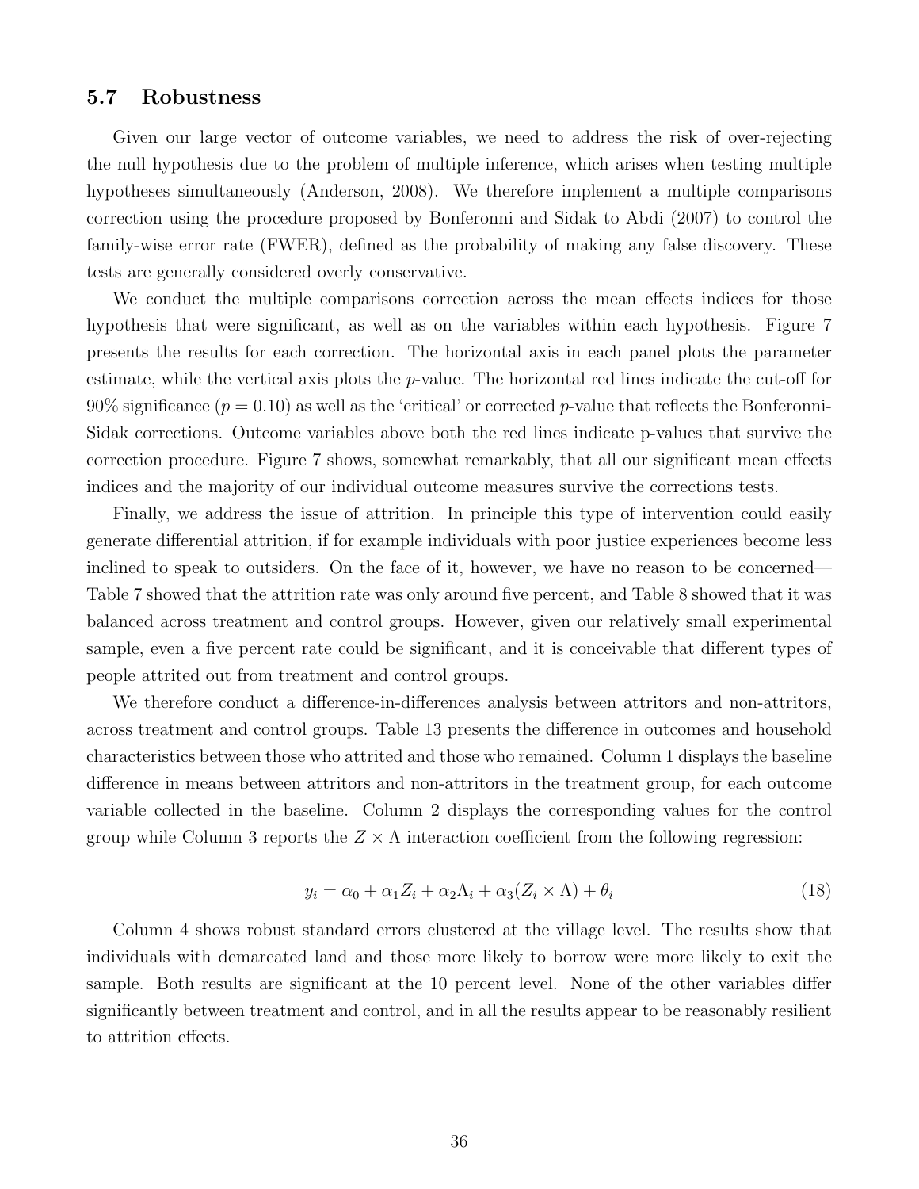### 5.7 Robustness

Given our large vector of outcome variables, we need to address the risk of over-rejecting the null hypothesis due to the problem of multiple inference, which arises when testing multiple hypotheses simultaneously (Anderson, 2008). We therefore implement a multiple comparisons correction using the procedure proposed by Bonferonni and Sidak to Abdi (2007) to control the family-wise error rate (FWER), defined as the probability of making any false discovery. These tests are generally considered overly conservative.

We conduct the multiple comparisons correction across the mean effects indices for those hypothesis that were significant, as well as on the variables within each hypothesis. Figure 7 presents the results for each correction. The horizontal axis in each panel plots the parameter estimate, while the vertical axis plots the $p$-value. The horizontal red lines indicate the cut-off for 90% significance ($p = 0.10$) as well as the 'critical' or corrected $p$-value that reflects the Bonferonni-Sidak corrections. Outcome variables above both the red lines indicate p-values that survive the correction procedure. Figure 7 shows, somewhat remarkably, that all our significant mean effects indices and the majority of our individual outcome measures survive the corrections tests.

Finally, we address the issue of attrition. In principle this type of intervention could easily generate differential attrition, if for example individuals with poor justice experiences become less inclined to speak to outsiders. On the face of it, however, we have no reason to be concerned—Table 7 showed that the attrition rate was only around five percent, and Table 8 showed that it was balanced across treatment and control groups. However, given our relatively small experimental sample, even a five percent rate could be significant, and it is conceivable that different types of people attrited out from treatment and control groups.

We therefore conduct a difference-in-differences analysis between attritors and non-attritors, across treatment and control groups. Table 13 presents the difference in outcomes and household characteristics between those who attrited and those who remained. Column 1 displays the baseline difference in means between attritors and non-attritors in the treatment group, for each outcome variable collected in the baseline. Column 2 displays the corresponding values for the control group while Column 3 reports the $Z \times \Lambda$ interaction coefficient from the following regression:

$$y_i = \alpha_0 + \alpha_1 Z_i + \alpha_2 \Lambda_i + \alpha_3 (Z_i \times \Lambda) + \theta_i \tag{18}$$

Column 4 shows robust standard errors clustered at the village level. The results show that individuals with demarcated land and those more likely to borrow were more likely to exit the sample. Both results are significant at the 10 percent level. None of the other variables differ significantly between treatment and control, and in all the results appear to be reasonably resilient to attrition effects.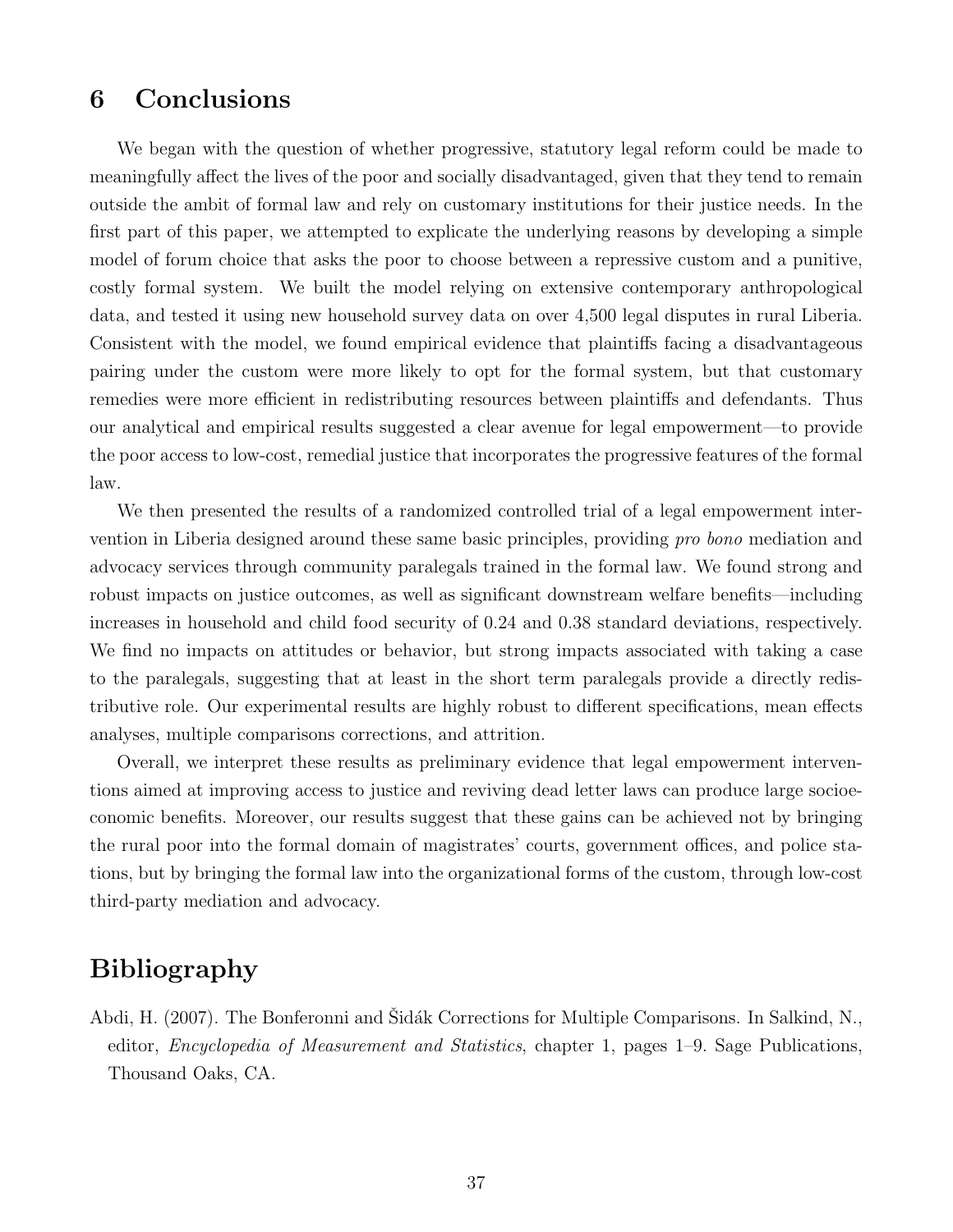# 6 Conclusions

We began with the question of whether progressive, statutory legal reform could be made to meaningfully affect the lives of the poor and socially disadvantaged, given that they tend to remain outside the ambit of formal law and rely on customary institutions for their justice needs. In the first part of this paper, we attempted to explicate the underlying reasons by developing a simple model of forum choice that asks the poor to choose between a repressive custom and a punitive, costly formal system. We built the model relying on extensive contemporary anthropological data, and tested it using new household survey data on over 4,500 legal disputes in rural Liberia. Consistent with the model, we found empirical evidence that plaintiffs facing a disadvantageous pairing under the custom were more likely to opt for the formal system, but that customary remedies were more efficient in redistributing resources between plaintiffs and defendants. Thus our analytical and empirical results suggested a clear avenue for legal empowerment—to provide the poor access to low-cost, remedial justice that incorporates the progressive features of the formal law.

We then presented the results of a randomized controlled trial of a legal empowerment intervention in Liberia designed around these same basic principles, providing *pro bono* mediation and advocacy services through community paralegals trained in the formal law. We found strong and robust impacts on justice outcomes, as well as significant downstream welfare benefits—including increases in household and child food security of 0.24 and 0.38 standard deviations, respectively. We find no impacts on attitudes or behavior, but strong impacts associated with taking a case to the paralegals, suggesting that at least in the short term paralegals provide a directly redistributive role. Our experimental results are highly robust to different specifications, mean effects analyses, multiple comparisons corrections, and attrition.

Overall, we interpret these results as preliminary evidence that legal empowerment interventions aimed at improving access to justice and reviving dead letter laws can produce large socioeconomic benefits. Moreover, our results suggest that these gains can be achieved not by bringing the rural poor into the formal domain of magistrates' courts, government offices, and police stations, but by bringing the formal law into the organizational forms of the custom, through low-cost third-party mediation and advocacy.

# Bibliography

Abdi, H. (2007). The Bonferonni and Šidák Corrections for Multiple Comparisons. In Salkind, N., editor, *Encyclopedia of Measurement and Statistics*, chapter 1, pages 1–9. Sage Publications, Thousand Oaks, CA.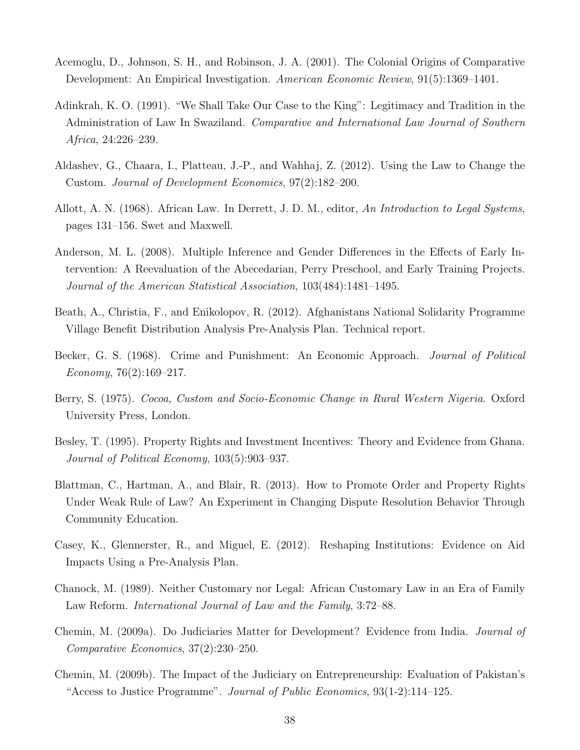Acemoglu, D., Johnson, S. H., and Robinson, J. A. (2001). The Colonial Origins of Comparative Development: An Empirical Investigation. *American Economic Review*, 91(5):1369–1401.

Adinkrah, K. O. (1991). "We Shall Take Our Case to the King": Legitimacy and Tradition in the Administration of Law In Swaziland. *Comparative and International Law Journal of Southern Africa*, 24:226–239.

Aldashev, G., Chaara, I., Platteau, J.-P., and Wahhaj, Z. (2012). Using the Law to Change the Custom. *Journal of Development Economics*, 97(2):182–200.

Allott, A. N. (1968). African Law. In Derrett, J. D. M., editor, *An Introduction to Legal Systems*, pages 131–156. Swet and Maxwell.

Anderson, M. L. (2008). Multiple Inference and Gender Differences in the Effects of Early Intervention: A Reevaluation of the Abecedarian, Perry Preschool, and Early Training Projects. *Journal of the American Statistical Association*, 103(484):1481–1495.

Beath, A., Christia, F., and Enikolopov, R. (2012). Afghanistans National Solidarity Programme Village Benefit Distribution Analysis Pre-Analysis Plan. Technical report.

Becker, G. S. (1968). Crime and Punishment: An Economic Approach. *Journal of Political Economy*, 76(2):169–217.

Berry, S. (1975). *Cocoa, Custom and Socio-Economic Change in Rural Western Nigeria*. Oxford University Press, London.

Besley, T. (1995). Property Rights and Investment Incentives: Theory and Evidence from Ghana. *Journal of Political Economy*, 103(5):903–937.

Blattman, C., Hartman, A., and Blair, R. (2013). How to Promote Order and Property Rights Under Weak Rule of Law? An Experiment in Changing Dispute Resolution Behavior Through Community Education.

Casey, K., Glennerster, R., and Miguel, E. (2012). Reshaping Institutions: Evidence on Aid Impacts Using a Pre-Analysis Plan.

Chanock, M. (1989). Neither Customary nor Legal: African Customary Law in an Era of Family Law Reform. *International Journal of Law and the Family*, 3:72–88.

Chemin, M. (2009a). Do Judiciaries Matter for Development? Evidence from India. *Journal of Comparative Economics*, 37(2):230–250.

Chemin, M. (2009b). The Impact of the Judiciary on Entrepreneurship: Evaluation of Pakistan's "Access to Justice Programme". *Journal of Public Economics*, 93(1-2):114–125.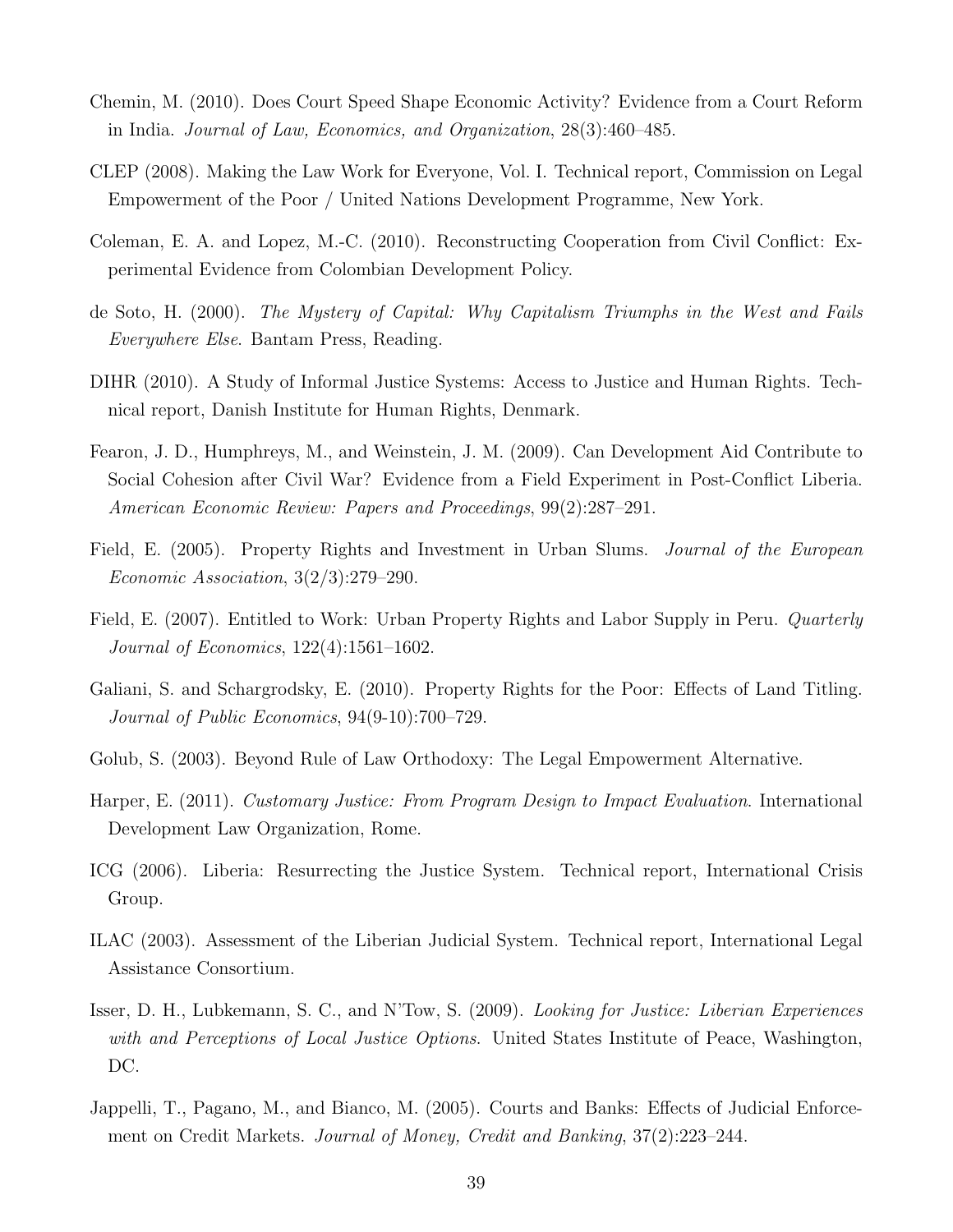Chemin, M. (2010). Does Court Speed Shape Economic Activity? Evidence from a Court Reform in India. *Journal of Law, Economics, and Organization*, 28(3):460–485.

CLEP (2008). Making the Law Work for Everyone, Vol. I. Technical report, Commission on Legal Empowerment of the Poor / United Nations Development Programme, New York.

Coleman, E. A. and Lopez, M.-C. (2010). Reconstructing Cooperation from Civil Conflict: Experimental Evidence from Colombian Development Policy.

de Soto, H. (2000). *The Mystery of Capital: Why Capitalism Triumphs in the West and Fails Everywhere Else*. Bantam Press, Reading.

DIHR (2010). A Study of Informal Justice Systems: Access to Justice and Human Rights. Technical report, Danish Institute for Human Rights, Denmark.

Fearon, J. D., Humphreys, M., and Weinstein, J. M. (2009). Can Development Aid Contribute to Social Cohesion after Civil War? Evidence from a Field Experiment in Post-Conflict Liberia. *American Economic Review: Papers and Proceedings*, 99(2):287–291.

Field, E. (2005). Property Rights and Investment in Urban Slums. *Journal of the European Economic Association*, 3(2/3):279–290.

Field, E. (2007). Entitled to Work: Urban Property Rights and Labor Supply in Peru. *Quarterly Journal of Economics*, 122(4):1561–1602.

Galiani, S. and Schargrodsky, E. (2010). Property Rights for the Poor: Effects of Land Titling. *Journal of Public Economics*, 94(9-10):700–729.

Golub, S. (2003). Beyond Rule of Law Orthodoxy: The Legal Empowerment Alternative.

Harper, E. (2011). *Customary Justice: From Program Design to Impact Evaluation*. International Development Law Organization, Rome.

ICG (2006). Liberia: Resurrecting the Justice System. Technical report, International Crisis Group.

ILAC (2003). Assessment of the Liberian Judicial System. Technical report, International Legal Assistance Consortium.

Isser, D. H., Lubkemann, S. C., and N'Tow, S. (2009). *Looking for Justice: Liberian Experiences with and Perceptions of Local Justice Options*. United States Institute of Peace, Washington, DC.

Jappelli, T., Pagano, M., and Bianco, M. (2005). Courts and Banks: Effects of Judicial Enforcement on Credit Markets. *Journal of Money, Credit and Banking*, 37(2):223–244.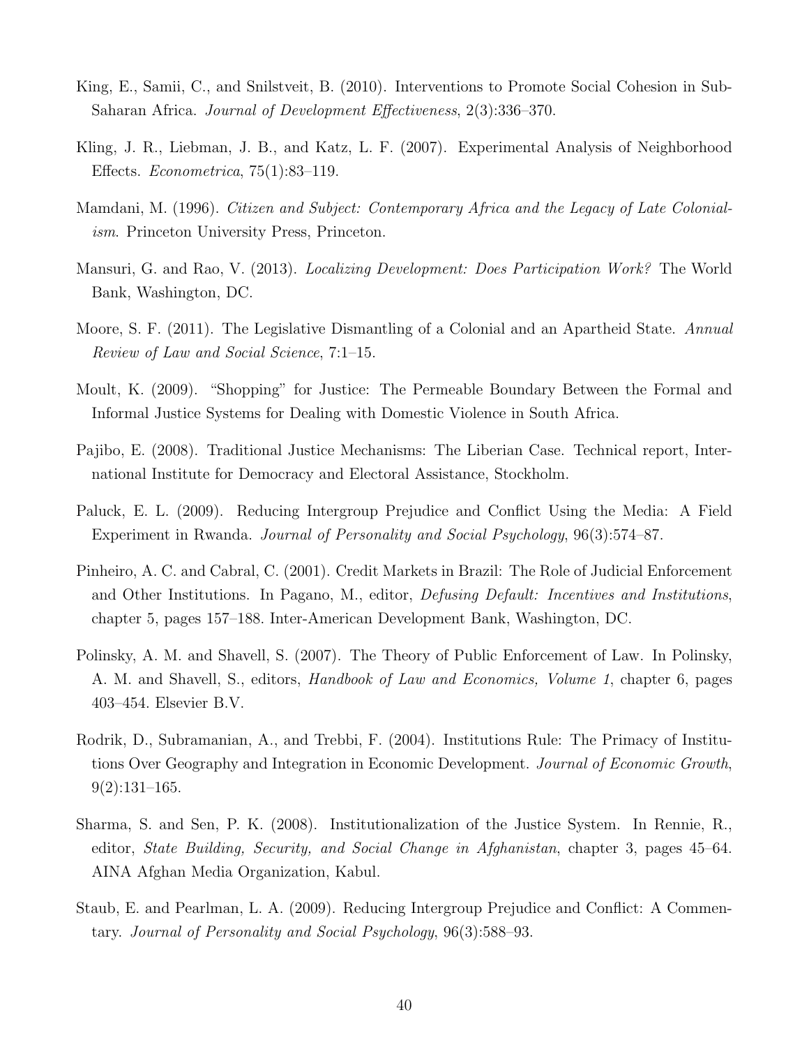King, E., Samii, C., and Snilstveit, B. (2010). Interventions to Promote Social Cohesion in Sub-Saharan Africa. *Journal of Development Effectiveness*, 2(3):336–370.

Kling, J. R., Liebman, J. B., and Katz, L. F. (2007). Experimental Analysis of Neighborhood Effects. *Econometrica*, 75(1):83–119.

Mamdani, M. (1996). *Citizen and Subject: Contemporary Africa and the Legacy of Late Colonialism*. Princeton University Press, Princeton.

Mansuri, G. and Rao, V. (2013). *Localizing Development: Does Participation Work?* The World Bank, Washington, DC.

Moore, S. F. (2011). The Legislative Dismantling of a Colonial and an Apartheid State. *Annual Review of Law and Social Science*, 7:1–15.

Moult, K. (2009). "Shopping" for Justice: The Permeable Boundary Between the Formal and Informal Justice Systems for Dealing with Domestic Violence in South Africa.

Pajibo, E. (2008). Traditional Justice Mechanisms: The Liberian Case. Technical report, International Institute for Democracy and Electoral Assistance, Stockholm.

Paluck, E. L. (2009). Reducing Intergroup Prejudice and Conflict Using the Media: A Field Experiment in Rwanda. *Journal of Personality and Social Psychology*, 96(3):574–87.

Pinheiro, A. C. and Cabral, C. (2001). Credit Markets in Brazil: The Role of Judicial Enforcement and Other Institutions. In Pagano, M., editor, *Defusing Default: Incentives and Institutions*, chapter 5, pages 157–188. Inter-American Development Bank, Washington, DC.

Polinsky, A. M. and Shavell, S. (2007). The Theory of Public Enforcement of Law. In Polinsky, A. M. and Shavell, S., editors, *Handbook of Law and Economics, Volume 1*, chapter 6, pages 403–454. Elsevier B.V.

Rodrik, D., Subramanian, A., and Trebbi, F. (2004). Institutions Rule: The Primacy of Institutions Over Geography and Integration in Economic Development. *Journal of Economic Growth*, 9(2):131–165.

Sharma, S. and Sen, P. K. (2008). Institutionalization of the Justice System. In Rennie, R., editor, *State Building, Security, and Social Change in Afghanistan*, chapter 3, pages 45–64. AINA Afghan Media Organization, Kabul.

Staub, E. and Pearlman, L. A. (2009). Reducing Intergroup Prejudice and Conflict: A Commentary. *Journal of Personality and Social Psychology*, 96(3):588–93.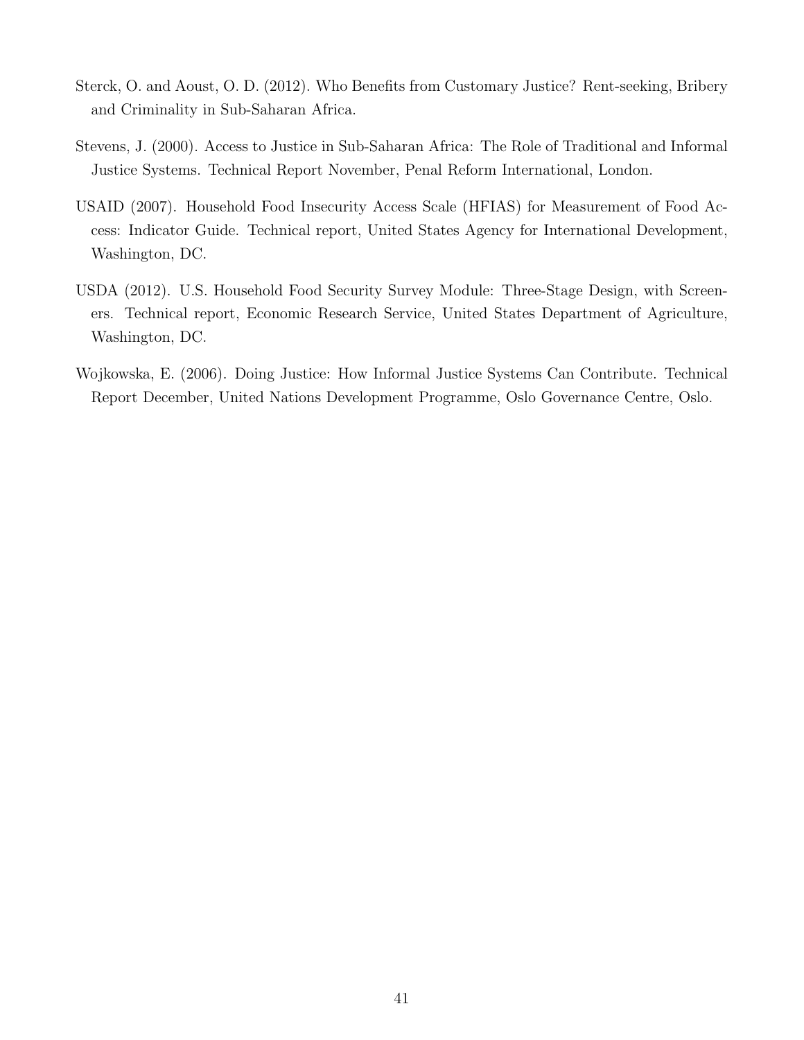Sterck, O. and Aoust, O. D. (2012). Who Benefits from Customary Justice? Rent-seeking, Bribery and Criminality in Sub-Saharan Africa.

Stevens, J. (2000). Access to Justice in Sub-Saharan Africa: The Role of Traditional and Informal Justice Systems. Technical Report November, Penal Reform International, London.

USAID (2007). Household Food Insecurity Access Scale (HFIAS) for Measurement of Food Access: Indicator Guide. Technical report, United States Agency for International Development, Washington, DC.

USDA (2012). U.S. Household Food Security Survey Module: Three-Stage Design, with Screeners. Technical report, Economic Research Service, United States Department of Agriculture, Washington, DC.

Wojkowska, E. (2006). Doing Justice: How Informal Justice Systems Can Contribute. Technical Report December, United Nations Development Programme, Oslo Governance Centre, Oslo.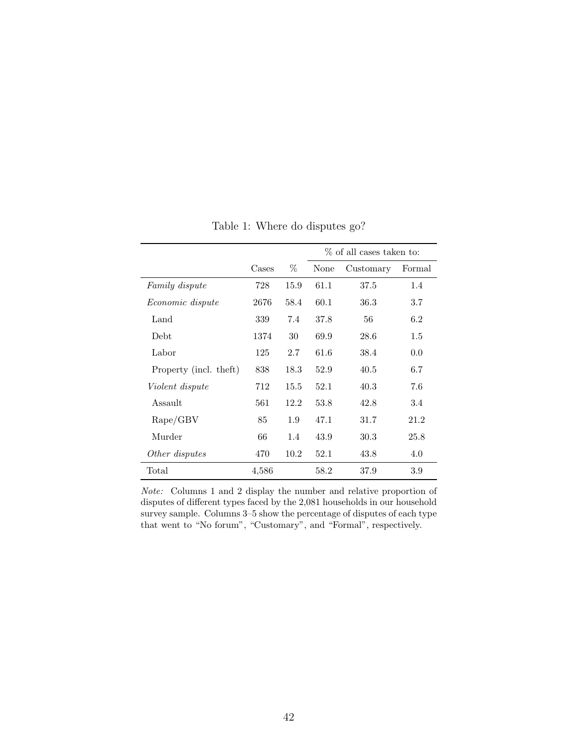Table 1: Where do disputes go?

| | Cases | % | % of all cases taken to: | | |
|---|---|---|---|---|---|
| | | | None | Customary | Formal |
| *Family dispute* | 728 | 15.9 | 61.1 | 37.5 | 1.4 |
| *Economic dispute* | 2676 | 58.4 | 60.1 | 36.3 | 3.7 |
| Land | 339 | 7.4 | 37.8 | 56 | 6.2 |
| Debt | 1374 | 30 | 69.9 | 28.6 | 1.5 |
| Labor | 125 | 2.7 | 61.6 | 38.4 | 0.0 |
| Property (incl. theft) | 838 | 18.3 | 52.9 | 40.5 | 6.7 |
| *Violent dispute* | 712 | 15.5 | 52.1 | 40.3 | 7.6 |
| Assault | 561 | 12.2 | 53.8 | 42.8 | 3.4 |
| Rape/GBV | 85 | 1.9 | 47.1 | 31.7 | 21.2 |
| Murder | 66 | 1.4 | 43.9 | 30.3 | 25.8 |
| *Other disputes* | 470 | 10.2 | 52.1 | 43.8 | 4.0 |
| Total | 4,586 | | 58.2 | 37.9 | 3.9 |

*Note:* Columns 1 and 2 display the number and relative proportion of disputes of different types faced by the 2,081 households in our household survey sample. Columns 3–5 show the percentage of disputes of each type that went to "No forum", "Customary", and "Formal", respectively.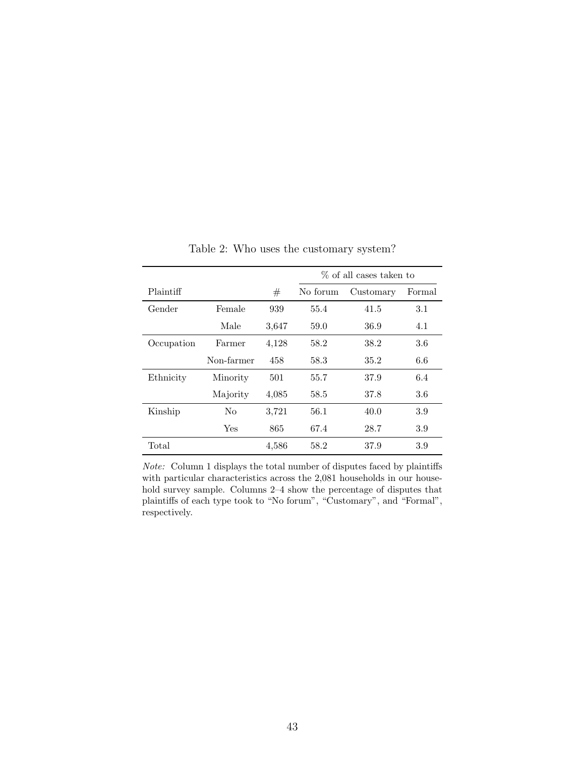Table 2: Who uses the customary system?

| Plaintiff | | # | % of all cases taken to | | |
|---|---|---|---|---|---|
| | | | No forum | Customary | Formal |
| Gender | Female | 939 | 55.4 | 41.5 | 3.1 |
| | Male | 3,647 | 59.0 | 36.9 | 4.1 |
| Occupation | Farmer | 4,128 | 58.2 | 38.2 | 3.6 |
| | Non-farmer | 458 | 58.3 | 35.2 | 6.6 |
| Ethnicity | Minority | 501 | 55.7 | 37.9 | 6.4 |
| | Majority | 4,085 | 58.5 | 37.8 | 3.6 |
| Kinship | No | 3,721 | 56.1 | 40.0 | 3.9 |
| | Yes | 865 | 67.4 | 28.7 | 3.9 |
| Total | | 4,586 | 58.2 | 37.9 | 3.9 |

*Note:* Column 1 displays the total number of disputes faced by plaintiffs with particular characteristics across the 2,081 households in our household survey sample. Columns 2–4 show the percentage of disputes that plaintiffs of each type took to "No forum", "Customary", and "Formal", respectively.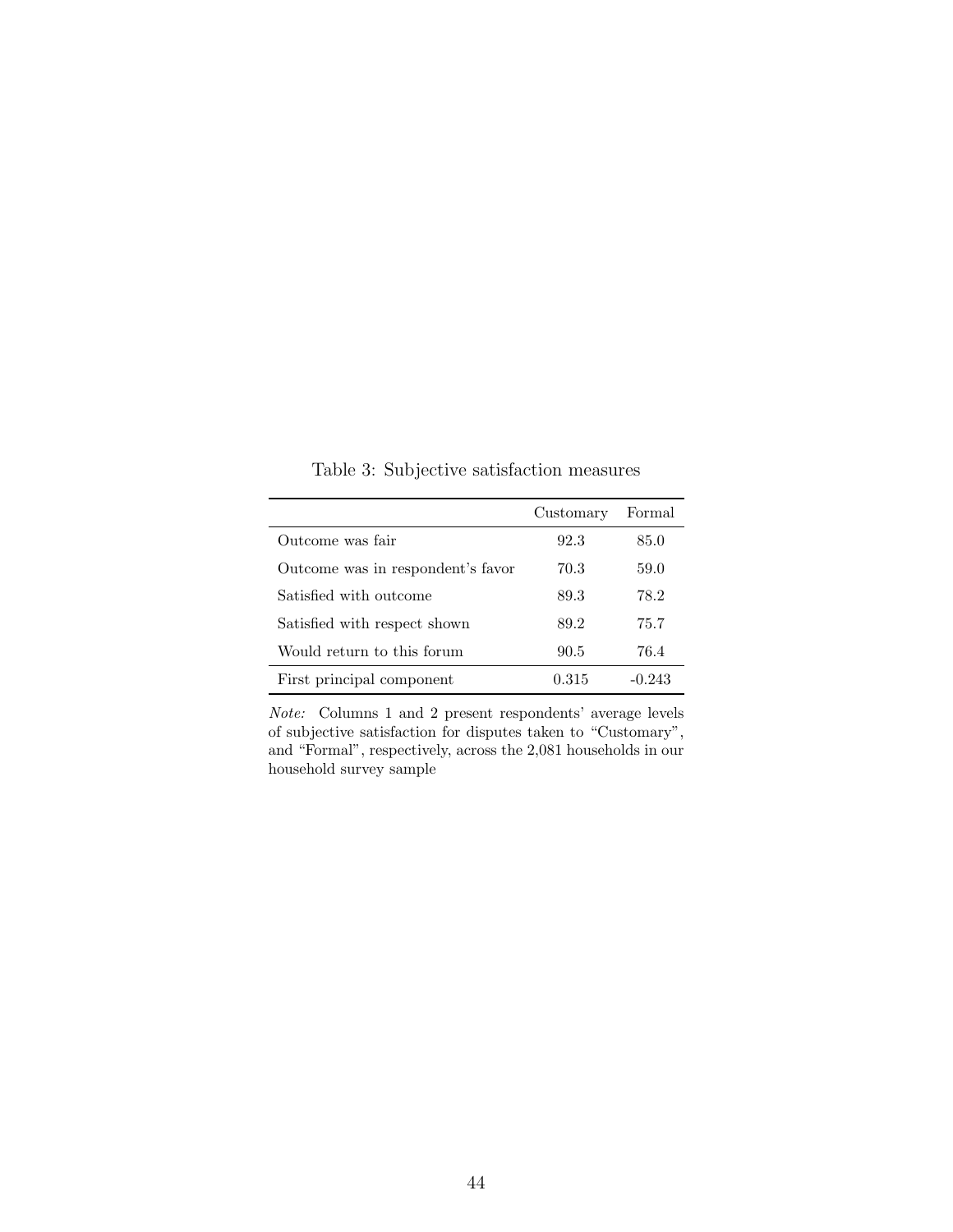Table 3: Subjective satisfaction measures

| | Customary | Formal |
|---|---|---|
| Outcome was fair | 92.3 | 85.0 |
| Outcome was in respondent's favor | 70.3 | 59.0 |
| Satisfied with outcome | 89.3 | 78.2 |
| Satisfied with respect shown | 89.2 | 75.7 |
| Would return to this forum | 90.5 | 76.4 |
| First principal component | 0.315 | -0.243 |

*Note:* Columns 1 and 2 present respondents' average levels of subjective satisfaction for disputes taken to "Customary", and "Formal", respectively, across the 2,081 households in our household survey sample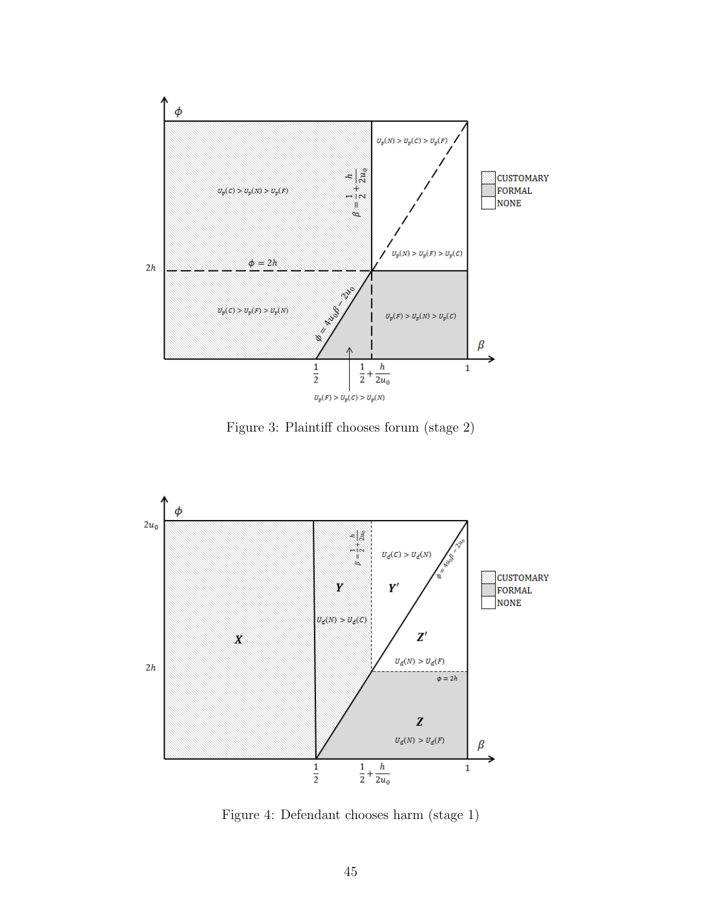Figure 3: Plaintiff chooses forum (stage 2)

Figure 4: Defendant chooses harm (stage 1)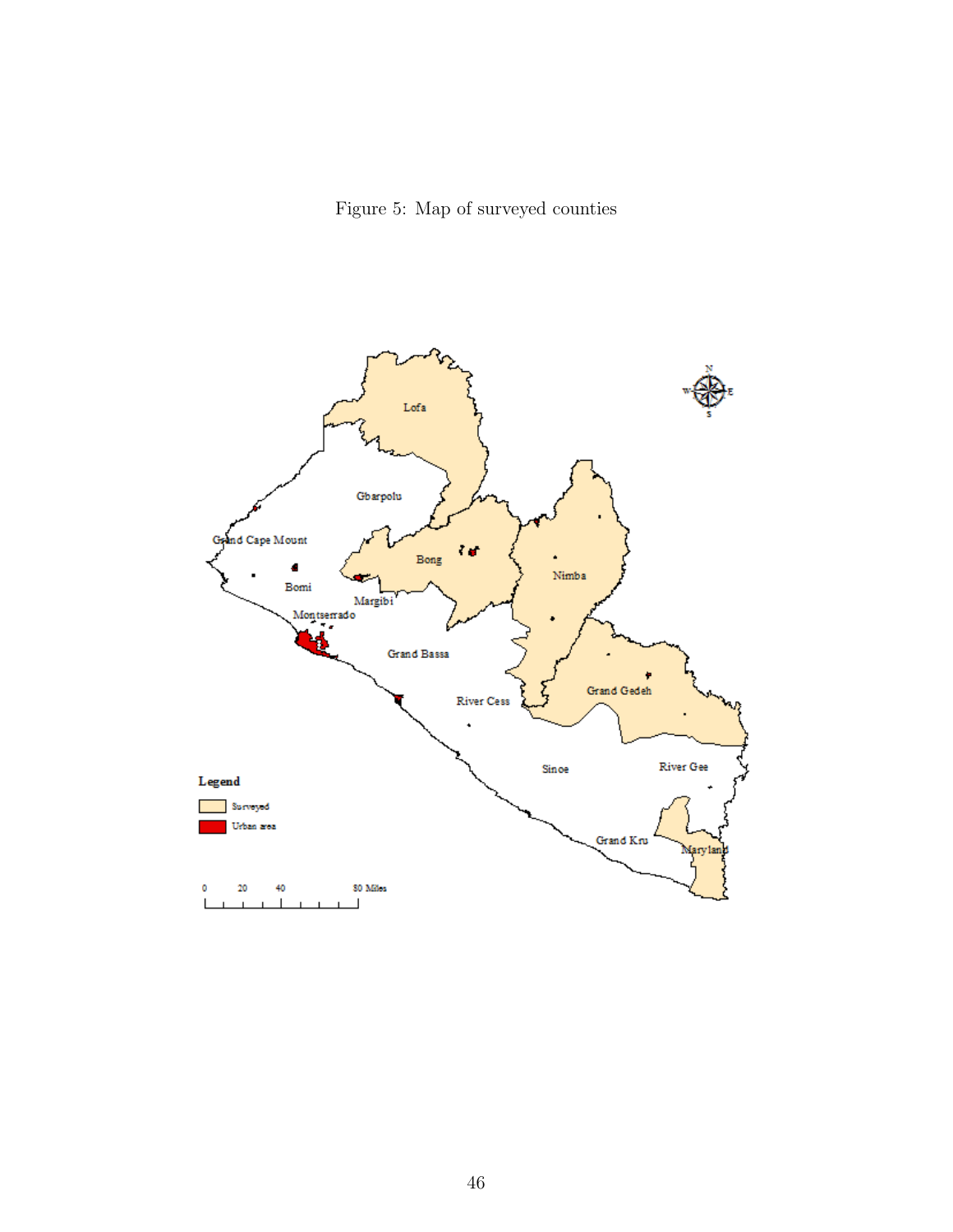Figure 5: Map of surveyed counties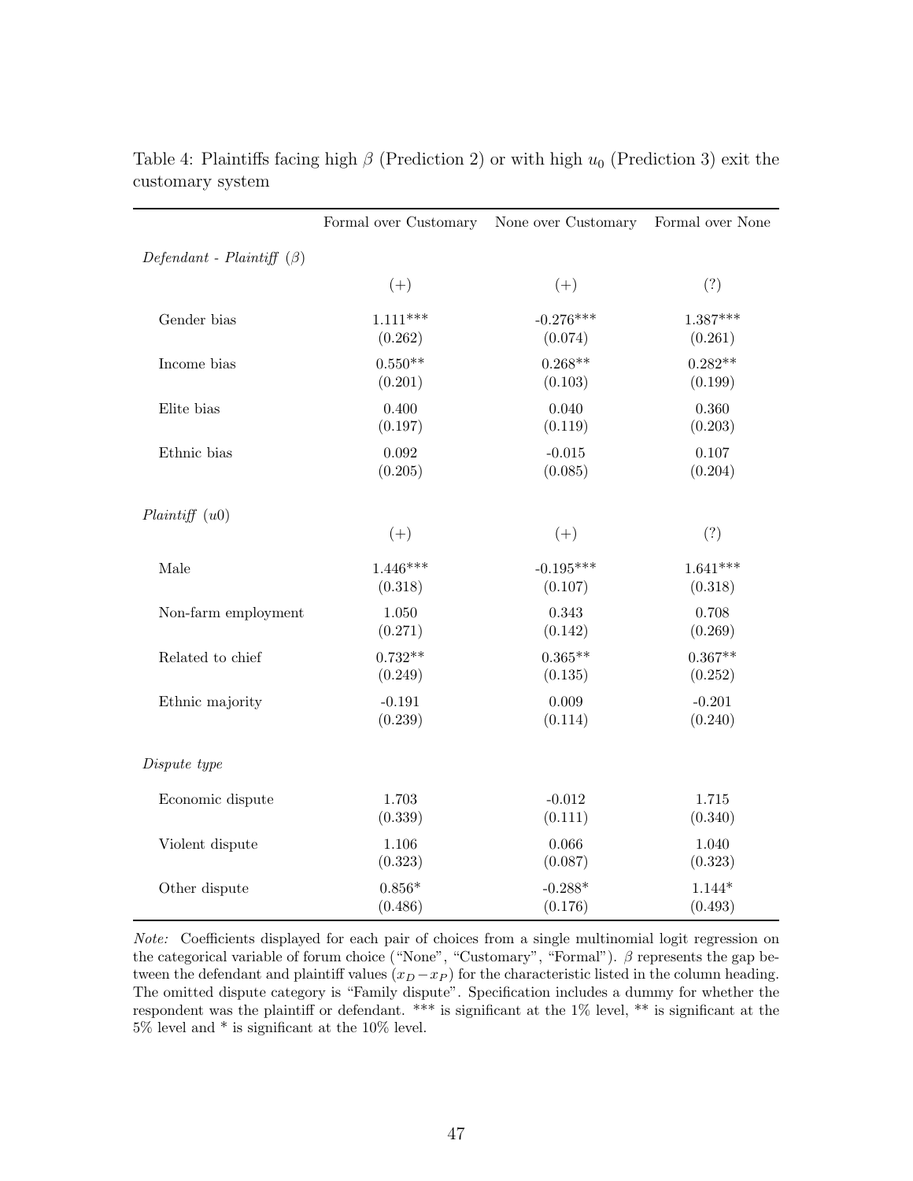Table 4: Plaintiffs facing high $\beta$ (Prediction 2) or with high $u_0$ (Prediction 3) exit the customary system

| | Formal over Customary | None over Customary | Formal over None |
|---|---|---|---|
| *Defendant - Plaintiff ($\beta$)* | | | |
| | (+) | (+) | (?) |
| Gender bias | 1.111*** | -0.276*** | 1.387*** |
| | (0.262) | (0.074) | (0.261) |
| Income bias | 0.550** | 0.268** | 0.282** |
| | (0.201) | (0.103) | (0.199) |
| Elite bias | 0.400 | 0.040 | 0.360 |
| | (0.197) | (0.119) | (0.203) |
| Ethnic bias | 0.092 | -0.015 | 0.107 |
| | (0.205) | (0.085) | (0.204) |
| *Plaintiff ($u0$)* | | | |
| | (+) | (+) | (?) |
| Male | 1.446*** | -0.195*** | 1.641*** |
| | (0.318) | (0.107) | (0.318) |
| Non-farm employment | 1.050 | 0.343 | 0.708 |
| | (0.271) | (0.142) | (0.269) |
| Related to chief | 0.732** | 0.365** | 0.367** |
| | (0.249) | (0.135) | (0.252) |
| Ethnic majority | -0.191 | 0.009 | -0.201 |
| | (0.239) | (0.114) | (0.240) |
| *Dispute type* | | | |
| Economic dispute | 1.703 | -0.012 | 1.715 |
| | (0.339) | (0.111) | (0.340) |
| Violent dispute | 1.106 | 0.066 | 1.040 |
| | (0.323) | (0.087) | (0.323) |
| Other dispute | 0.856* | -0.288* | 1.144* |
| | (0.486) | (0.176) | (0.493) |

*Note:* Coefficients displayed for each pair of choices from a single multinomial logit regression on the categorical variable of forum choice ("None", "Customary", "Formal"). $\beta$ represents the gap between the defendant and plaintiff values ($x_D - x_P$) for the characteristic listed in the column heading. The omitted dispute category is "Family dispute". Specification includes a dummy for whether the respondent was the plaintiff or defendant. *** is significant at the 1% level, ** is significant at the 5% level and * is significant at the 10% level.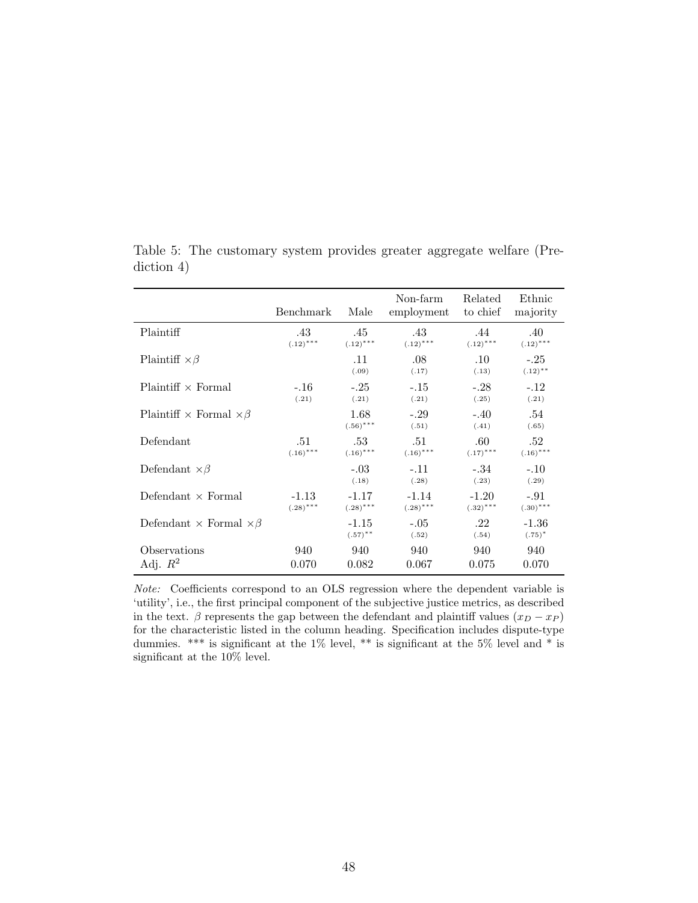Table 5: The customary system provides greater aggregate welfare (Prediction 4)

| | Benchmark | Male | Non-farm employment | Related to chief | Ethnic majority |
|---|---|---|---|---|---|
| Plaintiff | .43 (.12)*** | .45 (.12)*** | .43 (.12)*** | .44 (.12)*** | .40 (.12)*** |
| Plaintiff $\times \beta$ | | .11 (.09) | .08 (.17) | .10 (.13) | -.25 (.12)** |
| Plaintiff $\times$ Formal | -.16 (.21) | -.25 (.21) | -.15 (.21) | -.28 (.25) | -.12 (.21) |
| Plaintiff $\times$ Formal $\times \beta$ | | 1.68 (.56)*** | -.29 (.51) | -.40 (.41) | .54 (.65) |
| Defendant | .51 (.16)*** | .53 (.16)*** | .51 (.16)*** | .60 (.17)*** | .52 (.16)*** |
| Defendant $\times \beta$ | | -.03 (.18) | -.11 (.28) | -.34 (.23) | -.10 (.29) |
| Defendant $\times$ Formal | -1.13 (.28)*** | -1.17 (.28)*** | -1.14 (.28)*** | -1.20 (.32)*** | -.91 (.30)*** |
| Defendant $\times$ Formal $\times \beta$ | | -1.15 (.57)** | -.05 (.52) | .22 (.54) | -1.36 (.75)* |
| Observations | 940 | 940 | 940 | 940 | 940 |
| Adj. $R^2$ | 0.070 | 0.082 | 0.067 | 0.075 | 0.070 |

*Note:* Coefficients correspond to an OLS regression where the dependent variable is 'utility', i.e., the first principal component of the subjective justice metrics, as described in the text. $\beta$ represents the gap between the defendant and plaintiff values $(x_D - x_P)$ for the characteristic listed in the column heading. Specification includes dispute-type dummies. *** is significant at the 1% level, ** is significant at the 5% level and * is significant at the 10% level.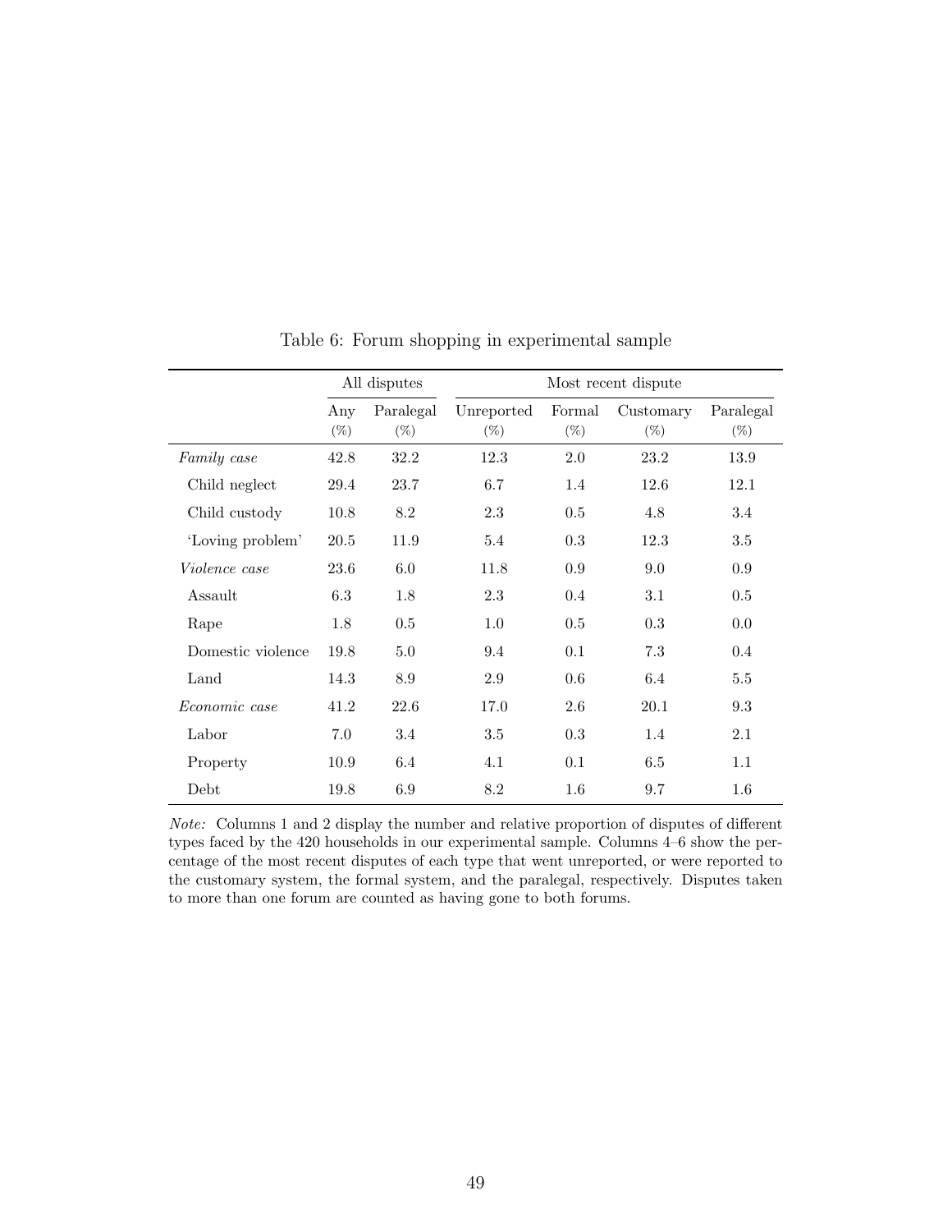Table 6: Forum shopping in experimental sample

| | All disputes | | Most recent dispute | | | |
|---|---|---|---|---|---|---|
| | Any (%) | Paralegal (%) | Unreported (%) | Formal (%) | Customary (%) | Paralegal (%) |
| *Family case* | 42.8 | 32.2 | 12.3 | 2.0 | 23.2 | 13.9 |
| Child neglect | 29.4 | 23.7 | 6.7 | 1.4 | 12.6 | 12.1 |
| Child custody | 10.8 | 8.2 | 2.3 | 0.5 | 4.8 | 3.4 |
| 'Loving problem' | 20.5 | 11.9 | 5.4 | 0.3 | 12.3 | 3.5 |
| *Violence case* | 23.6 | 6.0 | 11.8 | 0.9 | 9.0 | 0.9 |
| Assault | 6.3 | 1.8 | 2.3 | 0.4 | 3.1 | 0.5 |
| Rape | 1.8 | 0.5 | 1.0 | 0.5 | 0.3 | 0.0 |
| Domestic violence | 19.8 | 5.0 | 9.4 | 0.1 | 7.3 | 0.4 |
| Land | 14.3 | 8.9 | 2.9 | 0.6 | 6.4 | 5.5 |
| *Economic case* | 41.2 | 22.6 | 17.0 | 2.6 | 20.1 | 9.3 |
| Labor | 7.0 | 3.4 | 3.5 | 0.3 | 1.4 | 2.1 |
| Property | 10.9 | 6.4 | 4.1 | 0.1 | 6.5 | 1.1 |
| Debt | 19.8 | 6.9 | 8.2 | 1.6 | 9.7 | 1.6 |

*Note:* Columns 1 and 2 display the number and relative proportion of disputes of different types faced by the 420 households in our experimental sample. Columns 4–6 show the percentage of the most recent disputes of each type that went unreported, or were reported to the customary system, the formal system, and the paralegal, respectively. Disputes taken to more than one forum are counted as having gone to both forums.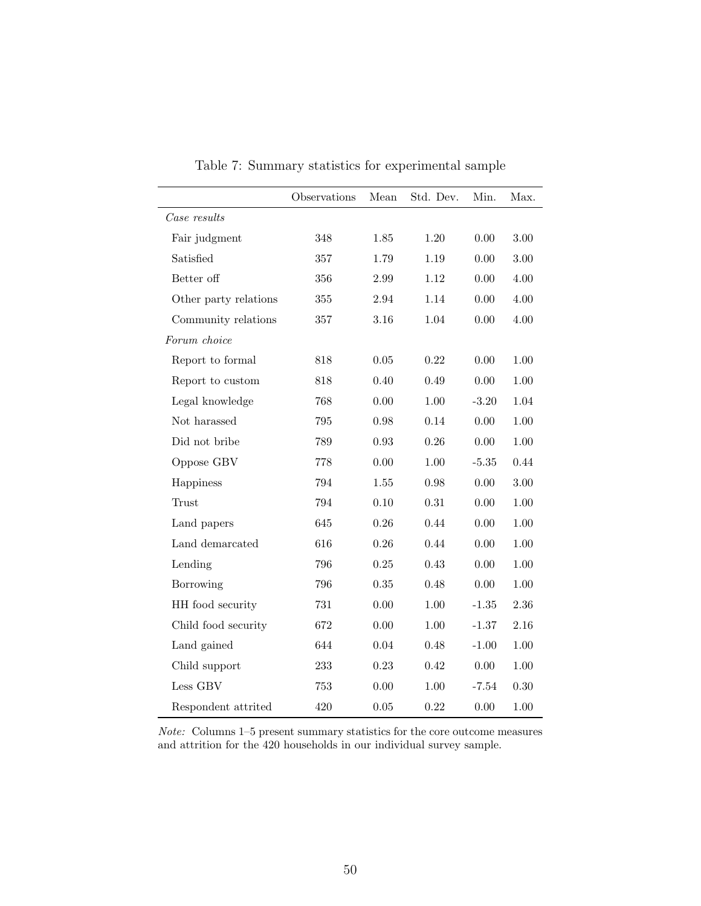Table 7: Summary statistics for experimental sample

| | Observations | Mean | Std. Dev. | Min. | Max. |
|---|---|---|---|---|---|
| *Case results* | | | | | |
| Fair judgment | 348 | 1.85 | 1.20 | 0.00 | 3.00 |
| Satisfied | 357 | 1.79 | 1.19 | 0.00 | 3.00 |
| Better off | 356 | 2.99 | 1.12 | 0.00 | 4.00 |
| Other party relations | 355 | 2.94 | 1.14 | 0.00 | 4.00 |
| Community relations | 357 | 3.16 | 1.04 | 0.00 | 4.00 |
| *Forum choice* | | | | | |
| Report to formal | 818 | 0.05 | 0.22 | 0.00 | 1.00 |
| Report to custom | 818 | 0.40 | 0.49 | 0.00 | 1.00 |
| Legal knowledge | 768 | 0.00 | 1.00 | -3.20 | 1.04 |
| Not harassed | 795 | 0.98 | 0.14 | 0.00 | 1.00 |
| Did not bribe | 789 | 0.93 | 0.26 | 0.00 | 1.00 |
| Oppose GBV | 778 | 0.00 | 1.00 | -5.35 | 0.44 |
| Happiness | 794 | 1.55 | 0.98 | 0.00 | 3.00 |
| Trust | 794 | 0.10 | 0.31 | 0.00 | 1.00 |
| Land papers | 645 | 0.26 | 0.44 | 0.00 | 1.00 |
| Land demarcated | 616 | 0.26 | 0.44 | 0.00 | 1.00 |
| Lending | 796 | 0.25 | 0.43 | 0.00 | 1.00 |
| Borrowing | 796 | 0.35 | 0.48 | 0.00 | 1.00 |
| HH food security | 731 | 0.00 | 1.00 | -1.35 | 2.36 |
| Child food security | 672 | 0.00 | 1.00 | -1.37 | 2.16 |
| Land gained | 644 | 0.04 | 0.48 | -1.00 | 1.00 |
| Child support | 233 | 0.23 | 0.42 | 0.00 | 1.00 |
| Less GBV | 753 | 0.00 | 1.00 | -7.54 | 0.30 |
| Respondent attrited | 420 | 0.05 | 0.22 | 0.00 | 1.00 |

*Note:* Columns 1–5 present summary statistics for the core outcome measures and attrition for the 420 households in our individual survey sample.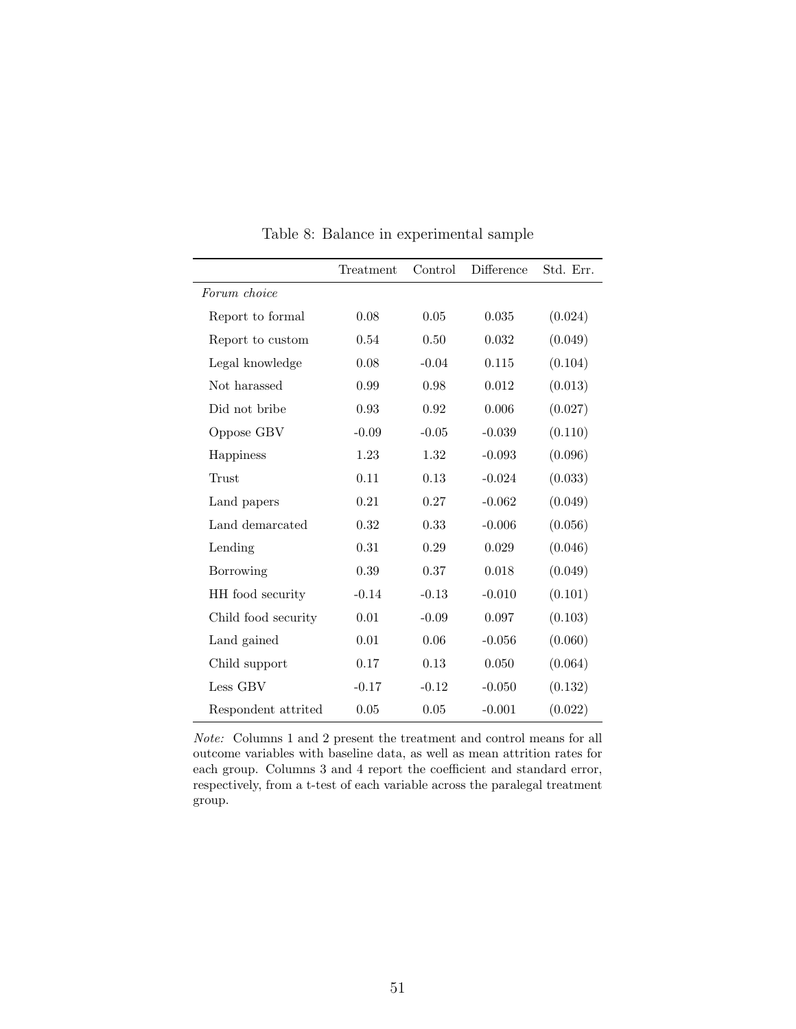Table 8: Balance in experimental sample

| | Treatment | Control | Difference | Std. Err. |
|---|---|---|---|---|
| *Forum choice* | | | | |
| Report to formal | 0.08 | 0.05 | 0.035 | (0.024) |
| Report to custom | 0.54 | 0.50 | 0.032 | (0.049) |
| Legal knowledge | 0.08 | -0.04 | 0.115 | (0.104) |
| Not harassed | 0.99 | 0.98 | 0.012 | (0.013) |
| Did not bribe | 0.93 | 0.92 | 0.006 | (0.027) |
| Oppose GBV | -0.09 | -0.05 | -0.039 | (0.110) |
| Happiness | 1.23 | 1.32 | -0.093 | (0.096) |
| Trust | 0.11 | 0.13 | -0.024 | (0.033) |
| Land papers | 0.21 | 0.27 | -0.062 | (0.049) |
| Land demarcated | 0.32 | 0.33 | -0.006 | (0.056) |
| Lending | 0.31 | 0.29 | 0.029 | (0.046) |
| Borrowing | 0.39 | 0.37 | 0.018 | (0.049) |
| HH food security | -0.14 | -0.13 | -0.010 | (0.101) |
| Child food security | 0.01 | -0.09 | 0.097 | (0.103) |
| Land gained | 0.01 | 0.06 | -0.056 | (0.060) |
| Child support | 0.17 | 0.13 | 0.050 | (0.064) |
| Less GBV | -0.17 | -0.12 | -0.050 | (0.132) |
| Respondent attrited | 0.05 | 0.05 | -0.001 | (0.022) |

*Note:* Columns 1 and 2 present the treatment and control means for all outcome variables with baseline data, as well as mean attrition rates for each group. Columns 3 and 4 report the coefficient and standard error, respectively, from a t-test of each variable across the paralegal treatment group.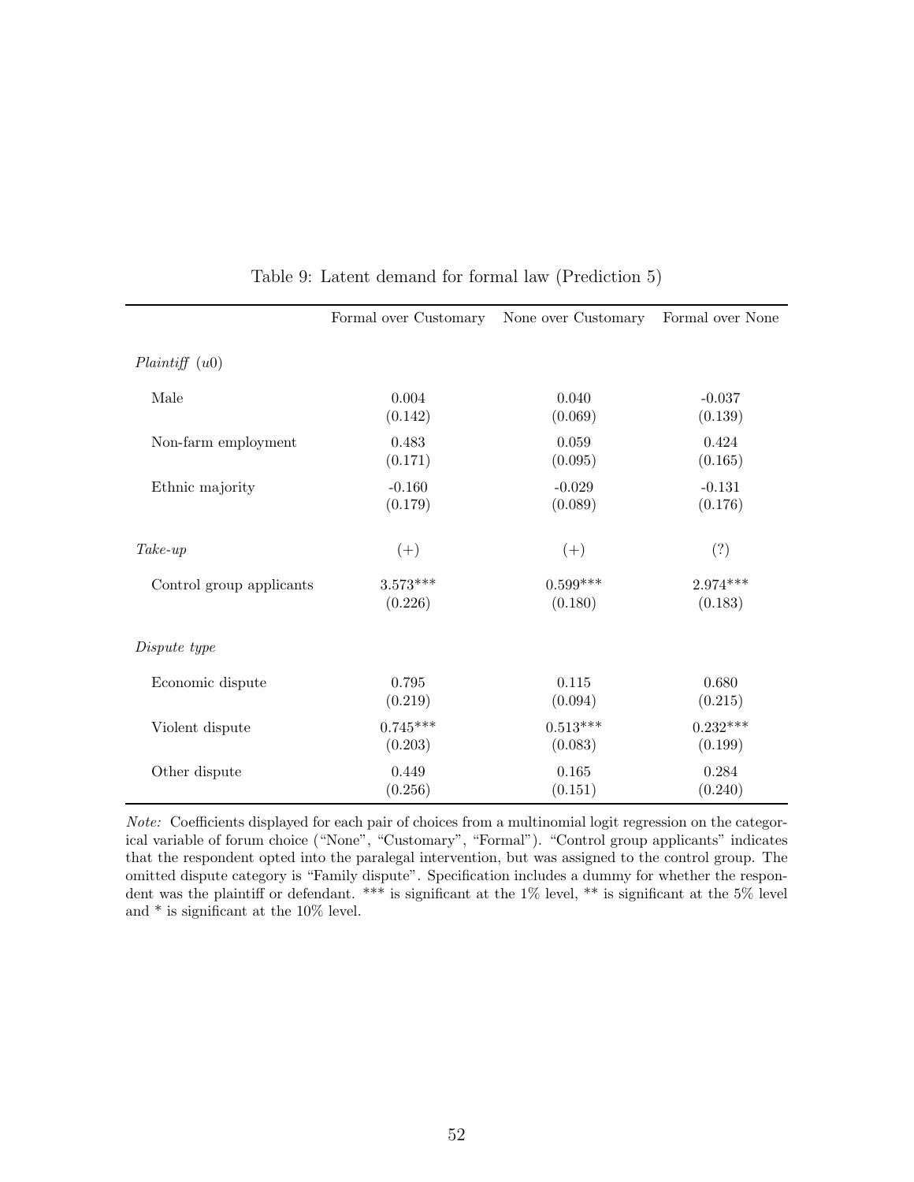Table 9: Latent demand for formal law (Prediction 5)

| | Formal over Customary | None over Customary | Formal over None |
|---|---|---|---|
| *Plaintiff* ($u0$) | | | |
| Male | 0.004 | 0.040 | -0.037 |
| | (0.142) | (0.069) | (0.139) |
| Non-farm employment | 0.483 | 0.059 | 0.424 |
| | (0.171) | (0.095) | (0.165) |
| Ethnic majority | -0.160 | -0.029 | -0.131 |
| | (0.179) | (0.089) | (0.176) |
| *Take-up* | (+) | (+) | (?) |
| Control group applicants | 3.573*** | 0.599*** | 2.974*** |
| | (0.226) | (0.180) | (0.183) |
| *Dispute type* | | | |
| Economic dispute | 0.795 | 0.115 | 0.680 |
| | (0.219) | (0.094) | (0.215) |
| Violent dispute | 0.745*** | 0.513*** | 0.232*** |
| | (0.203) | (0.083) | (0.199) |
| Other dispute | 0.449 | 0.165 | 0.284 |
| | (0.256) | (0.151) | (0.240) |

*Note:* Coefficients displayed for each pair of choices from a multinomial logit regression on the categorical variable of forum choice ("None", "Customary", "Formal"). "Control group applicants" indicates that the respondent opted into the paralegal intervention, but was assigned to the control group. The omitted dispute category is "Family dispute". Specification includes a dummy for whether the respondent was the plaintiff or defendant. *** is significant at the 1% level, ** is significant at the 5% level and * is significant at the 10% level.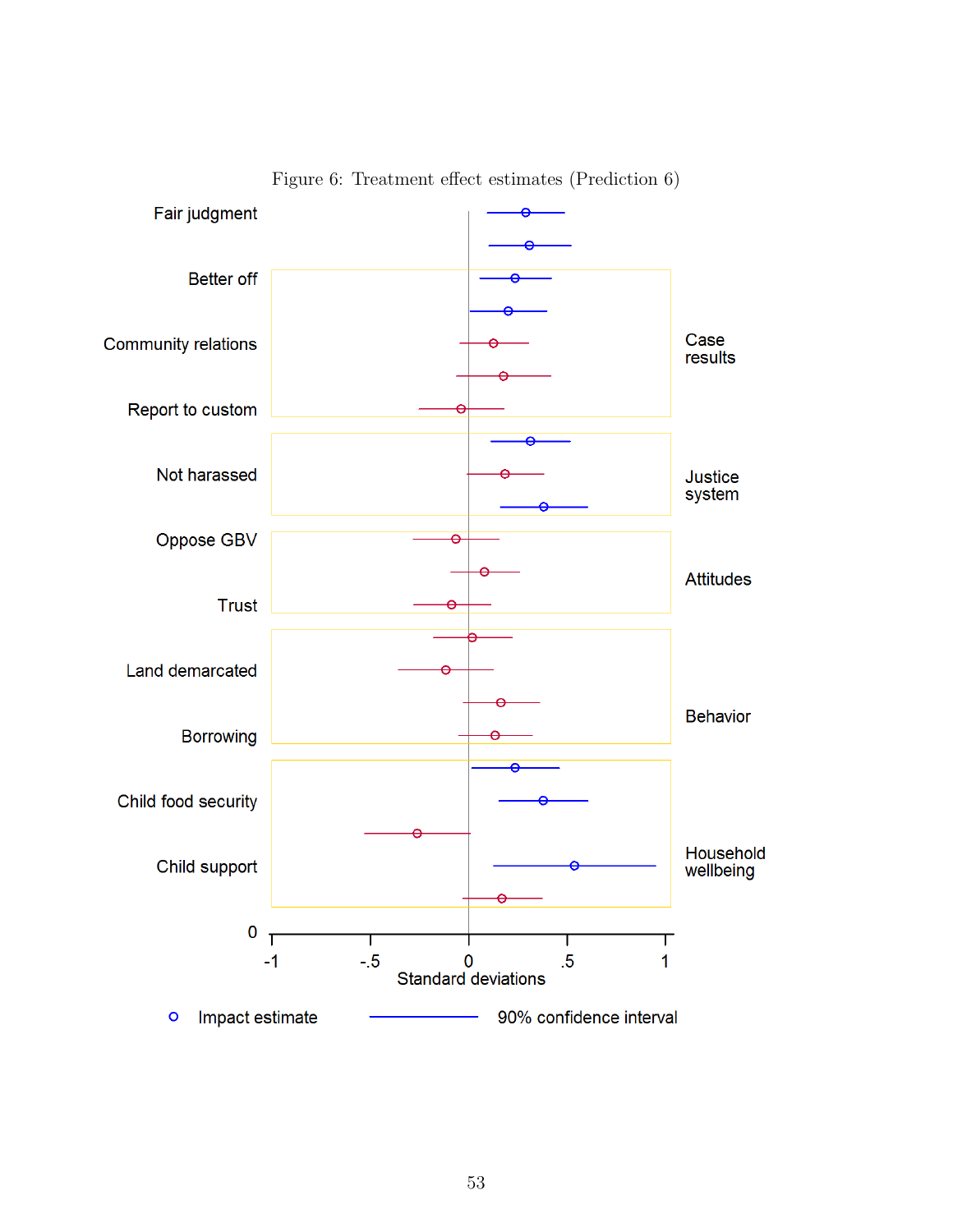Figure 6: Treatment effect estimates (Prediction 6)

Fair judgment

Better off

Community relations

Report to custom

Not harassed

Oppose GBV

Trust

Land demarcated

Borrowing

Child food security

Child support

0

Case results

Justice system

Attitudes

Behavior

Household wellbeing

-1 -.5 0 .5 1

Standard deviations

Impact estimate 90% confidence interval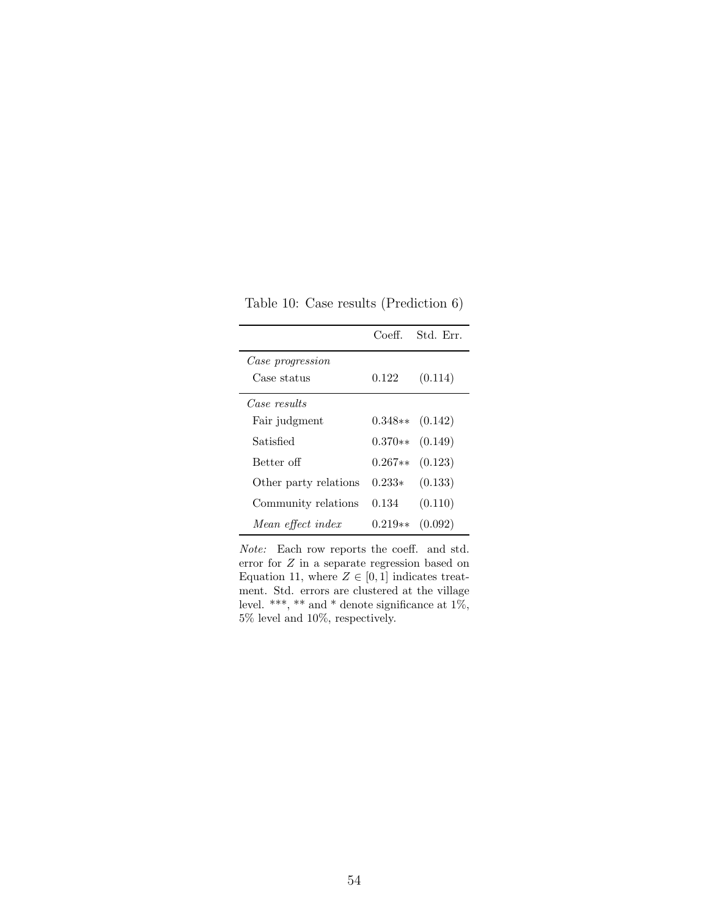Table 10: Case results (Prediction 6)

| | Coeff. | Std. Err. |
|---|---|---|
| *Case progression* | | |
| Case status | 0.122 | (0.114) |
| *Case results* | | |
| Fair judgment | 0.348** | (0.142) |
| Satisfied | 0.370** | (0.149) |
| Better off | 0.267** | (0.123) |
| Other party relations | 0.233* | (0.133) |
| Community relations | 0.134 | (0.110) |
| *Mean effect index* | 0.219** | (0.092) |

*Note:* Each row reports the coeff. and std. error for $Z$ in a separate regression based on Equation 11, where $Z \in [0, 1]$ indicates treatment. Std. errors are clustered at the village level. ***, ** and * denote significance at 1%, 5% level and 10%, respectively.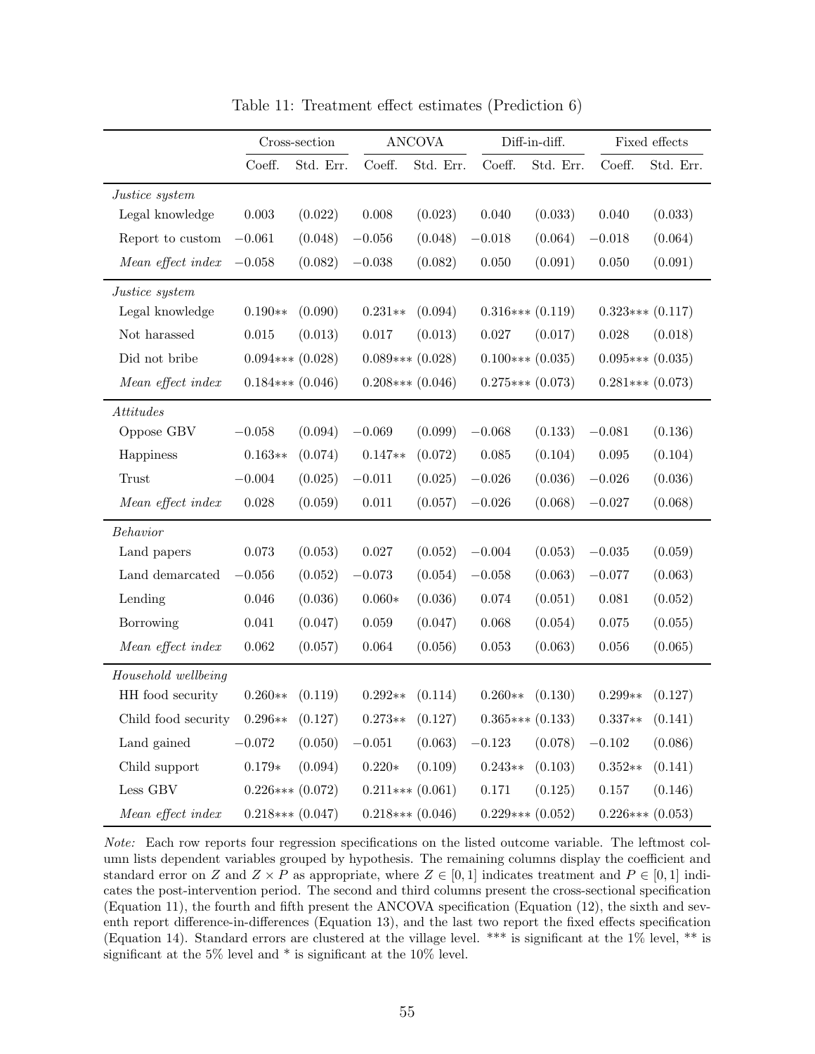Table 11: Treatment effect estimates (Prediction 6)

| | Cross-section | | ANCOVA | | Diff-in-diff. | | Fixed effects | |
|---|---|---|---|---|---|---|---|---|
| | Coeff. | Std. Err. | Coeff. | Std. Err. | Coeff. | Std. Err. | Coeff. | Std. Err. |
| *Justice system* | | | | | | | | |
| Legal knowledge | 0.003 | (0.022) | 0.008 | (0.023) | 0.040 | (0.033) | 0.040 | (0.033) |
| Report to custom | −0.061 | (0.048) | −0.056 | (0.048) | −0.018 | (0.064) | −0.018 | (0.064) |
| *Mean effect index* | −0.058 | (0.082) | −0.038 | (0.082) | 0.050 | (0.091) | 0.050 | (0.091) |
| *Justice system* | | | | | | | | |
| Legal knowledge | 0.190** | (0.090) | 0.231** | (0.094) | 0.316*** | (0.119) | 0.323*** | (0.117) |
| Not harassed | 0.015 | (0.013) | 0.017 | (0.013) | 0.027 | (0.017) | 0.028 | (0.018) |
| Did not bribe | 0.094*** | (0.028) | 0.089*** | (0.028) | 0.100*** | (0.035) | 0.095*** | (0.035) |
| *Mean effect index* | 0.184*** | (0.046) | 0.208*** | (0.046) | 0.275*** | (0.073) | 0.281*** | (0.073) |
| *Attitudes* | | | | | | | | |
| Oppose GBV | −0.058 | (0.094) | −0.069 | (0.099) | −0.068 | (0.133) | −0.081 | (0.136) |
| Happiness | 0.163** | (0.074) | 0.147** | (0.072) | 0.085 | (0.104) | 0.095 | (0.104) |
| Trust | −0.004 | (0.025) | −0.011 | (0.025) | −0.026 | (0.036) | −0.026 | (0.036) |
| *Mean effect index* | 0.028 | (0.059) | 0.011 | (0.057) | −0.026 | (0.068) | −0.027 | (0.068) |
| *Behavior* | | | | | | | | |
| Land papers | 0.073 | (0.053) | 0.027 | (0.052) | −0.004 | (0.053) | −0.035 | (0.059) |
| Land demarcated | −0.056 | (0.052) | −0.073 | (0.054) | −0.058 | (0.063) | −0.077 | (0.063) |
| Lending | 0.046 | (0.036) | 0.060* | (0.036) | 0.074 | (0.051) | 0.081 | (0.052) |
| Borrowing | 0.041 | (0.047) | 0.059 | (0.047) | 0.068 | (0.054) | 0.075 | (0.055) |
| *Mean effect index* | 0.062 | (0.057) | 0.064 | (0.056) | 0.053 | (0.063) | 0.056 | (0.065) |
| *Household wellbeing* | | | | | | | | |
| HH food security | 0.260** | (0.119) | 0.292** | (0.114) | 0.260** | (0.130) | 0.299** | (0.127) |
| Child food security | 0.296** | (0.127) | 0.273** | (0.127) | 0.365*** | (0.133) | 0.337** | (0.141) |
| Land gained | −0.072 | (0.050) | −0.051 | (0.063) | −0.123 | (0.078) | −0.102 | (0.086) |
| Child support | 0.179* | (0.094) | 0.220* | (0.109) | 0.243** | (0.103) | 0.352** | (0.141) |
| Less GBV | 0.226*** | (0.072) | 0.211*** | (0.061) | 0.171 | (0.125) | 0.157 | (0.146) |
| *Mean effect index* | 0.218*** | (0.047) | 0.218*** | (0.046) | 0.229*** | (0.052) | 0.226*** | (0.053) |

*Note:* Each row reports four regression specifications on the listed outcome variable. The leftmost column lists dependent variables grouped by hypothesis. The remaining columns display the coefficient and standard error on $Z$ and $Z \times P$ as appropriate, where $Z \in [0, 1]$ indicates treatment and $P \in [0, 1]$ indicates the post-intervention period. The second and third columns present the cross-sectional specification (Equation 11), the fourth and fifth present the ANCOVA specification (Equation (12), the sixth and seventh report difference-in-differences (Equation 13), and the last two report the fixed effects specification (Equation 14). Standard errors are clustered at the village level. *** is significant at the 1% level, ** is significant at the 5% level and * is significant at the 10% level.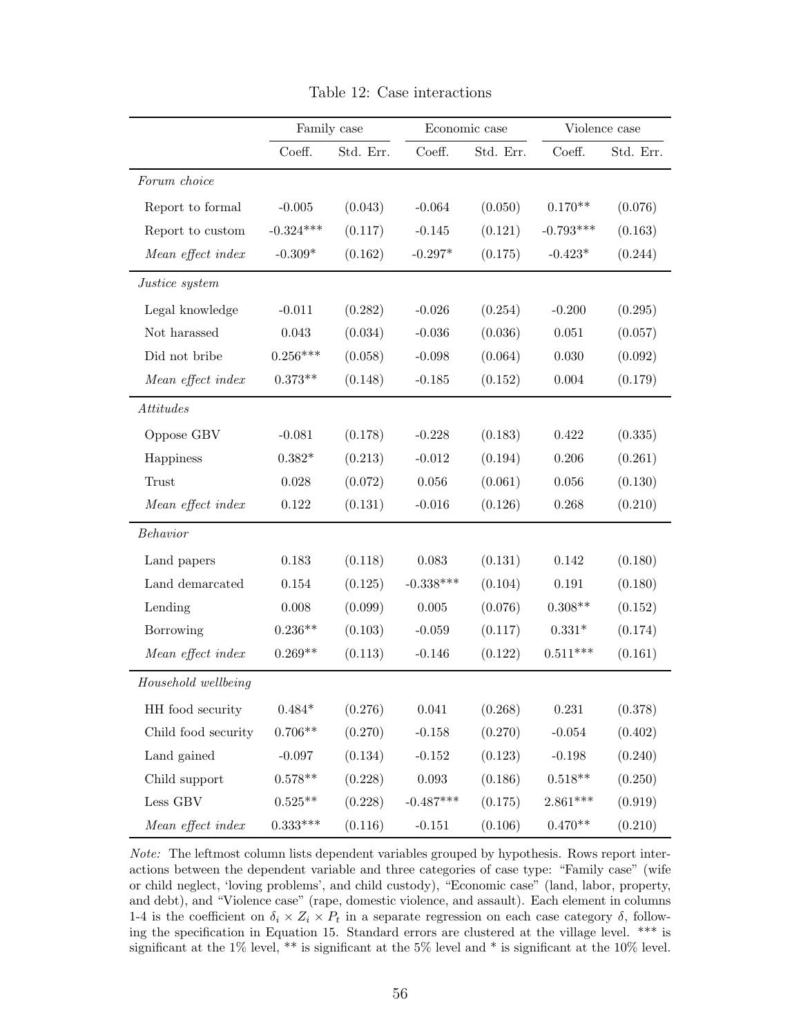Table 12: Case interactions

| | Family case | | Economic case | | Violence case | |
|---|---|---|---|---|---|---|
| | Coeff. | Std. Err. | Coeff. | Std. Err. | Coeff. | Std. Err. |
| *Forum choice* | | | | | | |
| Report to formal | -0.005 | (0.043) | -0.064 | (0.050) | 0.170** | (0.076) |
| Report to custom | -0.324*** | (0.117) | -0.145 | (0.121) | -0.793*** | (0.163) |
| *Mean effect index* | -0.309* | (0.162) | -0.297* | (0.175) | -0.423* | (0.244) |
| *Justice system* | | | | | | |
| Legal knowledge | -0.011 | (0.282) | -0.026 | (0.254) | -0.200 | (0.295) |
| Not harassed | 0.043 | (0.034) | -0.036 | (0.036) | 0.051 | (0.057) |
| Did not bribe | 0.256*** | (0.058) | -0.098 | (0.064) | 0.030 | (0.092) |
| *Mean effect index* | 0.373** | (0.148) | -0.185 | (0.152) | 0.004 | (0.179) |
| *Attitudes* | | | | | | |
| Oppose GBV | -0.081 | (0.178) | -0.228 | (0.183) | 0.422 | (0.335) |
| Happiness | 0.382* | (0.213) | -0.012 | (0.194) | 0.206 | (0.261) |
| Trust | 0.028 | (0.072) | 0.056 | (0.061) | 0.056 | (0.130) |
| *Mean effect index* | 0.122 | (0.131) | -0.016 | (0.126) | 0.268 | (0.210) |
| *Behavior* | | | | | | |
| Land papers | 0.183 | (0.118) | 0.083 | (0.131) | 0.142 | (0.180) |
| Land demarcated | 0.154 | (0.125) | -0.338*** | (0.104) | 0.191 | (0.180) |
| Lending | 0.008 | (0.099) | 0.005 | (0.076) | 0.308** | (0.152) |
| Borrowing | 0.236** | (0.103) | -0.059 | (0.117) | 0.331* | (0.174) |
| *Mean effect index* | 0.269** | (0.113) | -0.146 | (0.122) | 0.511*** | (0.161) |
| *Household wellbeing* | | | | | | |
| HH food security | 0.484* | (0.276) | 0.041 | (0.268) | 0.231 | (0.378) |
| Child food security | 0.706** | (0.270) | -0.158 | (0.270) | -0.054 | (0.402) |
| Land gained | -0.097 | (0.134) | -0.152 | (0.123) | -0.198 | (0.240) |
| Child support | 0.578** | (0.228) | 0.093 | (0.186) | 0.518** | (0.250) |
| Less GBV | 0.525** | (0.228) | -0.487*** | (0.175) | 2.861*** | (0.919) |
| *Mean effect index* | 0.333*** | (0.116) | -0.151 | (0.106) | 0.470** | (0.210) |

*Note:* The leftmost column lists dependent variables grouped by hypothesis. Rows report interactions between the dependent variable and three categories of case type: "Family case" (wife or child neglect, 'loving problems', and child custody), "Economic case" (land, labor, property, and debt), and "Violence case" (rape, domestic violence, and assault). Each element in columns 1-4 is the coefficient on $\delta_i \times Z_i \times P_t$ in a separate regression on each case category $\delta$, following the specification in Equation 15. Standard errors are clustered at the village level. *** is significant at the 1% level, ** is significant at the 5% level and * is significant at the 10% level.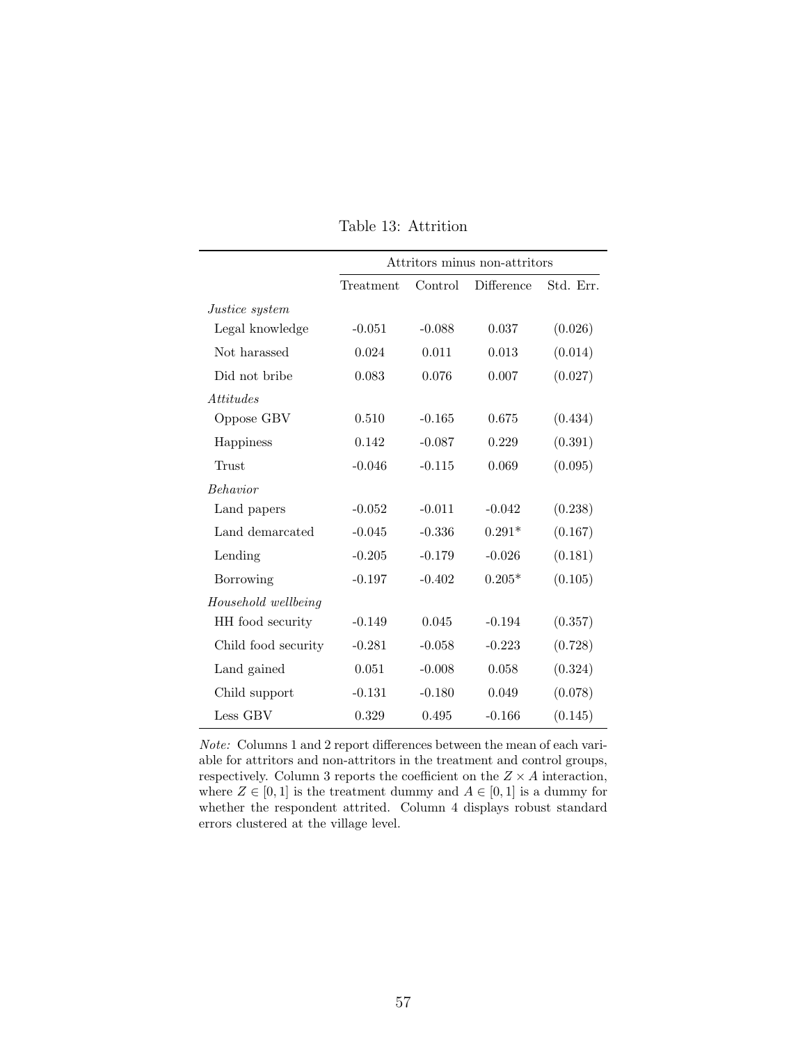Table 13: Attrition

| | Attritors minus non-attritors | | | |
|---|---|---|---|---|
| | Treatment | Control | Difference | Std. Err. |
| *Justice system* | | | | |
| Legal knowledge | -0.051 | -0.088 | 0.037 | (0.026) |
| Not harassed | 0.024 | 0.011 | 0.013 | (0.014) |
| Did not bribe | 0.083 | 0.076 | 0.007 | (0.027) |
| *Attitudes* | | | | |
| Oppose GBV | 0.510 | -0.165 | 0.675 | (0.434) |
| Happiness | 0.142 | -0.087 | 0.229 | (0.391) |
| Trust | -0.046 | -0.115 | 0.069 | (0.095) |
| *Behavior* | | | | |
| Land papers | -0.052 | -0.011 | -0.042 | (0.238) |
| Land demarcated | -0.045 | -0.336 | 0.291* | (0.167) |
| Lending | -0.205 | -0.179 | -0.026 | (0.181) |
| Borrowing | -0.197 | -0.402 | 0.205* | (0.105) |
| *Household wellbeing* | | | | |
| HH food security | -0.149 | 0.045 | -0.194 | (0.357) |
| Child food security | -0.281 | -0.058 | -0.223 | (0.728) |
| Land gained | 0.051 | -0.008 | 0.058 | (0.324) |
| Child support | -0.131 | -0.180 | 0.049 | (0.078) |
| Less GBV | 0.329 | 0.495 | -0.166 | (0.145) |

*Note:* Columns 1 and 2 report differences between the mean of each variable for attritors and non-attritors in the treatment and control groups, respectively. Column 3 reports the coefficient on the $Z \times A$ interaction, where $Z \in [0, 1]$ is the treatment dummy and $A \in [0, 1]$ is a dummy for whether the respondent attrited. Column 4 displays robust standard errors clustered at the village level.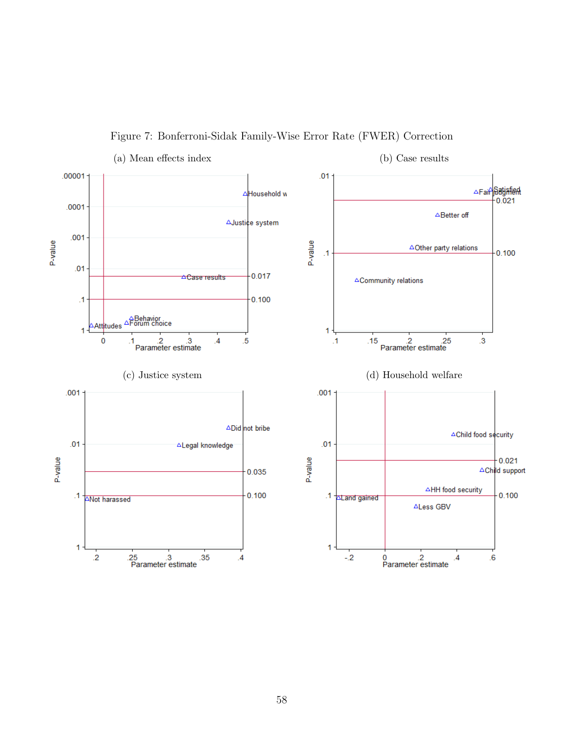Figure 7: Bonferroni-Sidak Family-Wise Error Rate (FWER) Correction

(a) Mean effects index

.00001
.0001
.001
.01
.1
1
P-value
Household w
Justice system
Case results
Behavior
Forum choice
Attitudes
0.017
0.100
0
.1
.2
.3
.4
.5
Parameter estimate

(b) Case results

.01
.1
1
P-value
Satisfied
Fair judgment
Better off
Other party relations
Community relations
0.021
0.100
.1
.15
.2
.25
.3
Parameter estimate

(c) Justice system

.001
.01
.1
1
P-value
Did not bribe
Legal knowledge
Not harassed
0.035
0.100
.2
.25
.3
.35
.4
Parameter estimate

(d) Household welfare

.001
.01
.1
1
P-value
Child food security
Child support
HH food security
Land gained
Less GBV
0.021
0.100
-.2
0
.2
.4
.6
Parameter estimate